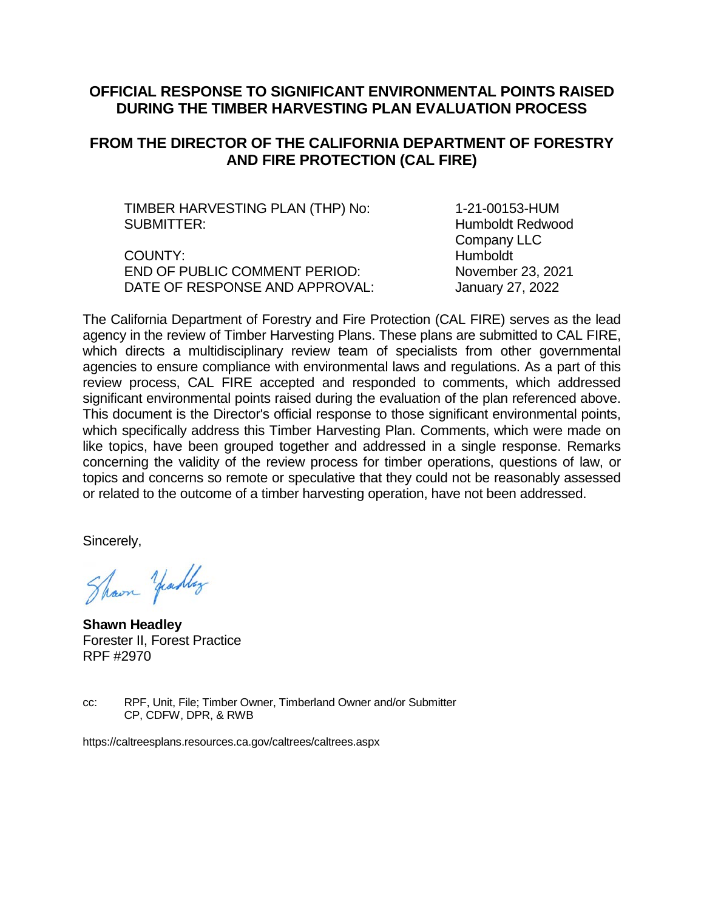# OFFICIAL RESPONSE TO SIGNIFICANT ENVIRONMENTAL POINTS RAISED DURING THE TIMBER HARVESTING PLAN EVALUATION PROCESS

## FROM THE DIRECTOR OF THE CALIFORNIA DEPARTMENT OF FORESTRY AND FIRE PROTECTION (CAL FIRE)

| | |
|---|---|
| TIMBER HARVESTING PLAN (THP) No: | 1-21-00153-HUM |
| SUBMITTER: | Humboldt Redwood Company LLC |
| COUNTY: | Humboldt |
| END OF PUBLIC COMMENT PERIOD: | November 23, 2021 |
| DATE OF RESPONSE AND APPROVAL: | January 27, 2022 |

The California Department of Forestry and Fire Protection (CAL FIRE) serves as the lead agency in the review of Timber Harvesting Plans. These plans are submitted to CAL FIRE, which directs a multidisciplinary review team of specialists from other governmental agencies to ensure compliance with environmental laws and regulations. As a part of this review process, CAL FIRE accepted and responded to comments, which addressed significant environmental points raised during the evaluation of the plan referenced above. This document is the Director's official response to those significant environmental points, which specifically address this Timber Harvesting Plan. Comments, which were made on like topics, have been grouped together and addressed in a single response. Remarks concerning the validity of the review process for timber operations, questions of law, or topics and concerns so remote or speculative that they could not be reasonably assessed or related to the outcome of a timber harvesting operation, have not been addressed.

Sincerely,

Shawn Headley

**Shawn Headley**
Forester II, Forest Practice
RPF #2970

cc: RPF, Unit, File; Timber Owner, Timberland Owner and/or Submitter
CP, CDFW, DPR, & RWB

https://caltreesplans.resources.ca.gov/caltrees/caltrees.aspx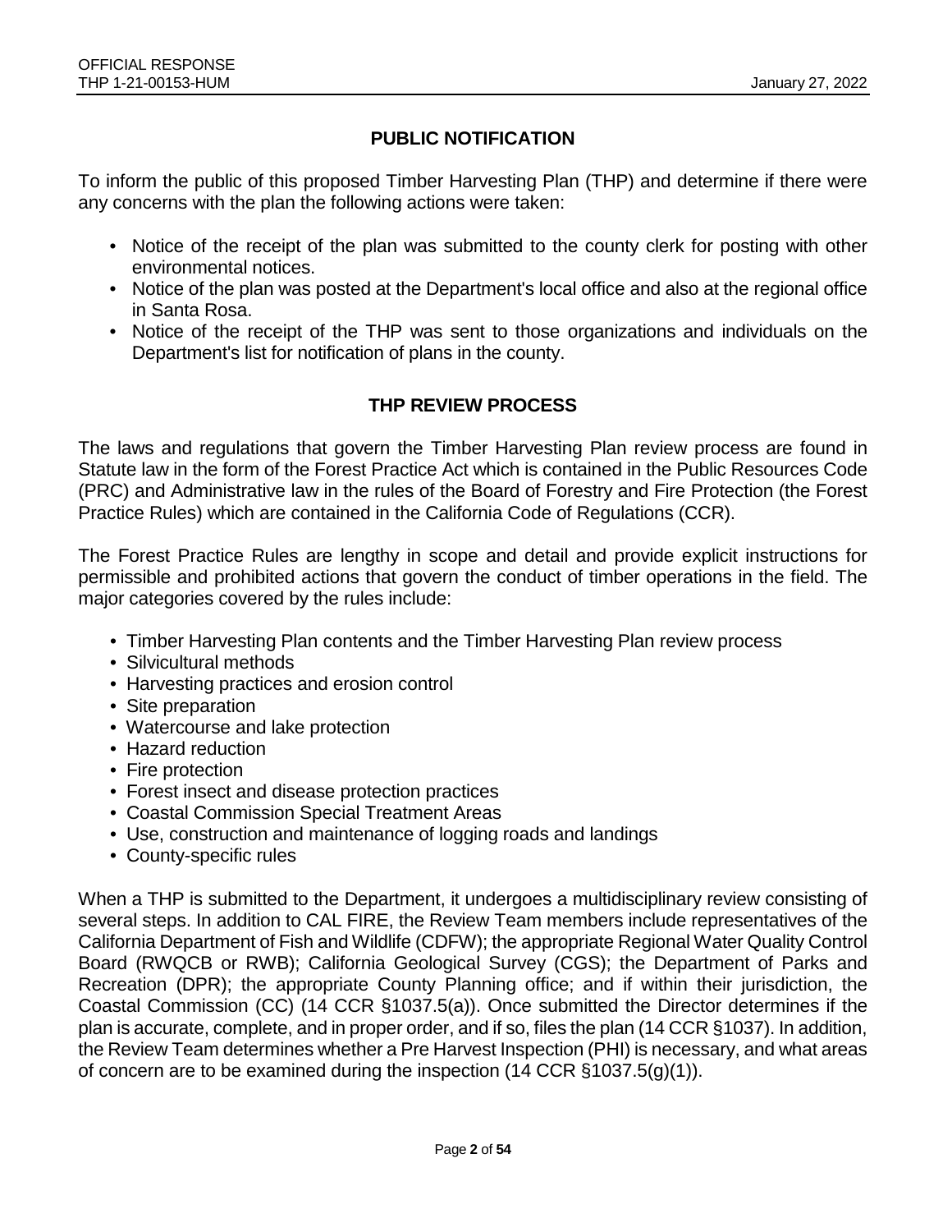## PUBLIC NOTIFICATION

To inform the public of this proposed Timber Harvesting Plan (THP) and determine if there were any concerns with the plan the following actions were taken:

- Notice of the receipt of the plan was submitted to the county clerk for posting with other environmental notices.
- Notice of the plan was posted at the Department's local office and also at the regional office in Santa Rosa.
- Notice of the receipt of the THP was sent to those organizations and individuals on the Department's list for notification of plans in the county.

## THP REVIEW PROCESS

The laws and regulations that govern the Timber Harvesting Plan review process are found in Statute law in the form of the Forest Practice Act which is contained in the Public Resources Code (PRC) and Administrative law in the rules of the Board of Forestry and Fire Protection (the Forest Practice Rules) which are contained in the California Code of Regulations (CCR).

The Forest Practice Rules are lengthy in scope and detail and provide explicit instructions for permissible and prohibited actions that govern the conduct of timber operations in the field. The major categories covered by the rules include:

- Timber Harvesting Plan contents and the Timber Harvesting Plan review process
- Silvicultural methods
- Harvesting practices and erosion control
- Site preparation
- Watercourse and lake protection
- Hazard reduction
- Fire protection
- Forest insect and disease protection practices
- Coastal Commission Special Treatment Areas
- Use, construction and maintenance of logging roads and landings
- County-specific rules

When a THP is submitted to the Department, it undergoes a multidisciplinary review consisting of several steps. In addition to CAL FIRE, the Review Team members include representatives of the California Department of Fish and Wildlife (CDFW); the appropriate Regional Water Quality Control Board (RWQCB or RWB); California Geological Survey (CGS); the Department of Parks and Recreation (DPR); the appropriate County Planning office; and if within their jurisdiction, the Coastal Commission (CC) (14 CCR §1037.5(a)). Once submitted the Director determines if the plan is accurate, complete, and in proper order, and if so, files the plan (14 CCR §1037). In addition, the Review Team determines whether a Pre Harvest Inspection (PHI) is necessary, and what areas of concern are to be examined during the inspection (14 CCR §1037.5(g)(1)).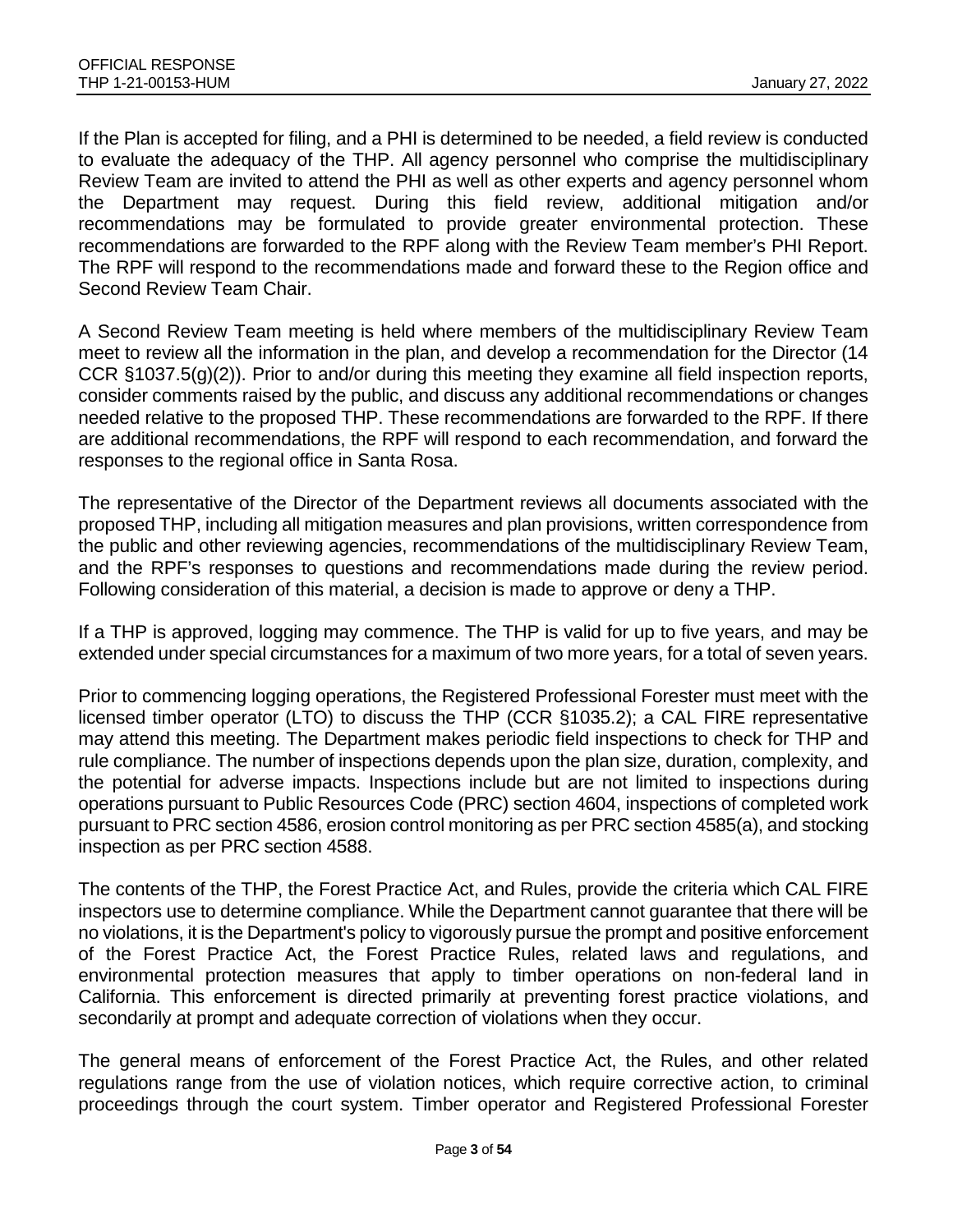If the Plan is accepted for filing, and a PHI is determined to be needed, a field review is conducted to evaluate the adequacy of the THP. All agency personnel who comprise the multidisciplinary Review Team are invited to attend the PHI as well as other experts and agency personnel whom the Department may request. During this field review, additional mitigation and/or recommendations may be formulated to provide greater environmental protection. These recommendations are forwarded to the RPF along with the Review Team member's PHI Report. The RPF will respond to the recommendations made and forward these to the Region office and Second Review Team Chair.

A Second Review Team meeting is held where members of the multidisciplinary Review Team meet to review all the information in the plan, and develop a recommendation for the Director (14 CCR §1037.5(g)(2)). Prior to and/or during this meeting they examine all field inspection reports, consider comments raised by the public, and discuss any additional recommendations or changes needed relative to the proposed THP. These recommendations are forwarded to the RPF. If there are additional recommendations, the RPF will respond to each recommendation, and forward the responses to the regional office in Santa Rosa.

The representative of the Director of the Department reviews all documents associated with the proposed THP, including all mitigation measures and plan provisions, written correspondence from the public and other reviewing agencies, recommendations of the multidisciplinary Review Team, and the RPF's responses to questions and recommendations made during the review period. Following consideration of this material, a decision is made to approve or deny a THP.

If a THP is approved, logging may commence. The THP is valid for up to five years, and may be extended under special circumstances for a maximum of two more years, for a total of seven years.

Prior to commencing logging operations, the Registered Professional Forester must meet with the licensed timber operator (LTO) to discuss the THP (CCR §1035.2); a CAL FIRE representative may attend this meeting. The Department makes periodic field inspections to check for THP and rule compliance. The number of inspections depends upon the plan size, duration, complexity, and the potential for adverse impacts. Inspections include but are not limited to inspections during operations pursuant to Public Resources Code (PRC) section 4604, inspections of completed work pursuant to PRC section 4586, erosion control monitoring as per PRC section 4585(a), and stocking inspection as per PRC section 4588.

The contents of the THP, the Forest Practice Act, and Rules, provide the criteria which CAL FIRE inspectors use to determine compliance. While the Department cannot guarantee that there will be no violations, it is the Department's policy to vigorously pursue the prompt and positive enforcement of the Forest Practice Act, the Forest Practice Rules, related laws and regulations, and environmental protection measures that apply to timber operations on non-federal land in California. This enforcement is directed primarily at preventing forest practice violations, and secondarily at prompt and adequate correction of violations when they occur.

The general means of enforcement of the Forest Practice Act, the Rules, and other related regulations range from the use of violation notices, which require corrective action, to criminal proceedings through the court system. Timber operator and Registered Professional Forester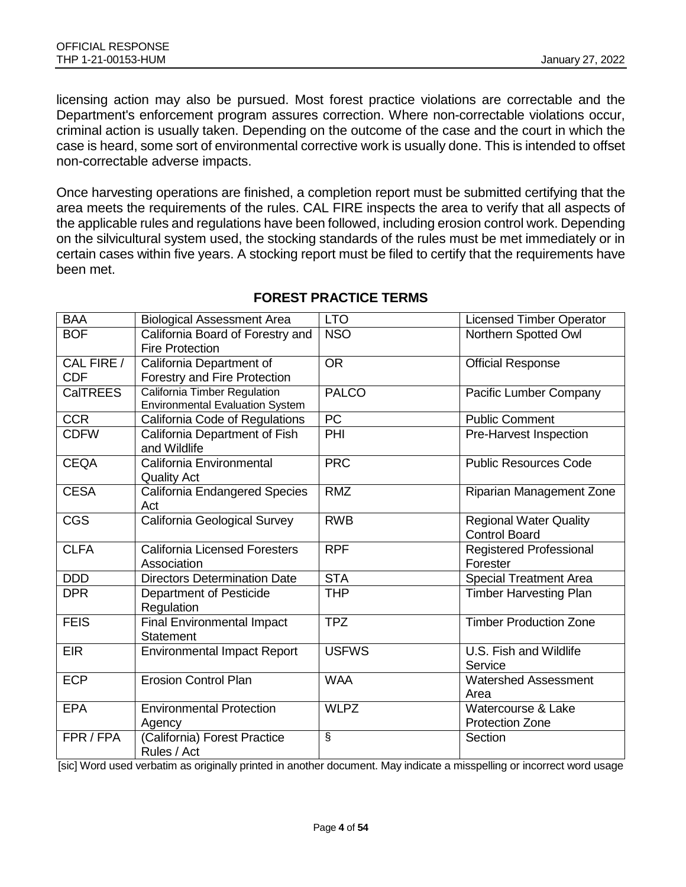licensing action may also be pursued. Most forest practice violations are correctable and the Department's enforcement program assures correction. Where non-correctable violations occur, criminal action is usually taken. Depending on the outcome of the case and the court in which the case is heard, some sort of environmental corrective work is usually done. This is intended to offset non-correctable adverse impacts.

Once harvesting operations are finished, a completion report must be submitted certifying that the area meets the requirements of the rules. CAL FIRE inspects the area to verify that all aspects of the applicable rules and regulations have been followed, including erosion control work. Depending on the silvicultural system used, the stocking standards of the rules must be met immediately or in certain cases within five years. A stocking report must be filed to certify that the requirements have been met.

## FOREST PRACTICE TERMS

| | | | |
|---|---|---|---|
| BAA | Biological Assessment Area | LTO | Licensed Timber Operator |
| BOF | California Board of Forestry and Fire Protection | NSO | Northern Spotted Owl |
| CAL FIRE / CDF | California Department of Forestry and Fire Protection | OR | Official Response |
| CalTREES | California Timber Regulation Environmental Evaluation System | PALCO | Pacific Lumber Company |
| CCR | California Code of Regulations | PC | Public Comment |
| CDFW | California Department of Fish and Wildlife | PHI | Pre-Harvest Inspection |
| CEQA | California Environmental Quality Act | PRC | Public Resources Code |
| CESA | California Endangered Species Act | RMZ | Riparian Management Zone |
| CGS | California Geological Survey | RWB | Regional Water Quality Control Board |
| CLFA | California Licensed Foresters Association | RPF | Registered Professional Forester |
| DDD | Directors Determination Date | STA | Special Treatment Area |
| DPR | Department of Pesticide Regulation | THP | Timber Harvesting Plan |
| FEIS | Final Environmental Impact Statement | TPZ | Timber Production Zone |
| EIR | Environmental Impact Report | USFWS | U.S. Fish and Wildlife Service |
| ECP | Erosion Control Plan | WAA | Watershed Assessment Area |
| EPA | Environmental Protection Agency | WLPZ | Watercourse & Lake Protection Zone |
| FPR / FPA | (California) Forest Practice Rules / Act | § | Section |

[sic] Word used verbatim as originally printed in another document. May indicate a misspelling or incorrect word usage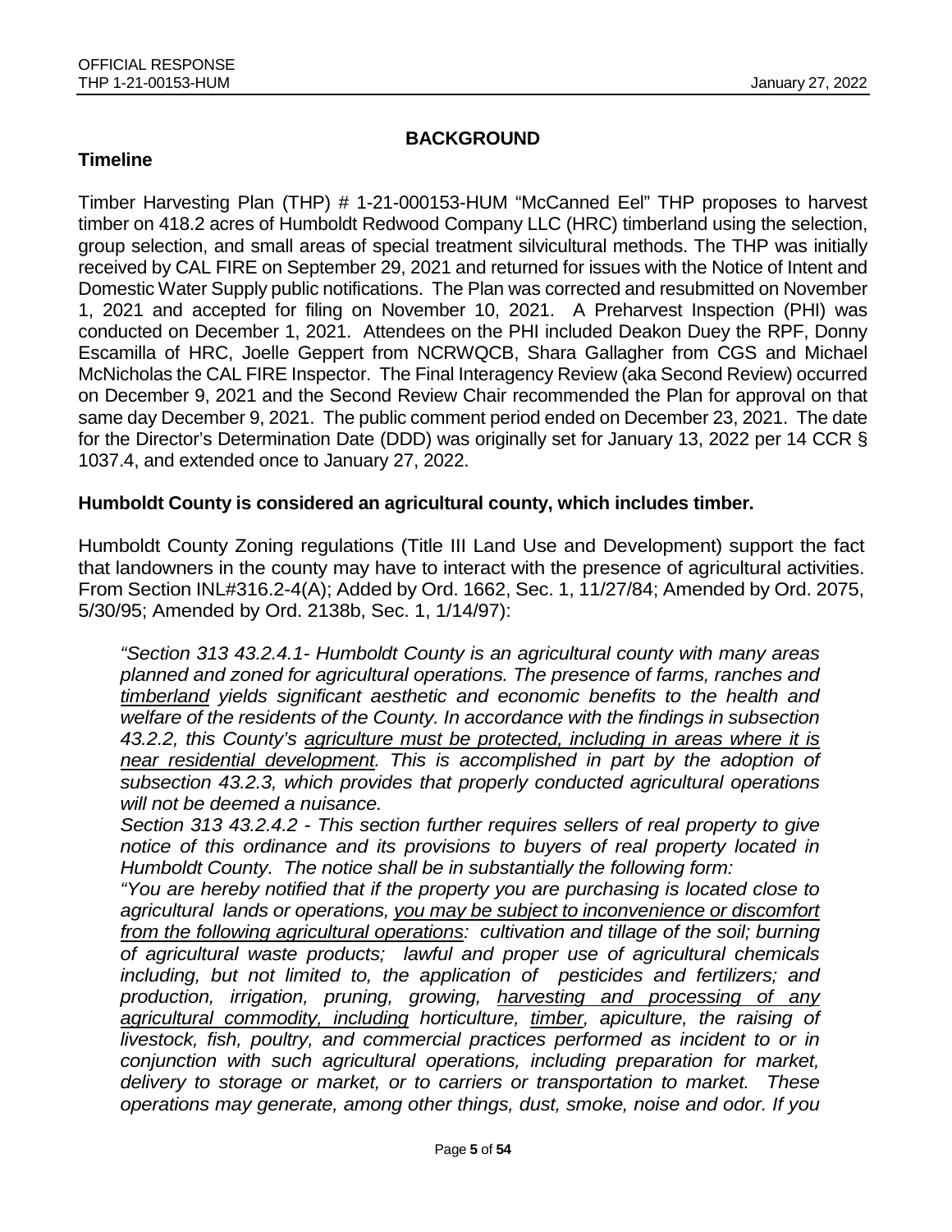## BACKGROUND

### Timeline

Timber Harvesting Plan (THP) # 1-21-000153-HUM "McCanned Eel" THP proposes to harvest timber on 418.2 acres of Humboldt Redwood Company LLC (HRC) timberland using the selection, group selection, and small areas of special treatment silvicultural methods. The THP was initially received by CAL FIRE on September 29, 2021 and returned for issues with the Notice of Intent and Domestic Water Supply public notifications. The Plan was corrected and resubmitted on November 1, 2021 and accepted for filing on November 10, 2021. A Preharvest Inspection (PHI) was conducted on December 1, 2021. Attendees on the PHI included Deakon Duey the RPF, Donny Escamilla of HRC, Joelle Geppert from NCRWQCB, Shara Gallagher from CGS and Michael McNicholas the CAL FIRE Inspector. The Final Interagency Review (aka Second Review) occurred on December 9, 2021 and the Second Review Chair recommended the Plan for approval on that same day December 9, 2021. The public comment period ended on December 23, 2021. The date for the Director's Determination Date (DDD) was originally set for January 13, 2022 per 14 CCR § 1037.4, and extended once to January 27, 2022.

### Humboldt County is considered an agricultural county, which includes timber.

Humboldt County Zoning regulations (Title III Land Use and Development) support the fact that landowners in the county may have to interact with the presence of agricultural activities. From Section INL#316.2-4(A); Added by Ord. 1662, Sec. 1, 11/27/84; Amended by Ord. 2075, 5/30/95; Amended by Ord. 2138b, Sec. 1, 1/14/97):

*"Section 313 43.2.4.1- Humboldt County is an agricultural county with many areas planned and zoned for agricultural operations. The presence of farms, ranches and <u>timberland</u> yields significant aesthetic and economic benefits to the health and welfare of the residents of the County. In accordance with the findings in subsection 43.2.2, this County's <u>agriculture must be protected, including in areas where it is near residential development</u>. This is accomplished in part by the adoption of subsection 43.2.3, which provides that properly conducted agricultural operations will not be deemed a nuisance.*

*Section 313 43.2.4.2 - This section further requires sellers of real property to give notice of this ordinance and its provisions to buyers of real property located in Humboldt County. The notice shall be in substantially the following form:*

*"You are hereby notified that if the property you are purchasing is located close to agricultural lands or operations, <u>you may be subject to inconvenience or discomfort from the following agricultural operations</u>: cultivation and tillage of the soil; burning of agricultural waste products; lawful and proper use of agricultural chemicals including, but not limited to, the application of pesticides and fertilizers; and production, irrigation, pruning, growing, <u>harvesting and processing of any agricultural commodity, including</u> horticulture, <u>timber</u>, apiculture, the raising of livestock, fish, poultry, and commercial practices performed as incident to or in conjunction with such agricultural operations, including preparation for market, delivery to storage or market, or to carriers or transportation to market. These operations may generate, among other things, dust, smoke, noise and odor. If you*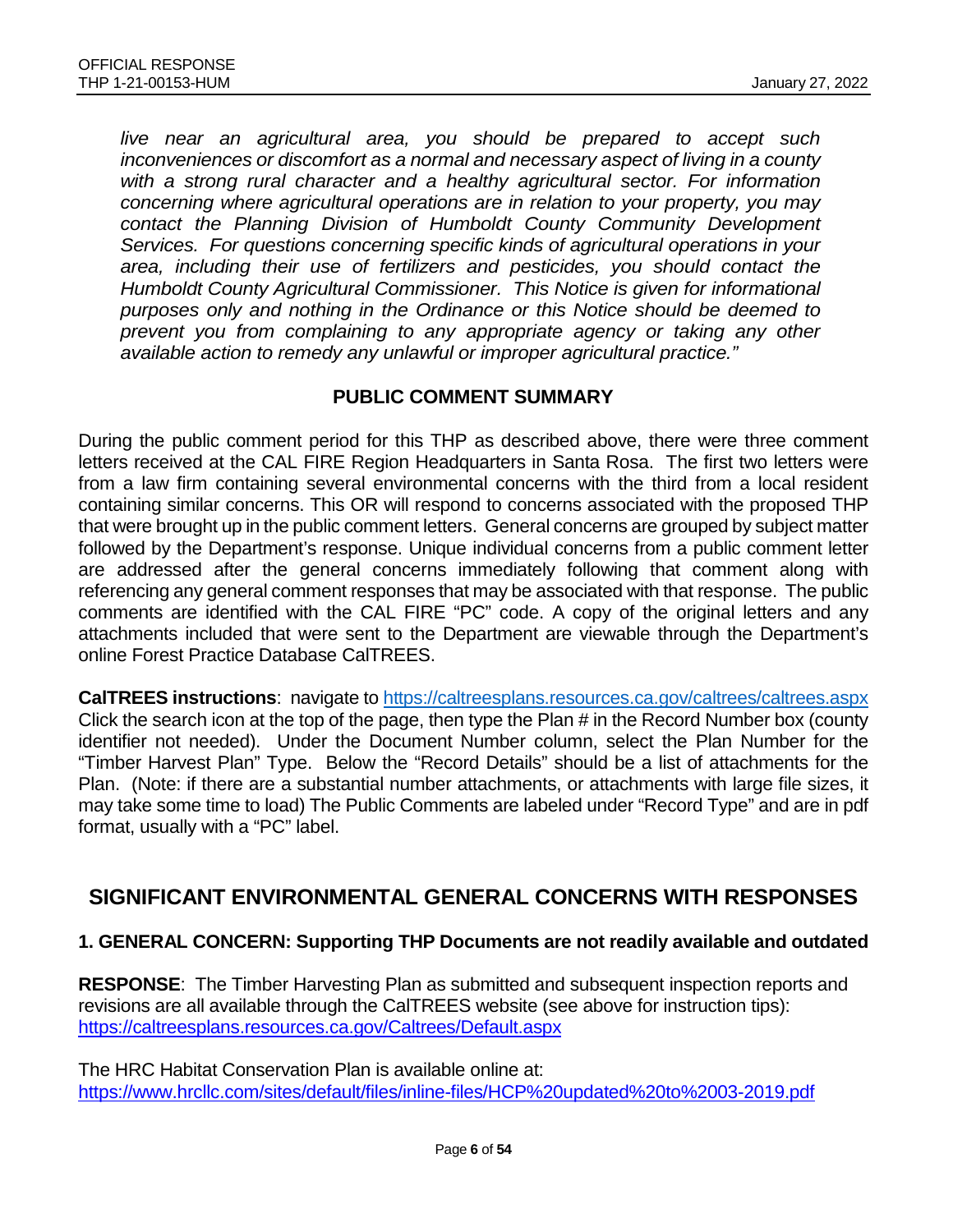*live near an agricultural area, you should be prepared to accept such inconveniences or discomfort as a normal and necessary aspect of living in a county with a strong rural character and a healthy agricultural sector. For information concerning where agricultural operations are in relation to your property, you may contact the Planning Division of Humboldt County Community Development Services. For questions concerning specific kinds of agricultural operations in your area, including their use of fertilizers and pesticides, you should contact the Humboldt County Agricultural Commissioner. This Notice is given for informational purposes only and nothing in the Ordinance or this Notice should be deemed to prevent you from complaining to any appropriate agency or taking any other available action to remedy any unlawful or improper agricultural practice."*

### PUBLIC COMMENT SUMMARY

During the public comment period for this THP as described above, there were three comment letters received at the CAL FIRE Region Headquarters in Santa Rosa. The first two letters were from a law firm containing several environmental concerns with the third from a local resident containing similar concerns. This OR will respond to concerns associated with the proposed THP that were brought up in the public comment letters. General concerns are grouped by subject matter followed by the Department's response. Unique individual concerns from a public comment letter are addressed after the general concerns immediately following that comment along with referencing any general comment responses that may be associated with that response. The public comments are identified with the CAL FIRE "PC" code. A copy of the original letters and any attachments included that were sent to the Department are viewable through the Department's online Forest Practice Database CalTREES.

**CalTREES instructions**: navigate to https://caltreesplans.resources.ca.gov/caltrees/caltrees.aspx Click the search icon at the top of the page, then type the Plan # in the Record Number box (county identifier not needed). Under the Document Number column, select the Plan Number for the "Timber Harvest Plan" Type. Below the "Record Details" should be a list of attachments for the Plan. (Note: if there are a substantial number attachments, or attachments with large file sizes, it may take some time to load) The Public Comments are labeled under "Record Type" and are in pdf format, usually with a "PC" label.

## SIGNIFICANT ENVIRONMENTAL GENERAL CONCERNS WITH RESPONSES

### 1. GENERAL CONCERN: Supporting THP Documents are not readily available and outdated

**RESPONSE**: The Timber Harvesting Plan as submitted and subsequent inspection reports and revisions are all available through the CalTREES website (see above for instruction tips): https://caltreesplans.resources.ca.gov/Caltrees/Default.aspx

The HRC Habitat Conservation Plan is available online at: https://www.hrcllc.com/sites/default/files/inline-files/HCP%20updated%20to%2003-2019.pdf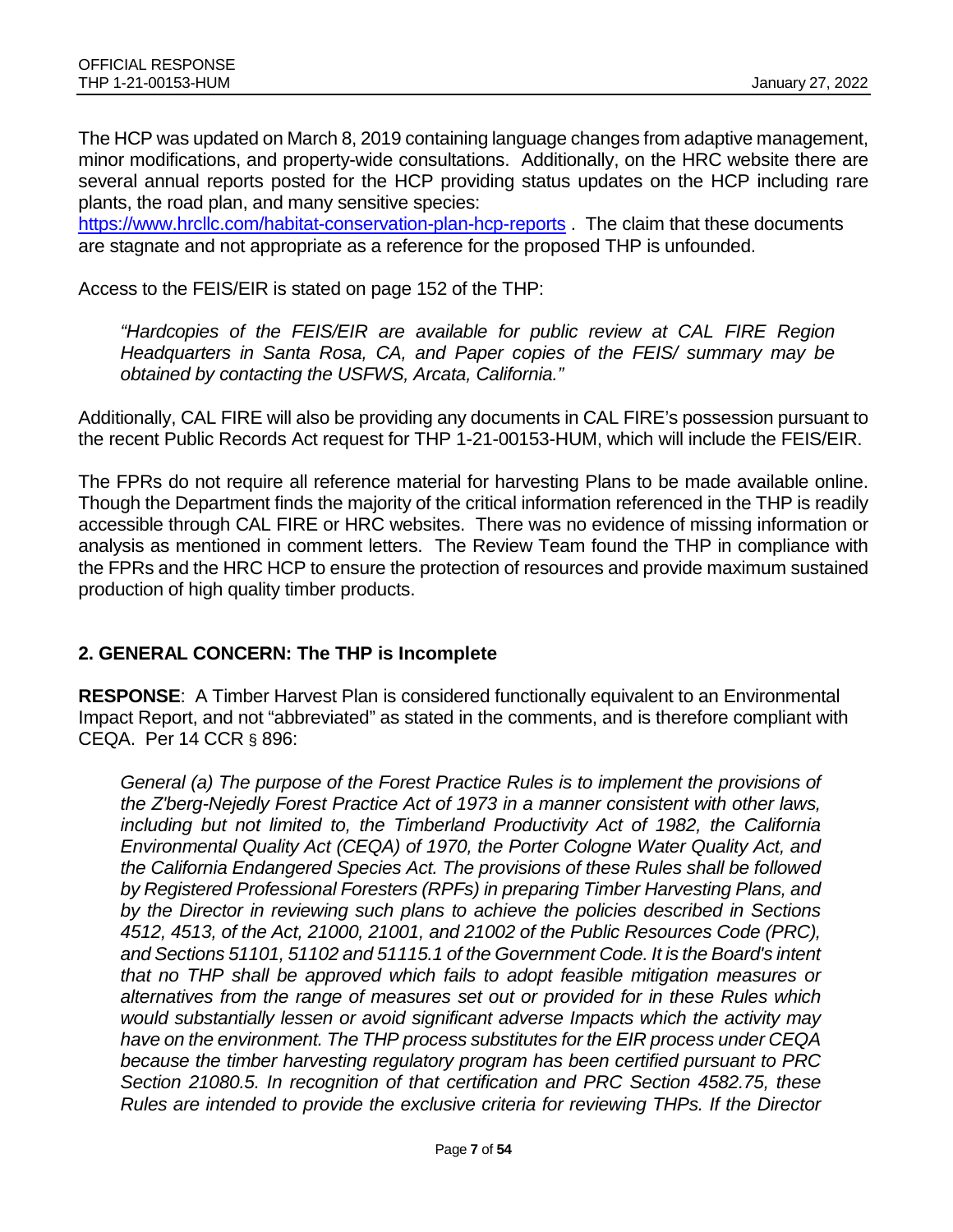The HCP was updated on March 8, 2019 containing language changes from adaptive management, minor modifications, and property-wide consultations. Additionally, on the HRC website there are several annual reports posted for the HCP providing status updates on the HCP including rare plants, the road plan, and many sensitive species: https://www.hrcllc.com/habitat-conservation-plan-hcp-reports . The claim that these documents are stagnate and not appropriate as a reference for the proposed THP is unfounded.

Access to the FEIS/EIR is stated on page 152 of the THP:

> *"Hardcopies of the FEIS/EIR are available for public review at CAL FIRE Region Headquarters in Santa Rosa, CA, and Paper copies of the FEIS/ summary may be obtained by contacting the USFWS, Arcata, California."*

Additionally, CAL FIRE will also be providing any documents in CAL FIRE's possession pursuant to the recent Public Records Act request for THP 1-21-00153-HUM, which will include the FEIS/EIR.

The FPRs do not require all reference material for harvesting Plans to be made available online. Though the Department finds the majority of the critical information referenced in the THP is readily accessible through CAL FIRE or HRC websites. There was no evidence of missing information or analysis as mentioned in comment letters. The Review Team found the THP in compliance with the FPRs and the HRC HCP to ensure the protection of resources and provide maximum sustained production of high quality timber products.

## 2. GENERAL CONCERN: The THP is Incomplete

**RESPONSE**: A Timber Harvest Plan is considered functionally equivalent to an Environmental Impact Report, and not "abbreviated" as stated in the comments, and is therefore compliant with CEQA. Per 14 CCR § 896:

> *General (a) The purpose of the Forest Practice Rules is to implement the provisions of the Z'berg-Nejedly Forest Practice Act of 1973 in a manner consistent with other laws, including but not limited to, the Timberland Productivity Act of 1982, the California Environmental Quality Act (CEQA) of 1970, the Porter Cologne Water Quality Act, and the California Endangered Species Act. The provisions of these Rules shall be followed by Registered Professional Foresters (RPFs) in preparing Timber Harvesting Plans, and by the Director in reviewing such plans to achieve the policies described in Sections 4512, 4513, of the Act, 21000, 21001, and 21002 of the Public Resources Code (PRC), and Sections 51101, 51102 and 51115.1 of the Government Code. It is the Board's intent that no THP shall be approved which fails to adopt feasible mitigation measures or alternatives from the range of measures set out or provided for in these Rules which would substantially lessen or avoid significant adverse Impacts which the activity may have on the environment. The THP process substitutes for the EIR process under CEQA because the timber harvesting regulatory program has been certified pursuant to PRC Section 21080.5. In recognition of that certification and PRC Section 4582.75, these Rules are intended to provide the exclusive criteria for reviewing THPs. If the Director*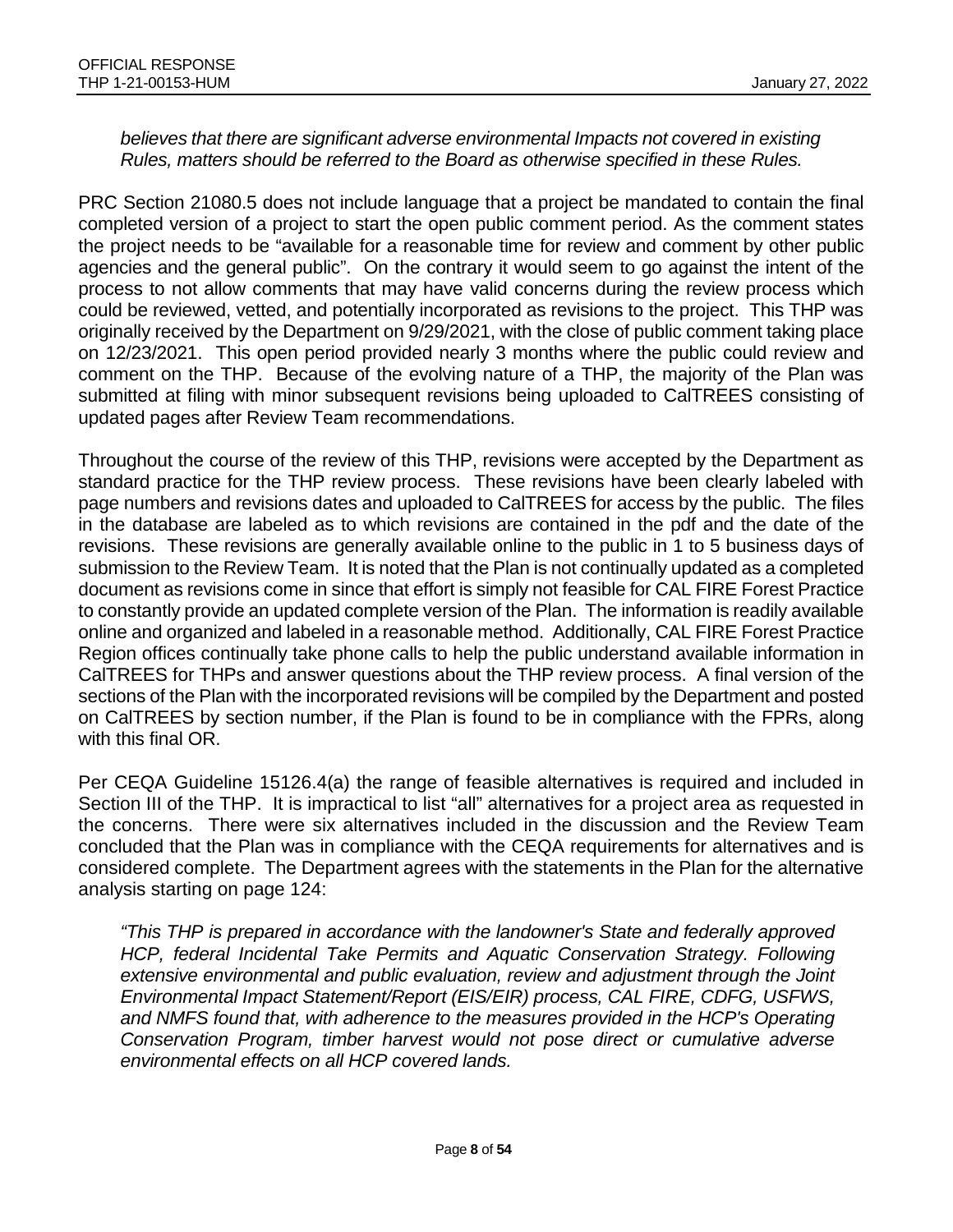*believes that there are significant adverse environmental Impacts not covered in existing Rules, matters should be referred to the Board as otherwise specified in these Rules.*

PRC Section 21080.5 does not include language that a project be mandated to contain the final completed version of a project to start the open public comment period. As the comment states the project needs to be "available for a reasonable time for review and comment by other public agencies and the general public". On the contrary it would seem to go against the intent of the process to not allow comments that may have valid concerns during the review process which could be reviewed, vetted, and potentially incorporated as revisions to the project. This THP was originally received by the Department on 9/29/2021, with the close of public comment taking place on 12/23/2021. This open period provided nearly 3 months where the public could review and comment on the THP. Because of the evolving nature of a THP, the majority of the Plan was submitted at filing with minor subsequent revisions being uploaded to CalTREES consisting of updated pages after Review Team recommendations.

Throughout the course of the review of this THP, revisions were accepted by the Department as standard practice for the THP review process. These revisions have been clearly labeled with page numbers and revisions dates and uploaded to CalTREES for access by the public. The files in the database are labeled as to which revisions are contained in the pdf and the date of the revisions. These revisions are generally available online to the public in 1 to 5 business days of submission to the Review Team. It is noted that the Plan is not continually updated as a completed document as revisions come in since that effort is simply not feasible for CAL FIRE Forest Practice to constantly provide an updated complete version of the Plan. The information is readily available online and organized and labeled in a reasonable method. Additionally, CAL FIRE Forest Practice Region offices continually take phone calls to help the public understand available information in CalTREES for THPs and answer questions about the THP review process. A final version of the sections of the Plan with the incorporated revisions will be compiled by the Department and posted on CalTREES by section number, if the Plan is found to be in compliance with the FPRs, along with this final OR.

Per CEQA Guideline 15126.4(a) the range of feasible alternatives is required and included in Section III of the THP. It is impractical to list "all" alternatives for a project area as requested in the concerns. There were six alternatives included in the discussion and the Review Team concluded that the Plan was in compliance with the CEQA requirements for alternatives and is considered complete. The Department agrees with the statements in the Plan for the alternative analysis starting on page 124:

*"This THP is prepared in accordance with the landowner's State and federally approved HCP, federal Incidental Take Permits and Aquatic Conservation Strategy. Following extensive environmental and public evaluation, review and adjustment through the Joint Environmental Impact Statement/Report (EIS/EIR) process, CAL FIRE, CDFG, USFWS, and NMFS found that, with adherence to the measures provided in the HCP's Operating Conservation Program, timber harvest would not pose direct or cumulative adverse environmental effects on all HCP covered lands.*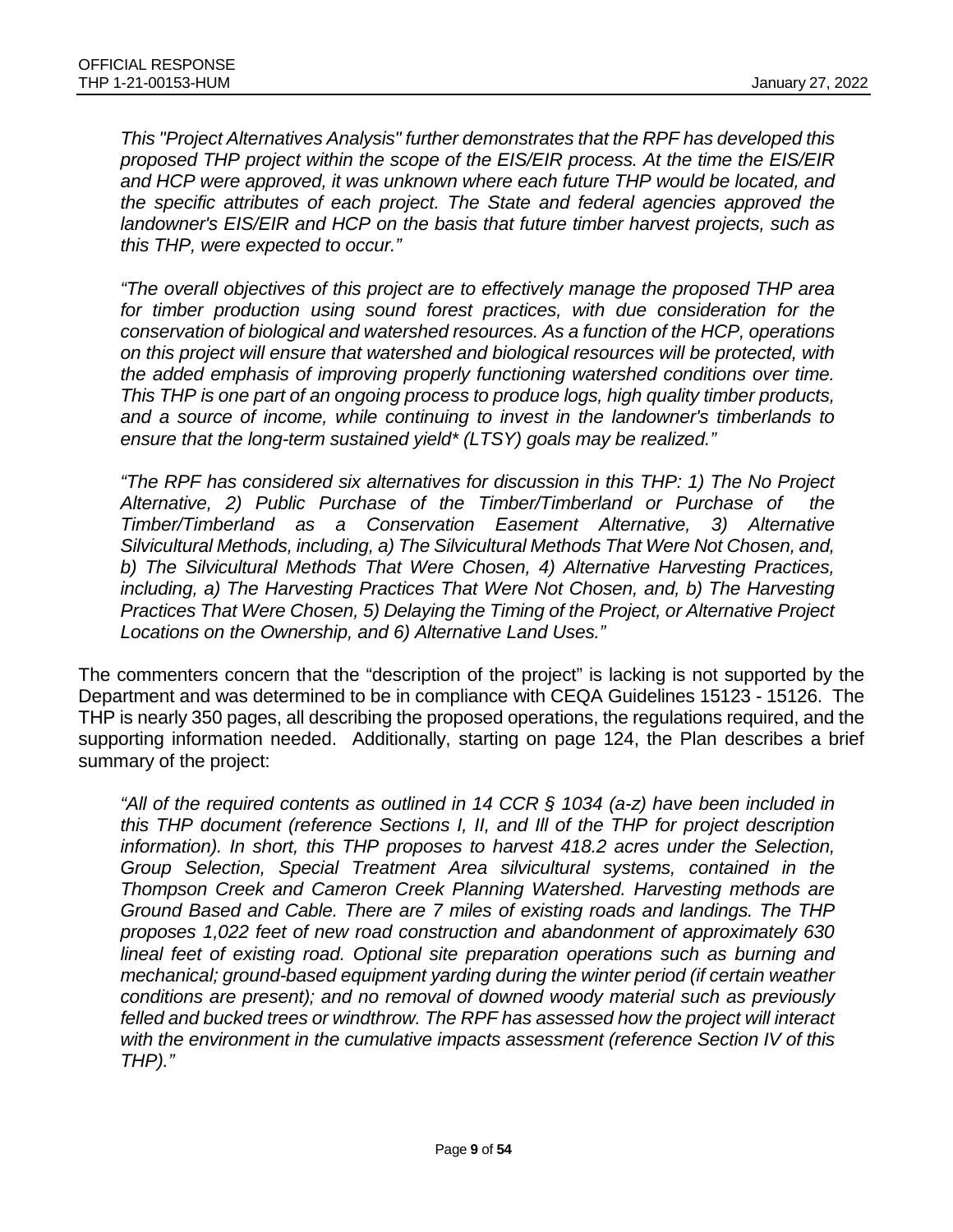*This "Project Alternatives Analysis" further demonstrates that the RPF has developed this proposed THP project within the scope of the EIS/EIR process. At the time the EIS/EIR and HCP were approved, it was unknown where each future THP would be located, and the specific attributes of each project. The State and federal agencies approved the landowner's EIS/EIR and HCP on the basis that future timber harvest projects, such as this THP, were expected to occur."*

*"The overall objectives of this project are to effectively manage the proposed THP area for timber production using sound forest practices, with due consideration for the conservation of biological and watershed resources. As a function of the HCP, operations on this project will ensure that watershed and biological resources will be protected, with the added emphasis of improving properly functioning watershed conditions over time. This THP is one part of an ongoing process to produce logs, high quality timber products, and a source of income, while continuing to invest in the landowner's timberlands to ensure that the long-term sustained yield* (LTSY) goals may be realized."*

*"The RPF has considered six alternatives for discussion in this THP: 1) The No Project Alternative, 2) Public Purchase of the Timber/Timberland or Purchase of the Timber/Timberland as a Conservation Easement Alternative, 3) Alternative Silvicultural Methods, including, a) The Silvicultural Methods That Were Not Chosen, and, b) The Silvicultural Methods That Were Chosen, 4) Alternative Harvesting Practices, including, a) The Harvesting Practices That Were Not Chosen, and, b) The Harvesting Practices That Were Chosen, 5) Delaying the Timing of the Project, or Alternative Project Locations on the Ownership, and 6) Alternative Land Uses."*

The commenters concern that the "description of the project" is lacking is not supported by the Department and was determined to be in compliance with CEQA Guidelines 15123 - 15126. The THP is nearly 350 pages, all describing the proposed operations, the regulations required, and the supporting information needed. Additionally, starting on page 124, the Plan describes a brief summary of the project:

*"All of the required contents as outlined in 14 CCR § 1034 (a-z) have been included in this THP document (reference Sections I, II, and Ill of the THP for project description information). In short, this THP proposes to harvest 418.2 acres under the Selection, Group Selection, Special Treatment Area silvicultural systems, contained in the Thompson Creek and Cameron Creek Planning Watershed. Harvesting methods are Ground Based and Cable. There are 7 miles of existing roads and landings. The THP proposes 1,022 feet of new road construction and abandonment of approximately 630 lineal feet of existing road. Optional site preparation operations such as burning and mechanical; ground-based equipment yarding during the winter period (if certain weather conditions are present); and no removal of downed woody material such as previously felled and bucked trees or windthrow. The RPF has assessed how the project will interact with the environment in the cumulative impacts assessment (reference Section IV of this THP)."*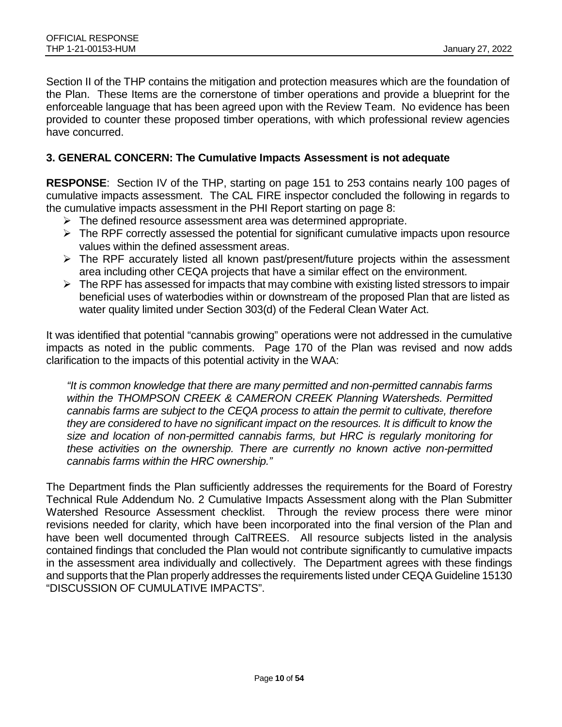Section II of the THP contains the mitigation and protection measures which are the foundation of the Plan. These Items are the cornerstone of timber operations and provide a blueprint for the enforceable language that has been agreed upon with the Review Team. No evidence has been provided to counter these proposed timber operations, with which professional review agencies have concurred.

### 3. GENERAL CONCERN: The Cumulative Impacts Assessment is not adequate

**RESPONSE**: Section IV of the THP, starting on page 151 to 253 contains nearly 100 pages of cumulative impacts assessment. The CAL FIRE inspector concluded the following in regards to the cumulative impacts assessment in the PHI Report starting on page 8:

- The defined resource assessment area was determined appropriate.
- The RPF correctly assessed the potential for significant cumulative impacts upon resource values within the defined assessment areas.
- The RPF accurately listed all known past/present/future projects within the assessment area including other CEQA projects that have a similar effect on the environment.
- The RPF has assessed for impacts that may combine with existing listed stressors to impair beneficial uses of waterbodies within or downstream of the proposed Plan that are listed as water quality limited under Section 303(d) of the Federal Clean Water Act.

It was identified that potential "cannabis growing" operations were not addressed in the cumulative impacts as noted in the public comments. Page 170 of the Plan was revised and now adds clarification to the impacts of this potential activity in the WAA:

> *"It is common knowledge that there are many permitted and non-permitted cannabis farms within the THOMPSON CREEK & CAMERON CREEK Planning Watersheds. Permitted cannabis farms are subject to the CEQA process to attain the permit to cultivate, therefore they are considered to have no significant impact on the resources. It is difficult to know the size and location of non-permitted cannabis farms, but HRC is regularly monitoring for these activities on the ownership. There are currently no known active non-permitted cannabis farms within the HRC ownership."*

The Department finds the Plan sufficiently addresses the requirements for the Board of Forestry Technical Rule Addendum No. 2 Cumulative Impacts Assessment along with the Plan Submitter Watershed Resource Assessment checklist. Through the review process there were minor revisions needed for clarity, which have been incorporated into the final version of the Plan and have been well documented through CalTREES. All resource subjects listed in the analysis contained findings that concluded the Plan would not contribute significantly to cumulative impacts in the assessment area individually and collectively. The Department agrees with these findings and supports that the Plan properly addresses the requirements listed under CEQA Guideline 15130 "DISCUSSION OF CUMULATIVE IMPACTS".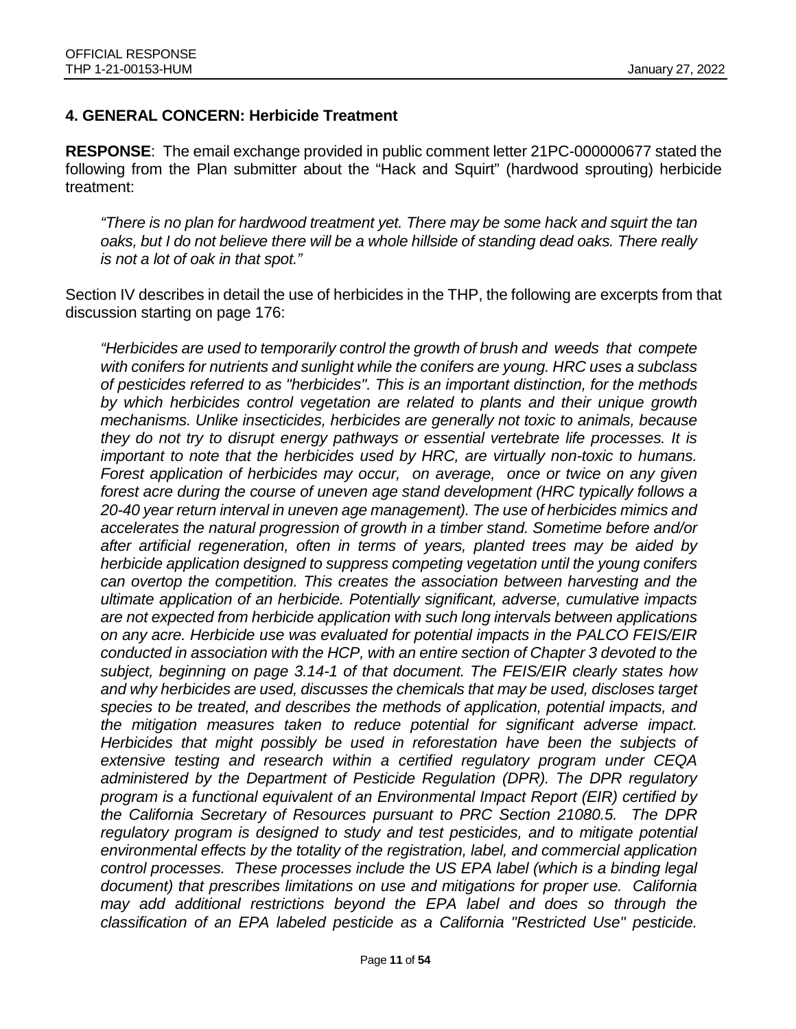## 4. GENERAL CONCERN: Herbicide Treatment

**RESPONSE**: The email exchange provided in public comment letter 21PC-000000677 stated the following from the Plan submitter about the "Hack and Squirt" (hardwood sprouting) herbicide treatment:

> *"There is no plan for hardwood treatment yet. There may be some hack and squirt the tan oaks, but I do not believe there will be a whole hillside of standing dead oaks. There really is not a lot of oak in that spot."*

Section IV describes in detail the use of herbicides in the THP, the following are excerpts from that discussion starting on page 176:

> *"Herbicides are used to temporarily control the growth of brush and weeds that compete with conifers for nutrients and sunlight while the conifers are young. HRC uses a subclass of pesticides referred to as "herbicides". This is an important distinction, for the methods by which herbicides control vegetation are related to plants and their unique growth mechanisms. Unlike insecticides, herbicides are generally not toxic to animals, because they do not try to disrupt energy pathways or essential vertebrate life processes. It is important to note that the herbicides used by HRC, are virtually non-toxic to humans. Forest application of herbicides may occur, on average, once or twice on any given forest acre during the course of uneven age stand development (HRC typically follows a 20-40 year return interval in uneven age management). The use of herbicides mimics and accelerates the natural progression of growth in a timber stand. Sometime before and/or after artificial regeneration, often in terms of years, planted trees may be aided by herbicide application designed to suppress competing vegetation until the young conifers can overtop the competition. This creates the association between harvesting and the ultimate application of an herbicide. Potentially significant, adverse, cumulative impacts are not expected from herbicide application with such long intervals between applications on any acre. Herbicide use was evaluated for potential impacts in the PALCO FEIS/EIR conducted in association with the HCP, with an entire section of Chapter 3 devoted to the subject, beginning on page 3.14-1 of that document. The FEIS/EIR clearly states how and why herbicides are used, discusses the chemicals that may be used, discloses target species to be treated, and describes the methods of application, potential impacts, and the mitigation measures taken to reduce potential for significant adverse impact. Herbicides that might possibly be used in reforestation have been the subjects of extensive testing and research within a certified regulatory program under CEQA administered by the Department of Pesticide Regulation (DPR). The DPR regulatory program is a functional equivalent of an Environmental Impact Report (EIR) certified by the California Secretary of Resources pursuant to PRC Section 21080.5. The DPR regulatory program is designed to study and test pesticides, and to mitigate potential environmental effects by the totality of the registration, label, and commercial application control processes. These processes include the US EPA label (which is a binding legal document) that prescribes limitations on use and mitigations for proper use. California may add additional restrictions beyond the EPA label and does so through the classification of an EPA labeled pesticide as a California "Restricted Use" pesticide.*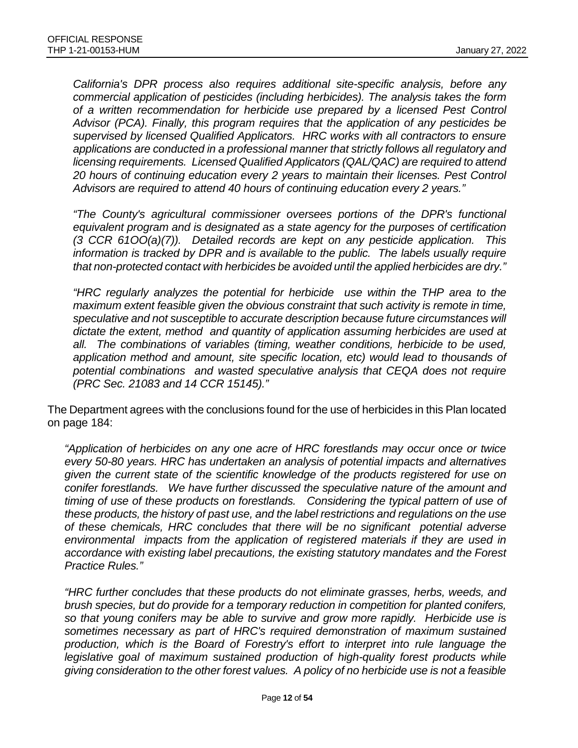*California's DPR process also requires additional site-specific analysis, before any commercial application of pesticides (including herbicides). The analysis takes the form of a written recommendation for herbicide use prepared by a licensed Pest Control Advisor (PCA). Finally, this program requires that the application of any pesticides be supervised by licensed Qualified Applicators. HRC works with all contractors to ensure applications are conducted in a professional manner that strictly follows all regulatory and licensing requirements. Licensed Qualified Applicators (QAL/QAC) are required to attend 20 hours of continuing education every 2 years to maintain their licenses. Pest Control Advisors are required to attend 40 hours of continuing education every 2 years."*

*"The County's agricultural commissioner oversees portions of the DPR's functional equivalent program and is designated as a state agency for the purposes of certification (3 CCR 61OO(a)(7)). Detailed records are kept on any pesticide application. This information is tracked by DPR and is available to the public. The labels usually require that non-protected contact with herbicides be avoided until the applied herbicides are dry."*

*"HRC regularly analyzes the potential for herbicide use within the THP area to the maximum extent feasible given the obvious constraint that such activity is remote in time, speculative and not susceptible to accurate description because future circumstances will dictate the extent, method and quantity of application assuming herbicides are used at all. The combinations of variables (timing, weather conditions, herbicide to be used, application method and amount, site specific location, etc) would lead to thousands of potential combinations and wasted speculative analysis that CEQA does not require (PRC Sec. 21083 and 14 CCR 15145)."*

The Department agrees with the conclusions found for the use of herbicides in this Plan located on page 184:

*"Application of herbicides on any one acre of HRC forestlands may occur once or twice every 50-80 years. HRC has undertaken an analysis of potential impacts and alternatives given the current state of the scientific knowledge of the products registered for use on conifer forestlands. We have further discussed the speculative nature of the amount and timing of use of these products on forestlands. Considering the typical pattern of use of these products, the history of past use, and the label restrictions and regulations on the use of these chemicals, HRC concludes that there will be no significant potential adverse environmental impacts from the application of registered materials if they are used in accordance with existing label precautions, the existing statutory mandates and the Forest Practice Rules."*

*"HRC further concludes that these products do not eliminate grasses, herbs, weeds, and brush species, but do provide for a temporary reduction in competition for planted conifers, so that young conifers may be able to survive and grow more rapidly. Herbicide use is sometimes necessary as part of HRC's required demonstration of maximum sustained production, which is the Board of Forestry's effort to interpret into rule language the legislative goal of maximum sustained production of high-quality forest products while giving consideration to the other forest values. A policy of no herbicide use is not a feasible*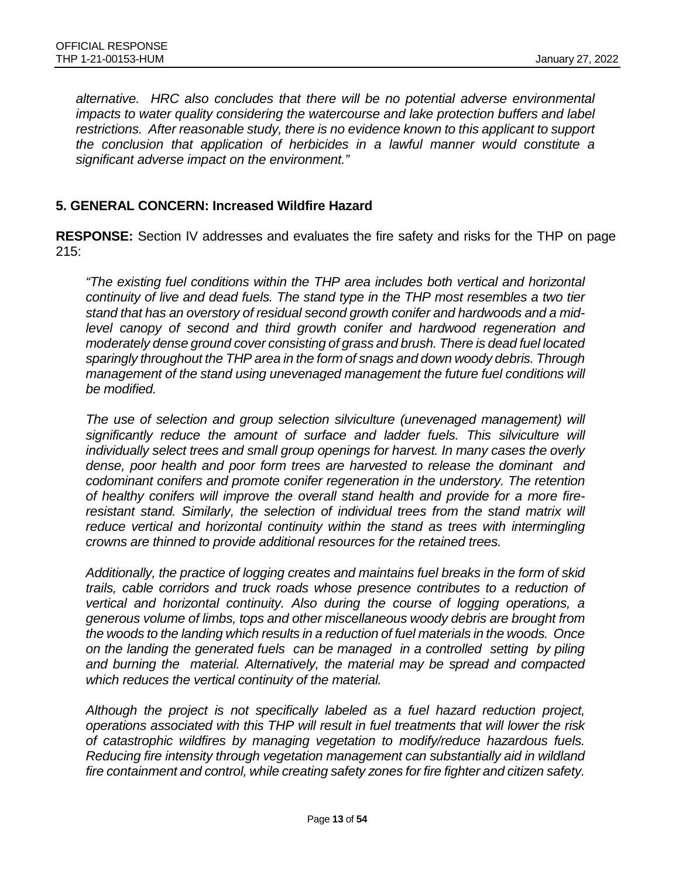*alternative. HRC also concludes that there will be no potential adverse environmental impacts to water quality considering the watercourse and lake protection buffers and label restrictions. After reasonable study, there is no evidence known to this applicant to support the conclusion that application of herbicides in a lawful manner would constitute a significant adverse impact on the environment."*

### 5. GENERAL CONCERN: Increased Wildfire Hazard

**RESPONSE:** Section IV addresses and evaluates the fire safety and risks for the THP on page 215:

*"The existing fuel conditions within the THP area includes both vertical and horizontal continuity of live and dead fuels. The stand type in the THP most resembles a two tier stand that has an overstory of residual second growth conifer and hardwoods and a mid-level canopy of second and third growth conifer and hardwood regeneration and moderately dense ground cover consisting of grass and brush. There is dead fuel located sparingly throughout the THP area in the form of snags and down woody debris. Through management of the stand using unevenaged management the future fuel conditions will be modified.*

*The use of selection and group selection silviculture (unevenaged management) will significantly reduce the amount of surface and ladder fuels. This silviculture will individually select trees and small group openings for harvest. In many cases the overly dense, poor health and poor form trees are harvested to release the dominant and codominant conifers and promote conifer regeneration in the understory. The retention of healthy conifers will improve the overall stand health and provide for a more fire-resistant stand. Similarly, the selection of individual trees from the stand matrix will reduce vertical and horizontal continuity within the stand as trees with intermingling crowns are thinned to provide additional resources for the retained trees.*

*Additionally, the practice of logging creates and maintains fuel breaks in the form of skid trails, cable corridors and truck roads whose presence contributes to a reduction of vertical and horizontal continuity. Also during the course of logging operations, a generous volume of limbs, tops and other miscellaneous woody debris are brought from the woods to the landing which results in a reduction of fuel materials in the woods. Once on the landing the generated fuels can be managed in a controlled setting by piling and burning the material. Alternatively, the material may be spread and compacted which reduces the vertical continuity of the material.*

*Although the project is not specifically labeled as a fuel hazard reduction project, operations associated with this THP will result in fuel treatments that will lower the risk of catastrophic wildfires by managing vegetation to modify/reduce hazardous fuels. Reducing fire intensity through vegetation management can substantially aid in wildland fire containment and control, while creating safety zones for fire fighter and citizen safety.*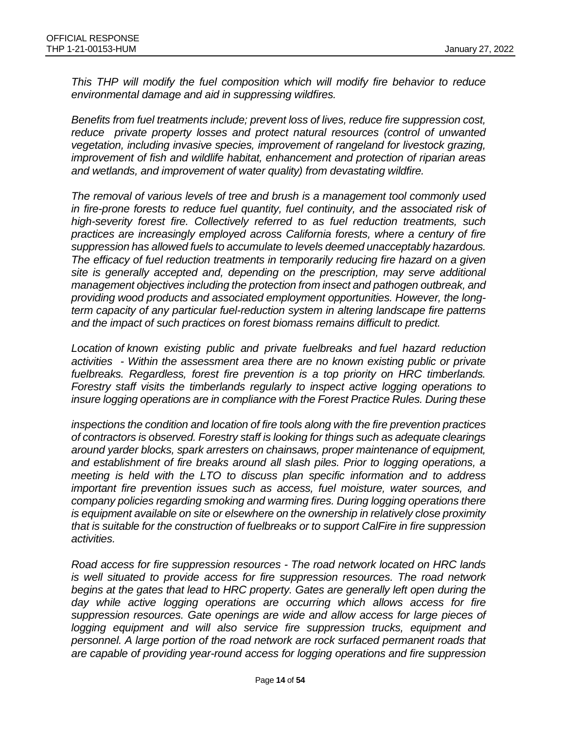*This THP will modify the fuel composition which will modify fire behavior to reduce environmental damage and aid in suppressing wildfires.*

*Benefits from fuel treatments include; prevent loss of lives, reduce fire suppression cost, reduce private property losses and protect natural resources (control of unwanted vegetation, including invasive species, improvement of rangeland for livestock grazing, improvement of fish and wildlife habitat, enhancement and protection of riparian areas and wetlands, and improvement of water quality) from devastating wildfire.*

*The removal of various levels of tree and brush is a management tool commonly used in fire-prone forests to reduce fuel quantity, fuel continuity, and the associated risk of high-severity forest fire. Collectively referred to as fuel reduction treatments, such practices are increasingly employed across California forests, where a century of fire suppression has allowed fuels to accumulate to levels deemed unacceptably hazardous. The efficacy of fuel reduction treatments in temporarily reducing fire hazard on a given site is generally accepted and, depending on the prescription, may serve additional management objectives including the protection from insect and pathogen outbreak, and providing wood products and associated employment opportunities. However, the long-term capacity of any particular fuel-reduction system in altering landscape fire patterns and the impact of such practices on forest biomass remains difficult to predict.*

*Location of known existing public and private fuelbreaks and fuel hazard reduction activities - Within the assessment area there are no known existing public or private fuelbreaks. Regardless, forest fire prevention is a top priority on HRC timberlands. Forestry staff visits the timberlands regularly to inspect active logging operations to insure logging operations are in compliance with the Forest Practice Rules. During these inspections the condition and location of fire tools along with the fire prevention practices of contractors is observed. Forestry staff is looking for things such as adequate clearings around yarder blocks, spark arresters on chainsaws, proper maintenance of equipment, and establishment of fire breaks around all slash piles. Prior to logging operations, a meeting is held with the LTO to discuss plan specific information and to address important fire prevention issues such as access, fuel moisture, water sources, and company policies regarding smoking and warming fires. During logging operations there is equipment available on site or elsewhere on the ownership in relatively close proximity that is suitable for the construction of fuelbreaks or to support CalFire in fire suppression activities.*

*Road access for fire suppression resources - The road network located on HRC lands is well situated to provide access for fire suppression resources. The road network begins at the gates that lead to HRC property. Gates are generally left open during the day while active logging operations are occurring which allows access for fire suppression resources. Gate openings are wide and allow access for large pieces of logging equipment and will also service fire suppression trucks, equipment and personnel. A large portion of the road network are rock surfaced permanent roads that are capable of providing year-round access for logging operations and fire suppression*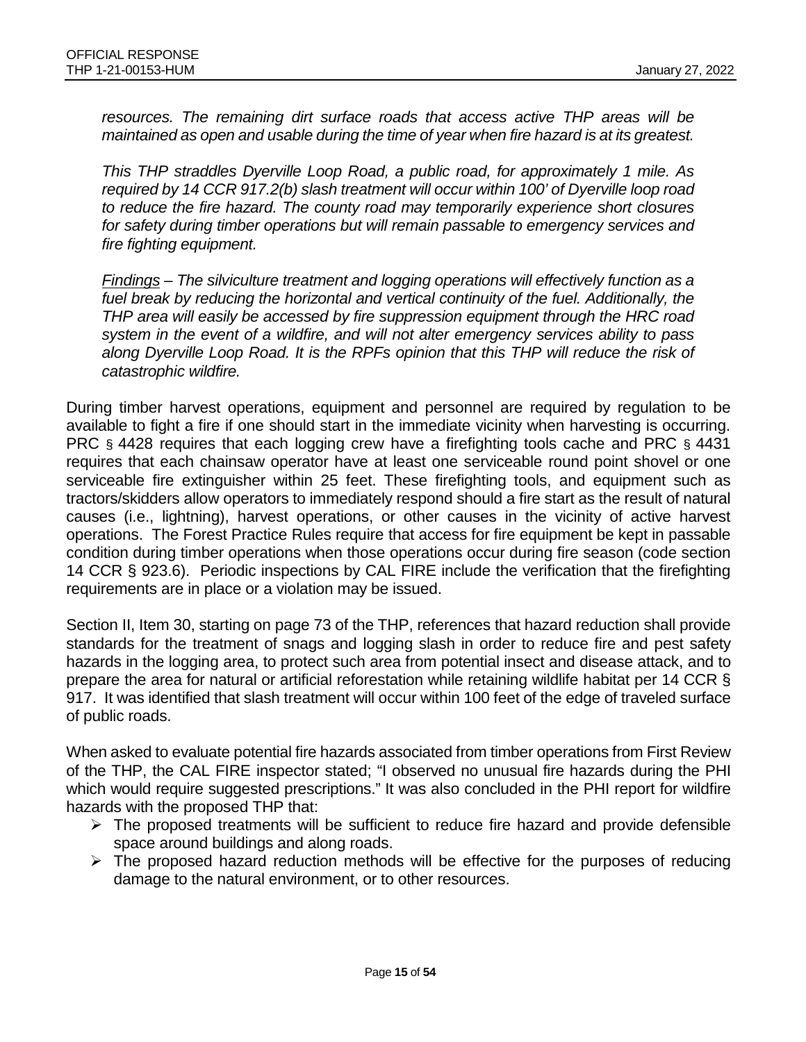*resources. The remaining dirt surface roads that access active THP areas will be maintained as open and usable during the time of year when fire hazard is at its greatest.*

*This THP straddles Dyerville Loop Road, a public road, for approximately 1 mile. As required by 14 CCR 917.2(b) slash treatment will occur within 100' of Dyerville loop road to reduce the fire hazard. The county road may temporarily experience short closures for safety during timber operations but will remain passable to emergency services and fire fighting equipment.*

*<u>Findings</u> – The silviculture treatment and logging operations will effectively function as a fuel break by reducing the horizontal and vertical continuity of the fuel. Additionally, the THP area will easily be accessed by fire suppression equipment through the HRC road system in the event of a wildfire, and will not alter emergency services ability to pass along Dyerville Loop Road. It is the RPFs opinion that this THP will reduce the risk of catastrophic wildfire.*

During timber harvest operations, equipment and personnel are required by regulation to be available to fight a fire if one should start in the immediate vicinity when harvesting is occurring. PRC § 4428 requires that each logging crew have a firefighting tools cache and PRC § 4431 requires that each chainsaw operator have at least one serviceable round point shovel or one serviceable fire extinguisher within 25 feet. These firefighting tools, and equipment such as tractors/skidders allow operators to immediately respond should a fire start as the result of natural causes (i.e., lightning), harvest operations, or other causes in the vicinity of active harvest operations. The Forest Practice Rules require that access for fire equipment be kept in passable condition during timber operations when those operations occur during fire season (code section 14 CCR § 923.6). Periodic inspections by CAL FIRE include the verification that the firefighting requirements are in place or a violation may be issued.

Section II, Item 30, starting on page 73 of the THP, references that hazard reduction shall provide standards for the treatment of snags and logging slash in order to reduce fire and pest safety hazards in the logging area, to protect such area from potential insect and disease attack, and to prepare the area for natural or artificial reforestation while retaining wildlife habitat per 14 CCR § 917. It was identified that slash treatment will occur within 100 feet of the edge of traveled surface of public roads.

When asked to evaluate potential fire hazards associated from timber operations from First Review of the THP, the CAL FIRE inspector stated; "I observed no unusual fire hazards during the PHI which would require suggested prescriptions." It was also concluded in the PHI report for wildfire hazards with the proposed THP that:

- The proposed treatments will be sufficient to reduce fire hazard and provide defensible space around buildings and along roads.
- The proposed hazard reduction methods will be effective for the purposes of reducing damage to the natural environment, or to other resources.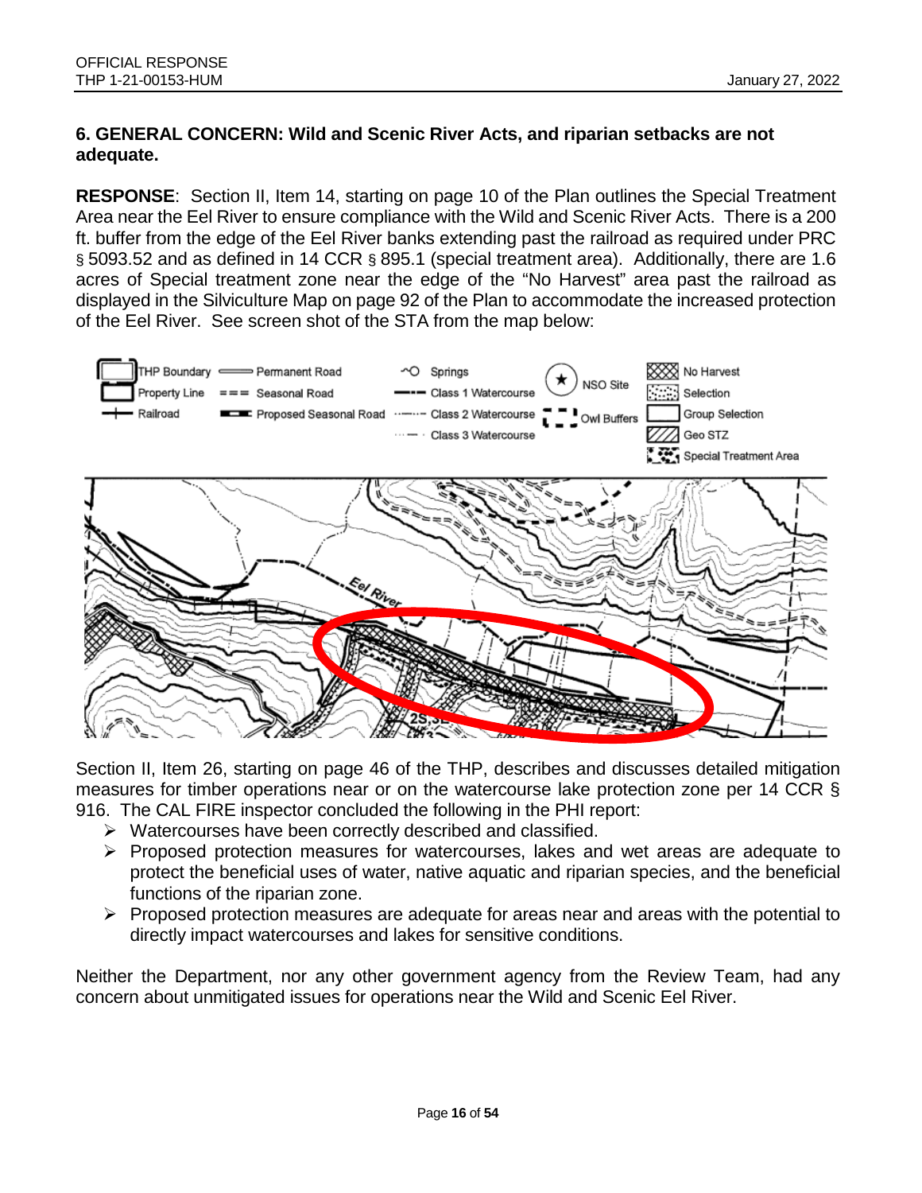**6. GENERAL CONCERN: Wild and Scenic River Acts, and riparian setbacks are not adequate.**

**RESPONSE**: Section II, Item 14, starting on page 10 of the Plan outlines the Special Treatment Area near the Eel River to ensure compliance with the Wild and Scenic River Acts. There is a 200 ft. buffer from the edge of the Eel River banks extending past the railroad as required under PRC § 5093.52 and as defined in 14 CCR § 895.1 (special treatment area). Additionally, there are 1.6 acres of Special treatment zone near the edge of the "No Harvest" area past the railroad as displayed in the Silviculture Map on page 92 of the Plan to accommodate the increased protection of the Eel River. See screen shot of the STA from the map below:

Section II, Item 26, starting on page 46 of the THP, describes and discusses detailed mitigation measures for timber operations near or on the watercourse lake protection zone per 14 CCR § 916. The CAL FIRE inspector concluded the following in the PHI report:

- Watercourses have been correctly described and classified.
- Proposed protection measures for watercourses, lakes and wet areas are adequate to protect the beneficial uses of water, native aquatic and riparian species, and the beneficial functions of the riparian zone.
- Proposed protection measures are adequate for areas near and areas with the potential to directly impact watercourses and lakes for sensitive conditions.

Neither the Department, nor any other government agency from the Review Team, had any concern about unmitigated issues for operations near the Wild and Scenic Eel River.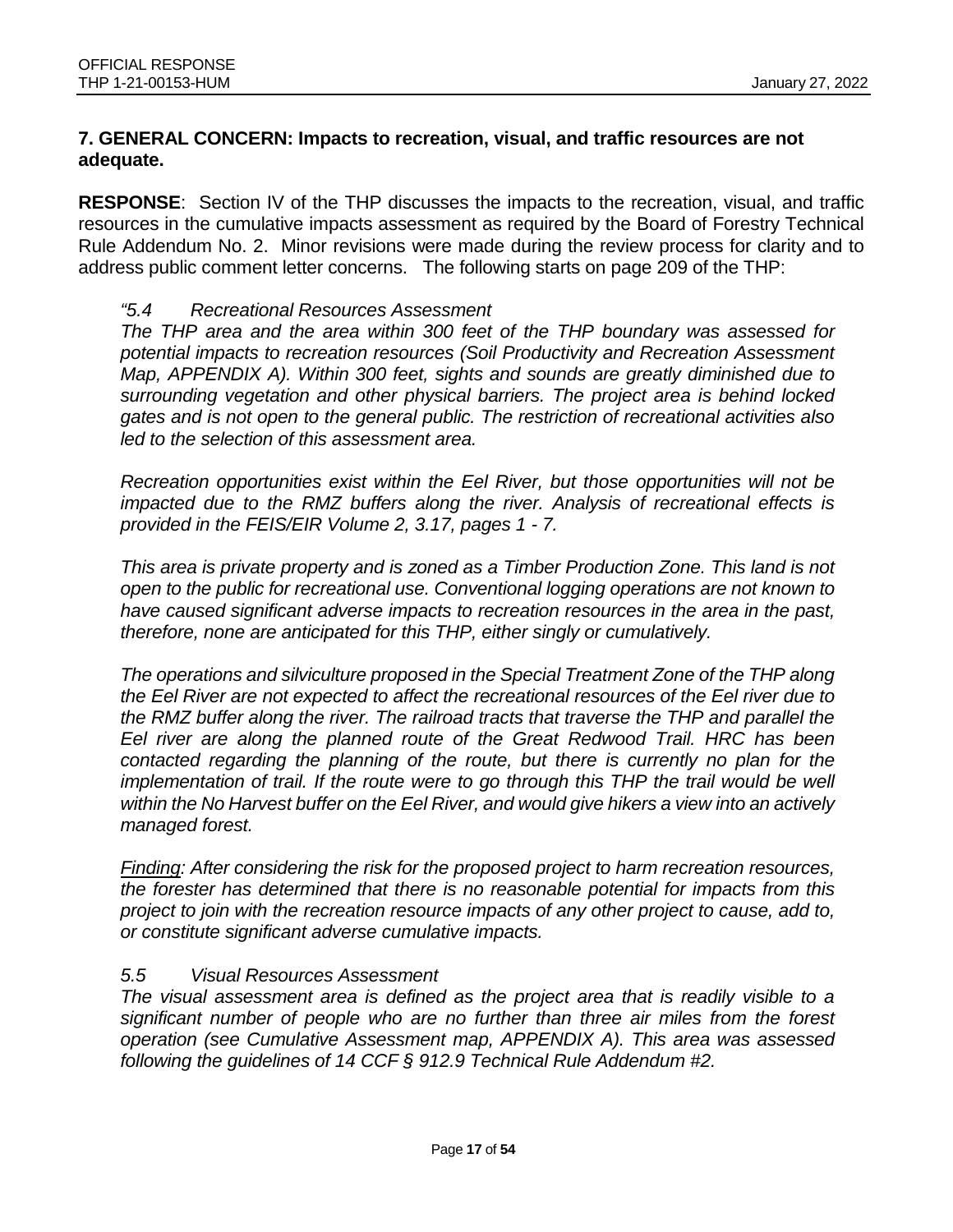**7. GENERAL CONCERN: Impacts to recreation, visual, and traffic resources are not adequate.**

**RESPONSE**: Section IV of the THP discusses the impacts to the recreation, visual, and traffic resources in the cumulative impacts assessment as required by the Board of Forestry Technical Rule Addendum No. 2. Minor revisions were made during the review process for clarity and to address public comment letter concerns. The following starts on page 209 of the THP:

> *"5.4 Recreational Resources Assessment*
> *The THP area and the area within 300 feet of the THP boundary was assessed for potential impacts to recreation resources (Soil Productivity and Recreation Assessment Map, APPENDIX A). Within 300 feet, sights and sounds are greatly diminished due to surrounding vegetation and other physical barriers. The project area is behind locked gates and is not open to the general public. The restriction of recreational activities also led to the selection of this assessment area.*
>
> *Recreation opportunities exist within the Eel River, but those opportunities will not be impacted due to the RMZ buffers along the river. Analysis of recreational effects is provided in the FEIS/EIR Volume 2, 3.17, pages 1 - 7.*
>
> *This area is private property and is zoned as a Timber Production Zone. This land is not open to the public for recreational use. Conventional logging operations are not known to have caused significant adverse impacts to recreation resources in the area in the past, therefore, none are anticipated for this THP, either singly or cumulatively.*
>
> *The operations and silviculture proposed in the Special Treatment Zone of the THP along the Eel River are not expected to affect the recreational resources of the Eel river due to the RMZ buffer along the river. The railroad tracts that traverse the THP and parallel the Eel river are along the planned route of the Great Redwood Trail. HRC has been contacted regarding the planning of the route, but there is currently no plan for the implementation of trail. If the route were to go through this THP the trail would be well within the No Harvest buffer on the Eel River, and would give hikers a view into an actively managed forest.*
>
> *<u>Finding</u>: After considering the risk for the proposed project to harm recreation resources, the forester has determined that there is no reasonable potential for impacts from this project to join with the recreation resource impacts of any other project to cause, add to, or constitute significant adverse cumulative impacts.*
>
> *5.5 Visual Resources Assessment*
> *The visual assessment area is defined as the project area that is readily visible to a significant number of people who are no further than three air miles from the forest operation (see Cumulative Assessment map, APPENDIX A). This area was assessed following the guidelines of 14 CCF § 912.9 Technical Rule Addendum #2.*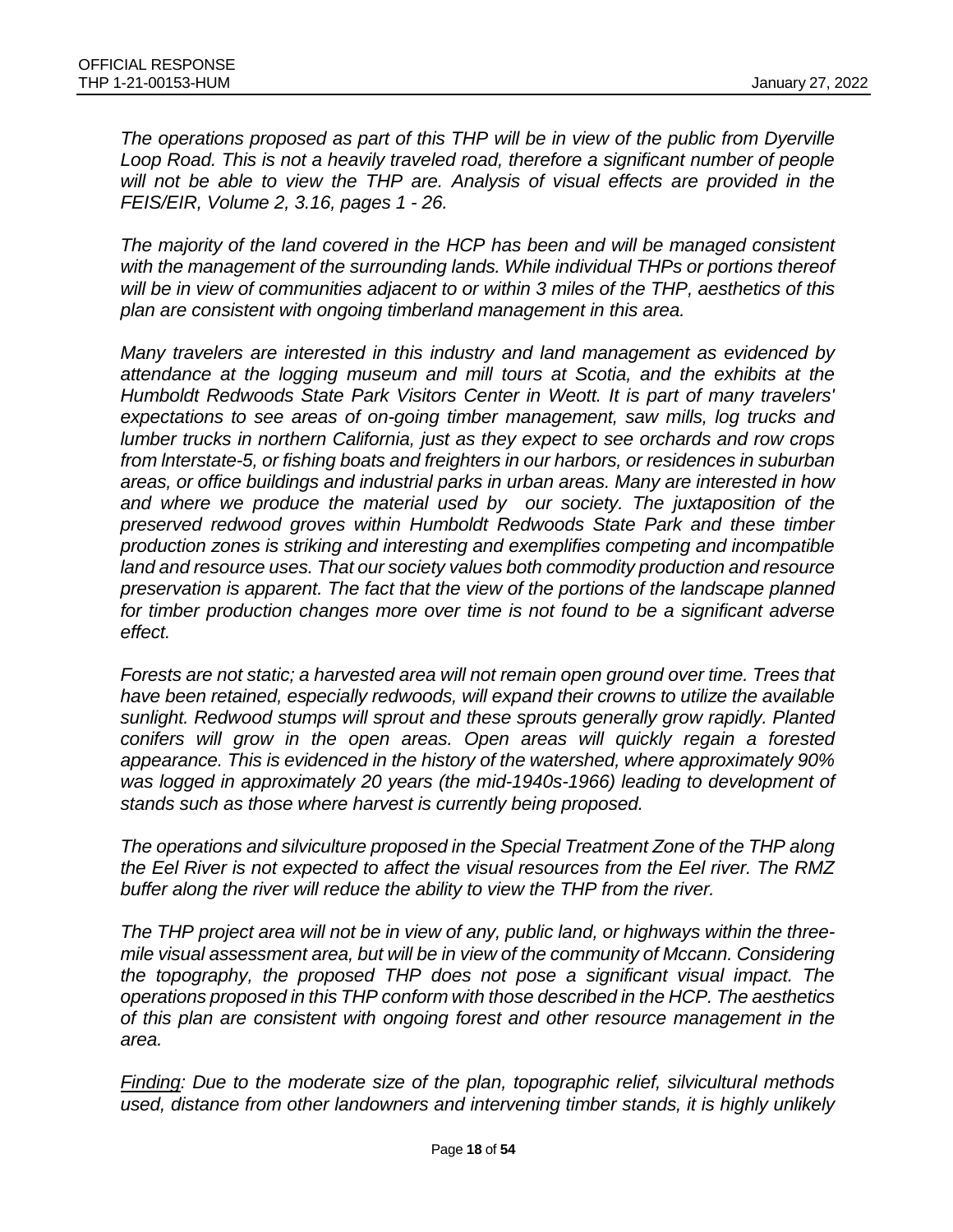*The operations proposed as part of this THP will be in view of the public from Dyerville Loop Road. This is not a heavily traveled road, therefore a significant number of people will not be able to view the THP are. Analysis of visual effects are provided in the FEIS/EIR, Volume 2, 3.16, pages 1 - 26.*

*The majority of the land covered in the HCP has been and will be managed consistent with the management of the surrounding lands. While individual THPs or portions thereof will be in view of communities adjacent to or within 3 miles of the THP, aesthetics of this plan are consistent with ongoing timberland management in this area.*

*Many travelers are interested in this industry and land management as evidenced by attendance at the logging museum and mill tours at Scotia, and the exhibits at the Humboldt Redwoods State Park Visitors Center in Weott. It is part of many travelers' expectations to see areas of on-going timber management, saw mills, log trucks and lumber trucks in northern California, just as they expect to see orchards and row crops from lnterstate-5, or fishing boats and freighters in our harbors, or residences in suburban areas, or office buildings and industrial parks in urban areas. Many are interested in how and where we produce the material used by our society. The juxtaposition of the preserved redwood groves within Humboldt Redwoods State Park and these timber production zones is striking and interesting and exemplifies competing and incompatible land and resource uses. That our society values both commodity production and resource preservation is apparent. The fact that the view of the portions of the landscape planned for timber production changes more over time is not found to be a significant adverse effect.*

*Forests are not static; a harvested area will not remain open ground over time. Trees that have been retained, especially redwoods, will expand their crowns to utilize the available sunlight. Redwood stumps will sprout and these sprouts generally grow rapidly. Planted conifers will grow in the open areas. Open areas will quickly regain a forested appearance. This is evidenced in the history of the watershed, where approximately 90% was logged in approximately 20 years (the mid-1940s-1966) leading to development of stands such as those where harvest is currently being proposed.*

*The operations and silviculture proposed in the Special Treatment Zone of the THP along the Eel River is not expected to affect the visual resources from the Eel river. The RMZ buffer along the river will reduce the ability to view the THP from the river.*

*The THP project area will not be in view of any, public land, or highways within the three-mile visual assessment area, but will be in view of the community of Mccann. Considering the topography, the proposed THP does not pose a significant visual impact. The operations proposed in this THP conform with those described in the HCP. The aesthetics of this plan are consistent with ongoing forest and other resource management in the area.*

*<u>Finding</u>: Due to the moderate size of the plan, topographic relief, silvicultural methods used, distance from other landowners and intervening timber stands, it is highly unlikely*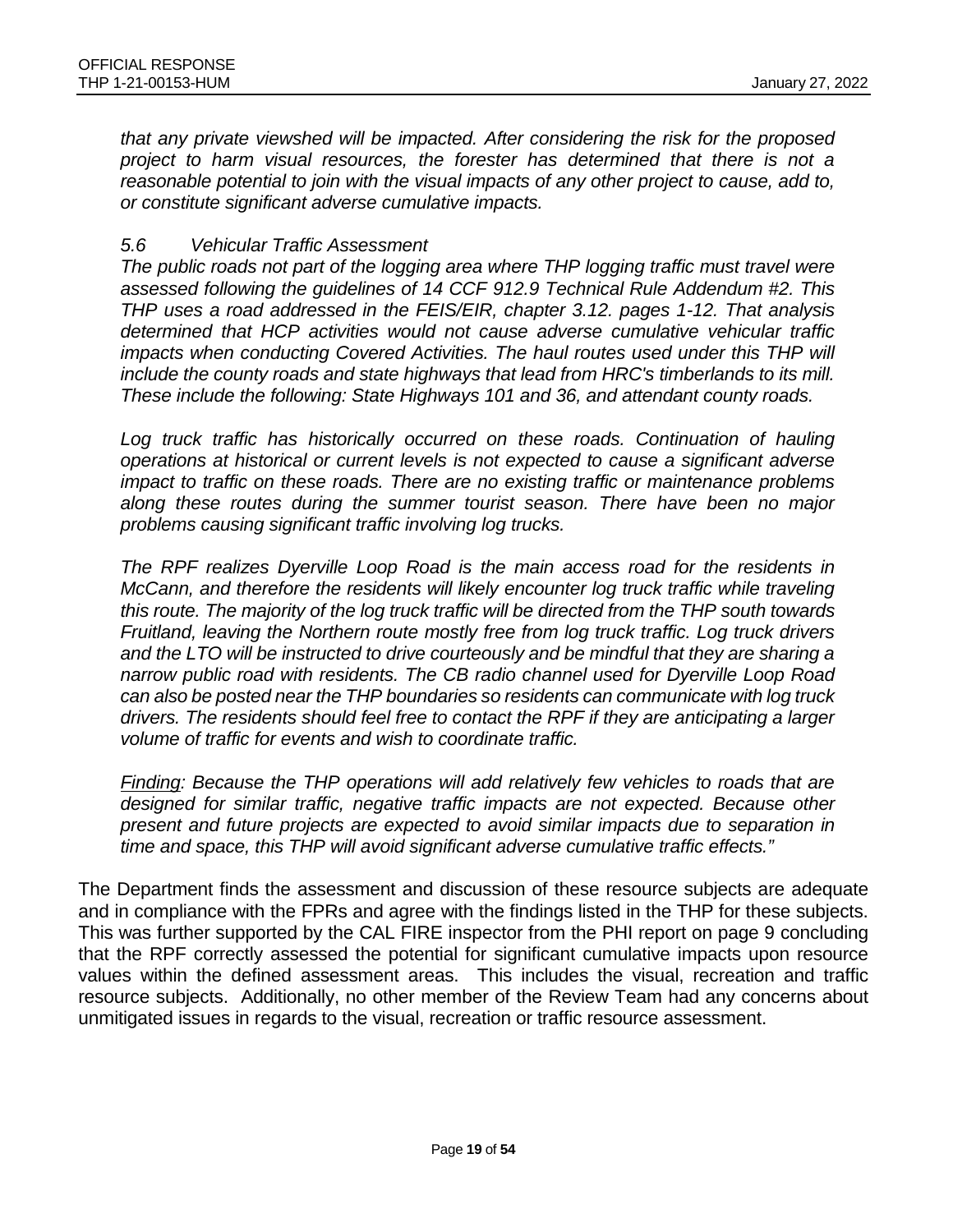*that any private viewshed will be impacted. After considering the risk for the proposed project to harm visual resources, the forester has determined that there is not a reasonable potential to join with the visual impacts of any other project to cause, add to, or constitute significant adverse cumulative impacts.*

*5.6 Vehicular Traffic Assessment*
*The public roads not part of the logging area where THP logging traffic must travel were assessed following the guidelines of 14 CCF 912.9 Technical Rule Addendum #2. This THP uses a road addressed in the FEIS/EIR, chapter 3.12. pages 1-12. That analysis determined that HCP activities would not cause adverse cumulative vehicular traffic impacts when conducting Covered Activities. The haul routes used under this THP will include the county roads and state highways that lead from HRC's timberlands to its mill. These include the following: State Highways 101 and 36, and attendant county roads.*

*Log truck traffic has historically occurred on these roads. Continuation of hauling operations at historical or current levels is not expected to cause a significant adverse impact to traffic on these roads. There are no existing traffic or maintenance problems along these routes during the summer tourist season. There have been no major problems causing significant traffic involving log trucks.*

*The RPF realizes Dyerville Loop Road is the main access road for the residents in McCann, and therefore the residents will likely encounter log truck traffic while traveling this route. The majority of the log truck traffic will be directed from the THP south towards Fruitland, leaving the Northern route mostly free from log truck traffic. Log truck drivers and the LTO will be instructed to drive courteously and be mindful that they are sharing a narrow public road with residents. The CB radio channel used for Dyerville Loop Road can also be posted near the THP boundaries so residents can communicate with log truck drivers. The residents should feel free to contact the RPF if they are anticipating a larger volume of traffic for events and wish to coordinate traffic.*

*<u>Finding</u>: Because the THP operations will add relatively few vehicles to roads that are designed for similar traffic, negative traffic impacts are not expected. Because other present and future projects are expected to avoid similar impacts due to separation in time and space, this THP will avoid significant adverse cumulative traffic effects."*

The Department finds the assessment and discussion of these resource subjects are adequate and in compliance with the FPRs and agree with the findings listed in the THP for these subjects. This was further supported by the CAL FIRE inspector from the PHI report on page 9 concluding that the RPF correctly assessed the potential for significant cumulative impacts upon resource values within the defined assessment areas. This includes the visual, recreation and traffic resource subjects. Additionally, no other member of the Review Team had any concerns about unmitigated issues in regards to the visual, recreation or traffic resource assessment.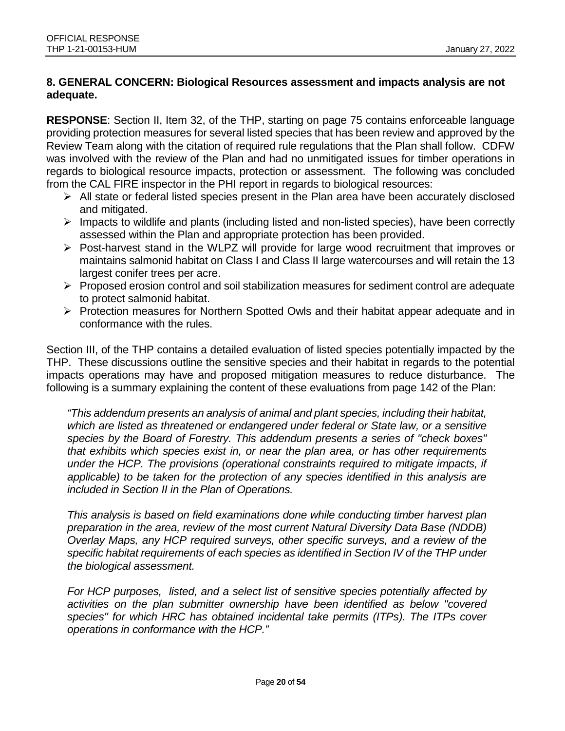## 8. GENERAL CONCERN: Biological Resources assessment and impacts analysis are not adequate.

**RESPONSE**: Section II, Item 32, of the THP, starting on page 75 contains enforceable language providing protection measures for several listed species that has been review and approved by the Review Team along with the citation of required rule regulations that the Plan shall follow. CDFW was involved with the review of the Plan and had no unmitigated issues for timber operations in regards to biological resource impacts, protection or assessment. The following was concluded from the CAL FIRE inspector in the PHI report in regards to biological resources:

- All state or federal listed species present in the Plan area have been accurately disclosed and mitigated.
- Impacts to wildlife and plants (including listed and non-listed species), have been correctly assessed within the Plan and appropriate protection has been provided.
- Post-harvest stand in the WLPZ will provide for large wood recruitment that improves or maintains salmonid habitat on Class I and Class II large watercourses and will retain the 13 largest conifer trees per acre.
- Proposed erosion control and soil stabilization measures for sediment control are adequate to protect salmonid habitat.
- Protection measures for Northern Spotted Owls and their habitat appear adequate and in conformance with the rules.

Section III, of the THP contains a detailed evaluation of listed species potentially impacted by the THP. These discussions outline the sensitive species and their habitat in regards to the potential impacts operations may have and proposed mitigation measures to reduce disturbance. The following is a summary explaining the content of these evaluations from page 142 of the Plan:

> *"This addendum presents an analysis of animal and plant species, including their habitat, which are listed as threatened or endangered under federal or State law, or a sensitive species by the Board of Forestry. This addendum presents a series of "check boxes" that exhibits which species exist in, or near the plan area, or has other requirements under the HCP. The provisions (operational constraints required to mitigate impacts, if applicable) to be taken for the protection of any species identified in this analysis are included in Section II in the Plan of Operations.*
>
> *This analysis is based on field examinations done while conducting timber harvest plan preparation in the area, review of the most current Natural Diversity Data Base (NDDB) Overlay Maps, any HCP required surveys, other specific surveys, and a review of the specific habitat requirements of each species as identified in Section IV of the THP under the biological assessment.*
>
> *For HCP purposes, listed, and a select list of sensitive species potentially affected by activities on the plan submitter ownership have been identified as below "covered species" for which HRC has obtained incidental take permits (ITPs). The ITPs cover operations in conformance with the HCP."*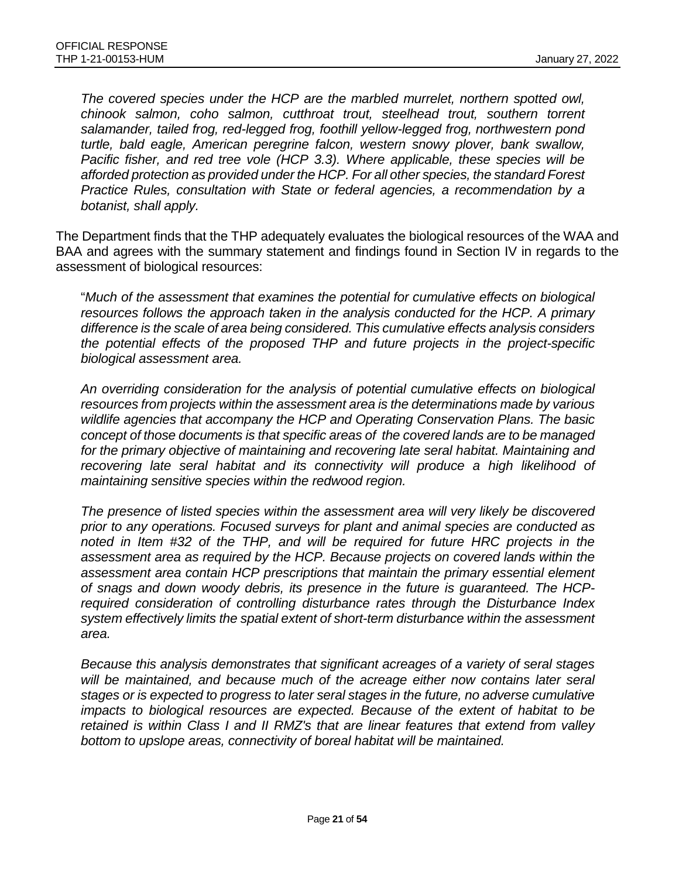*The covered species under the HCP are the marbled murrelet, northern spotted owl, chinook salmon, coho salmon, cutthroat trout, steelhead trout, southern torrent salamander, tailed frog, red-legged frog, foothill yellow-legged frog, northwestern pond turtle, bald eagle, American peregrine falcon, western snowy plover, bank swallow, Pacific fisher, and red tree vole (HCP 3.3). Where applicable, these species will be afforded protection as provided under the HCP. For all other species, the standard Forest Practice Rules, consultation with State or federal agencies, a recommendation by a botanist, shall apply.*

The Department finds that the THP adequately evaluates the biological resources of the WAA and BAA and agrees with the summary statement and findings found in Section IV in regards to the assessment of biological resources:

"*Much of the assessment that examines the potential for cumulative effects on biological resources follows the approach taken in the analysis conducted for the HCP. A primary difference is the scale of area being considered. This cumulative effects analysis considers the potential effects of the proposed THP and future projects in the project-specific biological assessment area.*

*An overriding consideration for the analysis of potential cumulative effects on biological resources from projects within the assessment area is the determinations made by various wildlife agencies that accompany the HCP and Operating Conservation Plans. The basic concept of those documents is that specific areas of the covered lands are to be managed for the primary objective of maintaining and recovering late seral habitat. Maintaining and recovering late seral habitat and its connectivity will produce a high likelihood of maintaining sensitive species within the redwood region.*

*The presence of listed species within the assessment area will very likely be discovered prior to any operations. Focused surveys for plant and animal species are conducted as noted in Item #32 of the THP, and will be required for future HRC projects in the assessment area as required by the HCP. Because projects on covered lands within the assessment area contain HCP prescriptions that maintain the primary essential element of snags and down woody debris, its presence in the future is guaranteed. The HCP-required consideration of controlling disturbance rates through the Disturbance Index system effectively limits the spatial extent of short-term disturbance within the assessment area.*

*Because this analysis demonstrates that significant acreages of a variety of seral stages will be maintained, and because much of the acreage either now contains later seral stages or is expected to progress to later seral stages in the future, no adverse cumulative impacts to biological resources are expected. Because of the extent of habitat to be retained is within Class I and II RMZ's that are linear features that extend from valley bottom to upslope areas, connectivity of boreal habitat will be maintained.*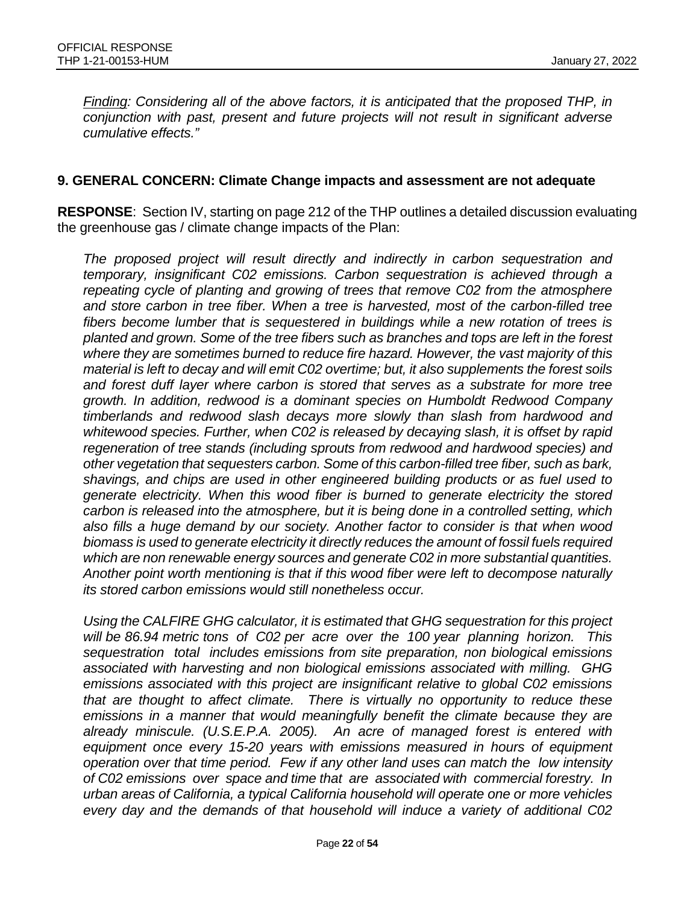*<u>Finding</u>: Considering all of the above factors, it is anticipated that the proposed THP, in conjunction with past, present and future projects will not result in significant adverse cumulative effects."*

## 9. GENERAL CONCERN: Climate Change impacts and assessment are not adequate

**RESPONSE**: Section IV, starting on page 212 of the THP outlines a detailed discussion evaluating the greenhouse gas / climate change impacts of the Plan:

*The proposed project will result directly and indirectly in carbon sequestration and temporary, insignificant C02 emissions. Carbon sequestration is achieved through a repeating cycle of planting and growing of trees that remove C02 from the atmosphere and store carbon in tree fiber. When a tree is harvested, most of the carbon-filled tree fibers become lumber that is sequestered in buildings while a new rotation of trees is planted and grown. Some of the tree fibers such as branches and tops are left in the forest where they are sometimes burned to reduce fire hazard. However, the vast majority of this material is left to decay and will emit C02 overtime; but, it also supplements the forest soils and forest duff layer where carbon is stored that serves as a substrate for more tree growth. In addition, redwood is a dominant species on Humboldt Redwood Company timberlands and redwood slash decays more slowly than slash from hardwood and whitewood species. Further, when C02 is released by decaying slash, it is offset by rapid regeneration of tree stands (including sprouts from redwood and hardwood species) and other vegetation that sequesters carbon. Some of this carbon-filled tree fiber, such as bark, shavings, and chips are used in other engineered building products or as fuel used to generate electricity. When this wood fiber is burned to generate electricity the stored carbon is released into the atmosphere, but it is being done in a controlled setting, which also fills a huge demand by our society. Another factor to consider is that when wood biomass is used to generate electricity it directly reduces the amount of fossil fuels required which are non renewable energy sources and generate C02 in more substantial quantities. Another point worth mentioning is that if this wood fiber were left to decompose naturally its stored carbon emissions would still nonetheless occur.*

*Using the CALFIRE GHG calculator, it is estimated that GHG sequestration for this project will be 86.94 metric tons of C02 per acre over the 100 year planning horizon. This sequestration total includes emissions from site preparation, non biological emissions associated with harvesting and non biological emissions associated with milling. GHG emissions associated with this project are insignificant relative to global C02 emissions that are thought to affect climate. There is virtually no opportunity to reduce these emissions in a manner that would meaningfully benefit the climate because they are already miniscule. (U.S.E.P.A. 2005). An acre of managed forest is entered with equipment once every 15-20 years with emissions measured in hours of equipment operation over that time period. Few if any other land uses can match the low intensity of C02 emissions over space and time that are associated with commercial forestry. In urban areas of California, a typical California household will operate one or more vehicles every day and the demands of that household will induce a variety of additional C02*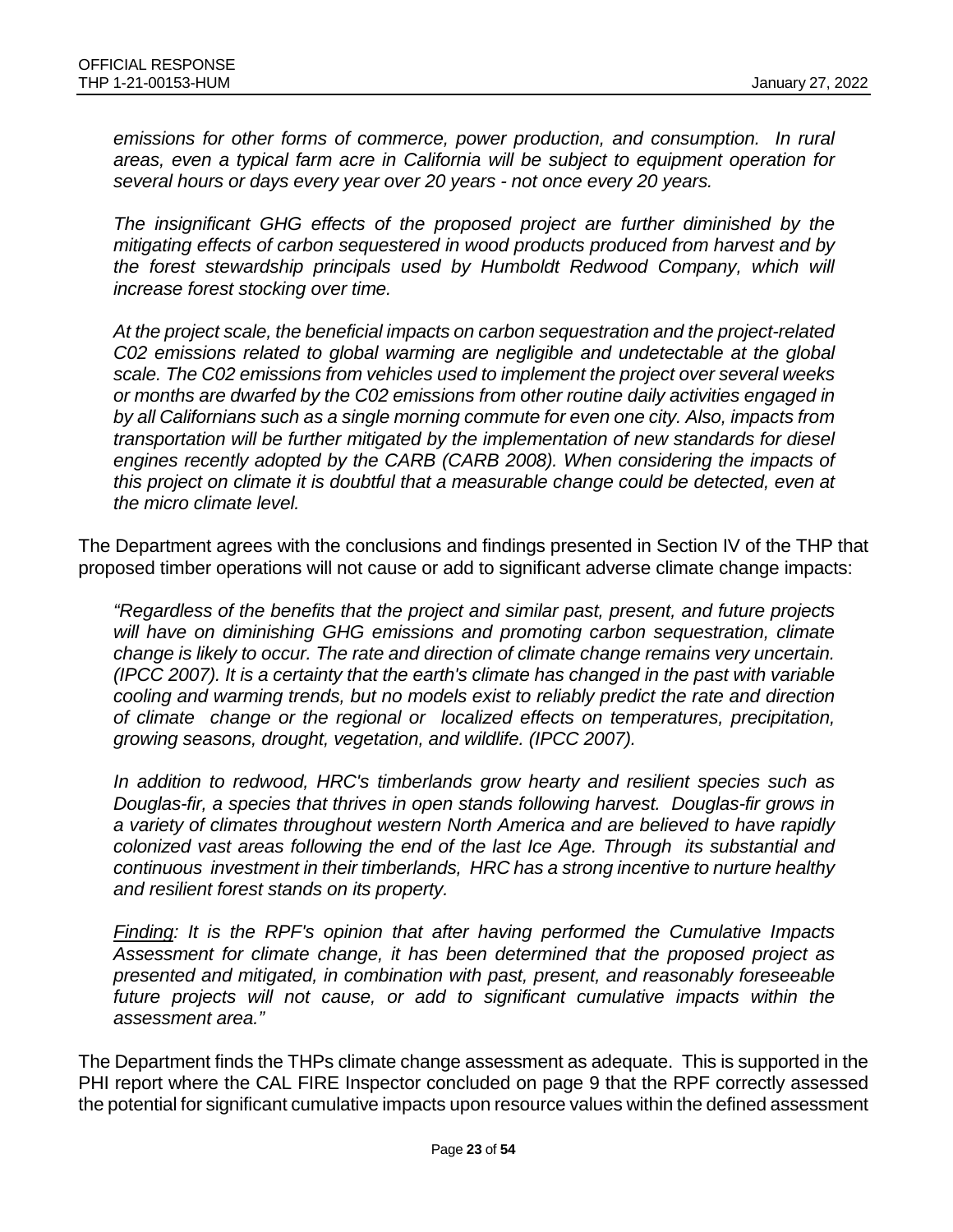*emissions for other forms of commerce, power production, and consumption. In rural areas, even a typical farm acre in California will be subject to equipment operation for several hours or days every year over 20 years - not once every 20 years.*

*The insignificant GHG effects of the proposed project are further diminished by the mitigating effects of carbon sequestered in wood products produced from harvest and by the forest stewardship principals used by Humboldt Redwood Company, which will increase forest stocking over time.*

*At the project scale, the beneficial impacts on carbon sequestration and the project-related C02 emissions related to global warming are negligible and undetectable at the global scale. The C02 emissions from vehicles used to implement the project over several weeks or months are dwarfed by the C02 emissions from other routine daily activities engaged in by all Californians such as a single morning commute for even one city. Also, impacts from transportation will be further mitigated by the implementation of new standards for diesel engines recently adopted by the CARB (CARB 2008). When considering the impacts of this project on climate it is doubtful that a measurable change could be detected, even at the micro climate level.*

The Department agrees with the conclusions and findings presented in Section IV of the THP that proposed timber operations will not cause or add to significant adverse climate change impacts:

*"Regardless of the benefits that the project and similar past, present, and future projects will have on diminishing GHG emissions and promoting carbon sequestration, climate change is likely to occur. The rate and direction of climate change remains very uncertain. (IPCC 2007). It is a certainty that the earth's climate has changed in the past with variable cooling and warming trends, but no models exist to reliably predict the rate and direction of climate change or the regional or localized effects on temperatures, precipitation, growing seasons, drought, vegetation, and wildlife. (IPCC 2007).*

*In addition to redwood, HRC's timberlands grow hearty and resilient species such as Douglas-fir, a species that thrives in open stands following harvest. Douglas-fir grows in a variety of climates throughout western North America and are believed to have rapidly colonized vast areas following the end of the last Ice Age. Through its substantial and continuous investment in their timberlands, HRC has a strong incentive to nurture healthy and resilient forest stands on its property.*

*<u>Finding</u>: It is the RPF's opinion that after having performed the Cumulative Impacts Assessment for climate change, it has been determined that the proposed project as presented and mitigated, in combination with past, present, and reasonably foreseeable future projects will not cause, or add to significant cumulative impacts within the assessment area."*

The Department finds the THPs climate change assessment as adequate. This is supported in the PHI report where the CAL FIRE Inspector concluded on page 9 that the RPF correctly assessed the potential for significant cumulative impacts upon resource values within the defined assessment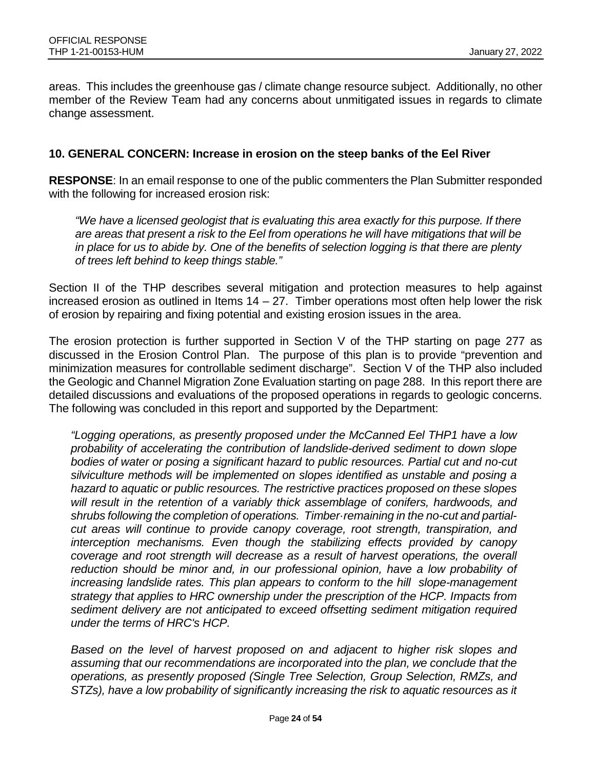areas. This includes the greenhouse gas / climate change resource subject. Additionally, no other member of the Review Team had any concerns about unmitigated issues in regards to climate change assessment.

### 10. GENERAL CONCERN: Increase in erosion on the steep banks of the Eel River

**RESPONSE**: In an email response to one of the public commenters the Plan Submitter responded with the following for increased erosion risk:

> *"We have a licensed geologist that is evaluating this area exactly for this purpose. If there are areas that present a risk to the Eel from operations he will have mitigations that will be in place for us to abide by. One of the benefits of selection logging is that there are plenty of trees left behind to keep things stable."*

Section II of the THP describes several mitigation and protection measures to help against increased erosion as outlined in Items 14 – 27. Timber operations most often help lower the risk of erosion by repairing and fixing potential and existing erosion issues in the area.

The erosion protection is further supported in Section V of the THP starting on page 277 as discussed in the Erosion Control Plan. The purpose of this plan is to provide "prevention and minimization measures for controllable sediment discharge". Section V of the THP also included the Geologic and Channel Migration Zone Evaluation starting on page 288. In this report there are detailed discussions and evaluations of the proposed operations in regards to geologic concerns. The following was concluded in this report and supported by the Department:

> *"Logging operations, as presently proposed under the McCanned Eel THP1 have a low probability of accelerating the contribution of landslide-derived sediment to down slope bodies of water or posing a significant hazard to public resources. Partial cut and no-cut silviculture methods will be implemented on slopes identified as unstable and posing a hazard to aquatic or public resources. The restrictive practices proposed on these slopes will result in the retention of a variably thick assemblage of conifers, hardwoods, and shrubs following the completion of operations. Timber·remaining in the no-cut and partial-cut areas will continue to provide canopy coverage, root strength, transpiration, and interception mechanisms. Even though the stabilizing effects provided by canopy coverage and root strength will decrease as a result of harvest operations, the overall reduction should be minor and, in our professional opinion, have a low probability of increasing landslide rates. This plan appears to conform to the hill slope-management strategy that applies to HRC ownership under the prescription of the HCP. Impacts from sediment delivery are not anticipated to exceed offsetting sediment mitigation required under the terms of HRC's HCP.*
>
> *Based on the level of harvest proposed on and adjacent to higher risk slopes and assuming that our recommendations are incorporated into the plan, we conclude that the operations, as presently proposed (Single Tree Selection, Group Selection, RMZs, and STZs), have a low probability of significantly increasing the risk to aquatic resources as it*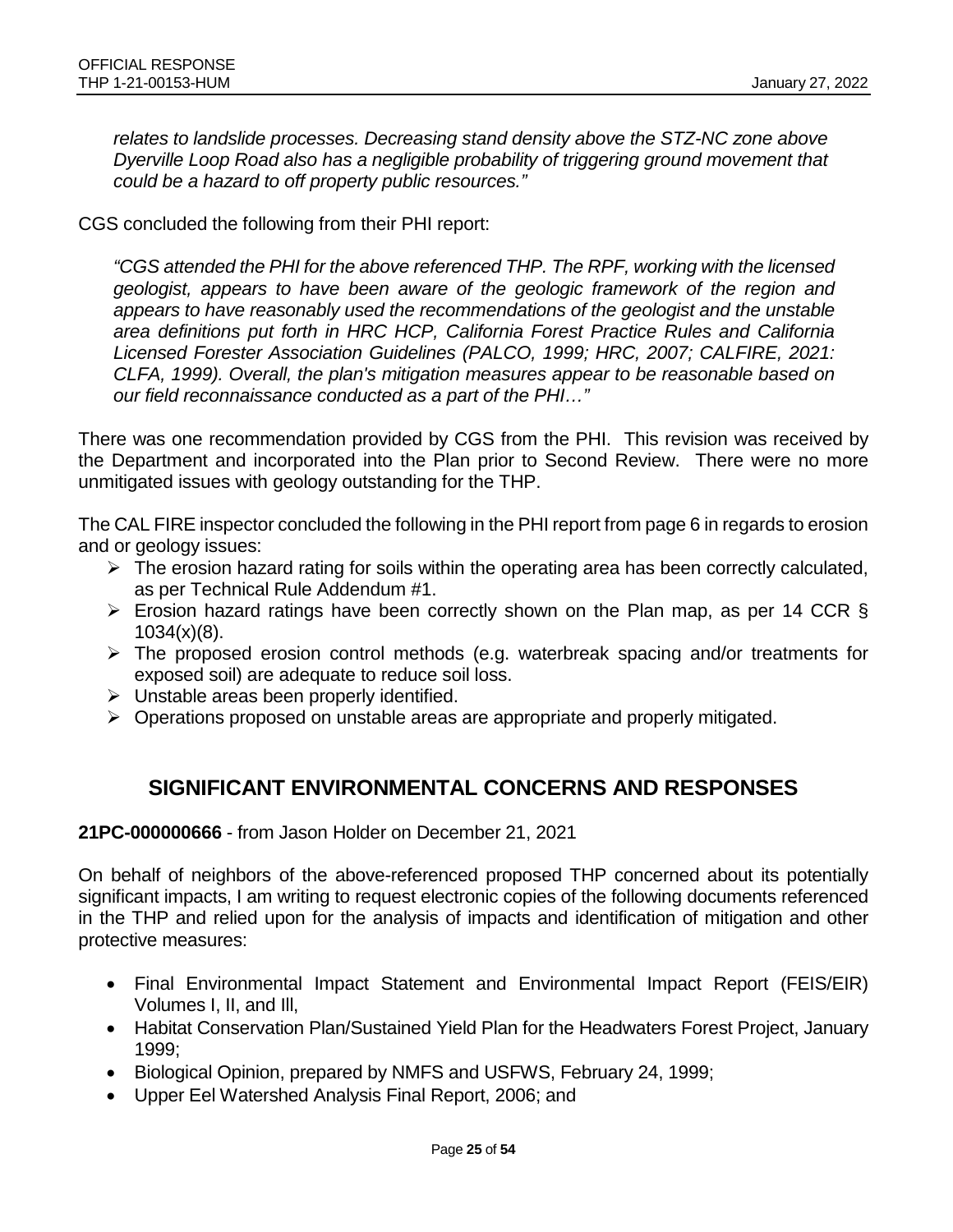*relates to landslide processes. Decreasing stand density above the STZ-NC zone above Dyerville Loop Road also has a negligible probability of triggering ground movement that could be a hazard to off property public resources."*

CGS concluded the following from their PHI report:

> *"CGS attended the PHI for the above referenced THP. The RPF, working with the licensed geologist, appears to have been aware of the geologic framework of the region and appears to have reasonably used the recommendations of the geologist and the unstable area definitions put forth in HRC HCP, California Forest Practice Rules and California Licensed Forester Association Guidelines (PALCO, 1999; HRC, 2007; CALFIRE, 2021: CLFA, 1999). Overall, the plan's mitigation measures appear to be reasonable based on our field reconnaissance conducted as a part of the PHI…"*

There was one recommendation provided by CGS from the PHI. This revision was received by the Department and incorporated into the Plan prior to Second Review. There were no more unmitigated issues with geology outstanding for the THP.

The CAL FIRE inspector concluded the following in the PHI report from page 6 in regards to erosion and or geology issues:

- The erosion hazard rating for soils within the operating area has been correctly calculated, as per Technical Rule Addendum #1.
- Erosion hazard ratings have been correctly shown on the Plan map, as per 14 CCR § 1034(x)(8).
- The proposed erosion control methods (e.g. waterbreak spacing and/or treatments for exposed soil) are adequate to reduce soil loss.
- Unstable areas been properly identified.
- Operations proposed on unstable areas are appropriate and properly mitigated.

## SIGNIFICANT ENVIRONMENTAL CONCERNS AND RESPONSES

**21PC-000000666** - from Jason Holder on December 21, 2021

On behalf of neighbors of the above-referenced proposed THP concerned about its potentially significant impacts, I am writing to request electronic copies of the following documents referenced in the THP and relied upon for the analysis of impacts and identification of mitigation and other protective measures:

- Final Environmental Impact Statement and Environmental Impact Report (FEIS/EIR) Volumes I, II, and Ill,
- Habitat Conservation Plan/Sustained Yield Plan for the Headwaters Forest Project, January 1999;
- Biological Opinion, prepared by NMFS and USFWS, February 24, 1999;
- Upper Eel Watershed Analysis Final Report, 2006; and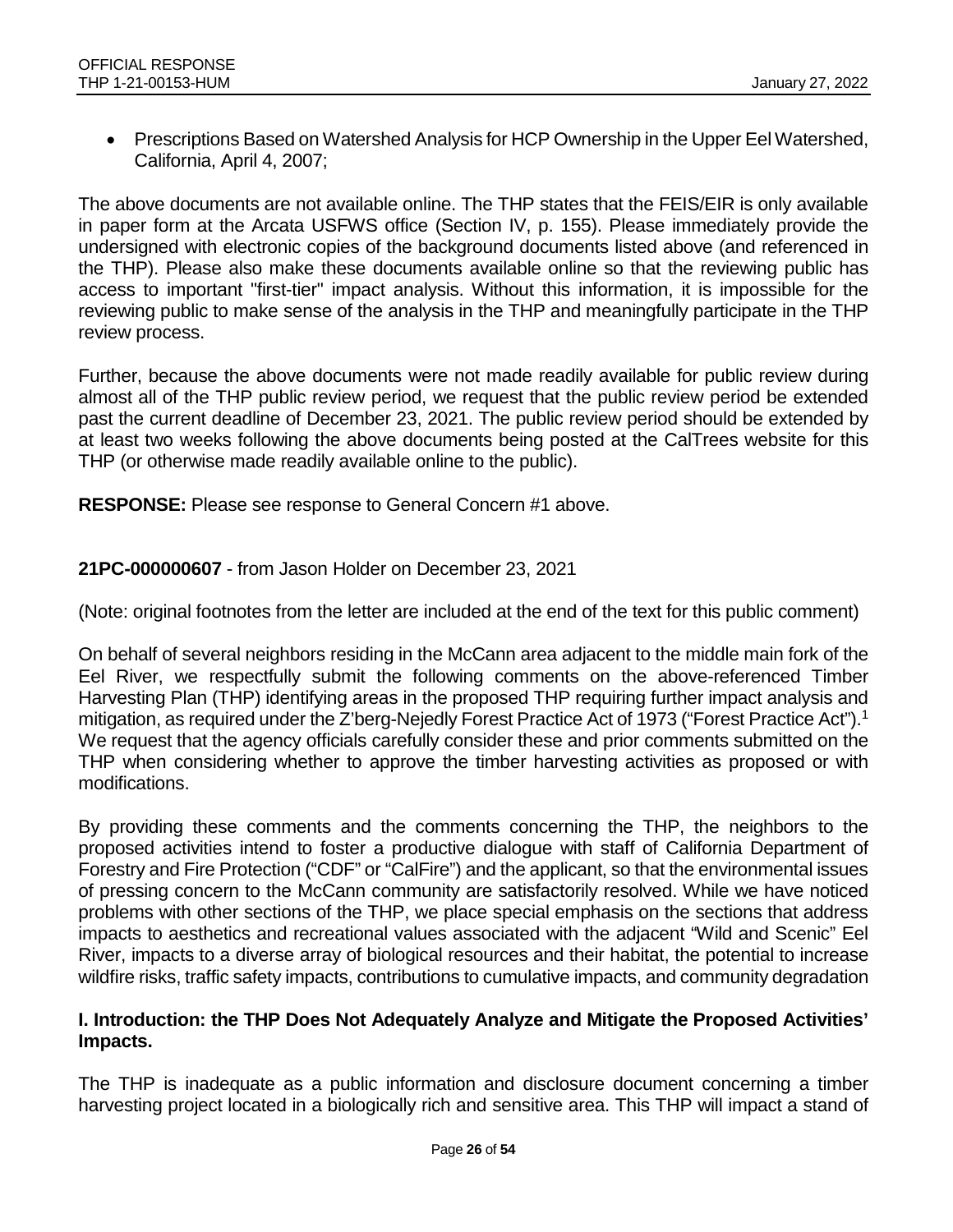- Prescriptions Based on Watershed Analysis for HCP Ownership in the Upper Eel Watershed, California, April 4, 2007;

The above documents are not available online. The THP states that the FEIS/EIR is only available in paper form at the Arcata USFWS office (Section IV, p. 155). Please immediately provide the undersigned with electronic copies of the background documents listed above (and referenced in the THP). Please also make these documents available online so that the reviewing public has access to important "first-tier" impact analysis. Without this information, it is impossible for the reviewing public to make sense of the analysis in the THP and meaningfully participate in the THP review process.

Further, because the above documents were not made readily available for public review during almost all of the THP public review period, we request that the public review period be extended past the current deadline of December 23, 2021. The public review period should be extended by at least two weeks following the above documents being posted at the CalTrees website for this THP (or otherwise made readily available online to the public).

**RESPONSE:** Please see response to General Concern #1 above.

**21PC-000000607** - from Jason Holder on December 23, 2021

(Note: original footnotes from the letter are included at the end of the text for this public comment)

On behalf of several neighbors residing in the McCann area adjacent to the middle main fork of the Eel River, we respectfully submit the following comments on the above-referenced Timber Harvesting Plan (THP) identifying areas in the proposed THP requiring further impact analysis and mitigation, as required under the Z'berg-Nejedly Forest Practice Act of 1973 ("Forest Practice Act").[1] We request that the agency officials carefully consider these and prior comments submitted on the THP when considering whether to approve the timber harvesting activities as proposed or with modifications.

By providing these comments and the comments concerning the THP, the neighbors to the proposed activities intend to foster a productive dialogue with staff of California Department of Forestry and Fire Protection ("CDF" or "CalFire") and the applicant, so that the environmental issues of pressing concern to the McCann community are satisfactorily resolved. While we have noticed problems with other sections of the THP, we place special emphasis on the sections that address impacts to aesthetics and recreational values associated with the adjacent "Wild and Scenic" Eel River, impacts to a diverse array of biological resources and their habitat, the potential to increase wildfire risks, traffic safety impacts, contributions to cumulative impacts, and community degradation

**I. Introduction: the THP Does Not Adequately Analyze and Mitigate the Proposed Activities' Impacts.**

The THP is inadequate as a public information and disclosure document concerning a timber harvesting project located in a biologically rich and sensitive area. This THP will impact a stand of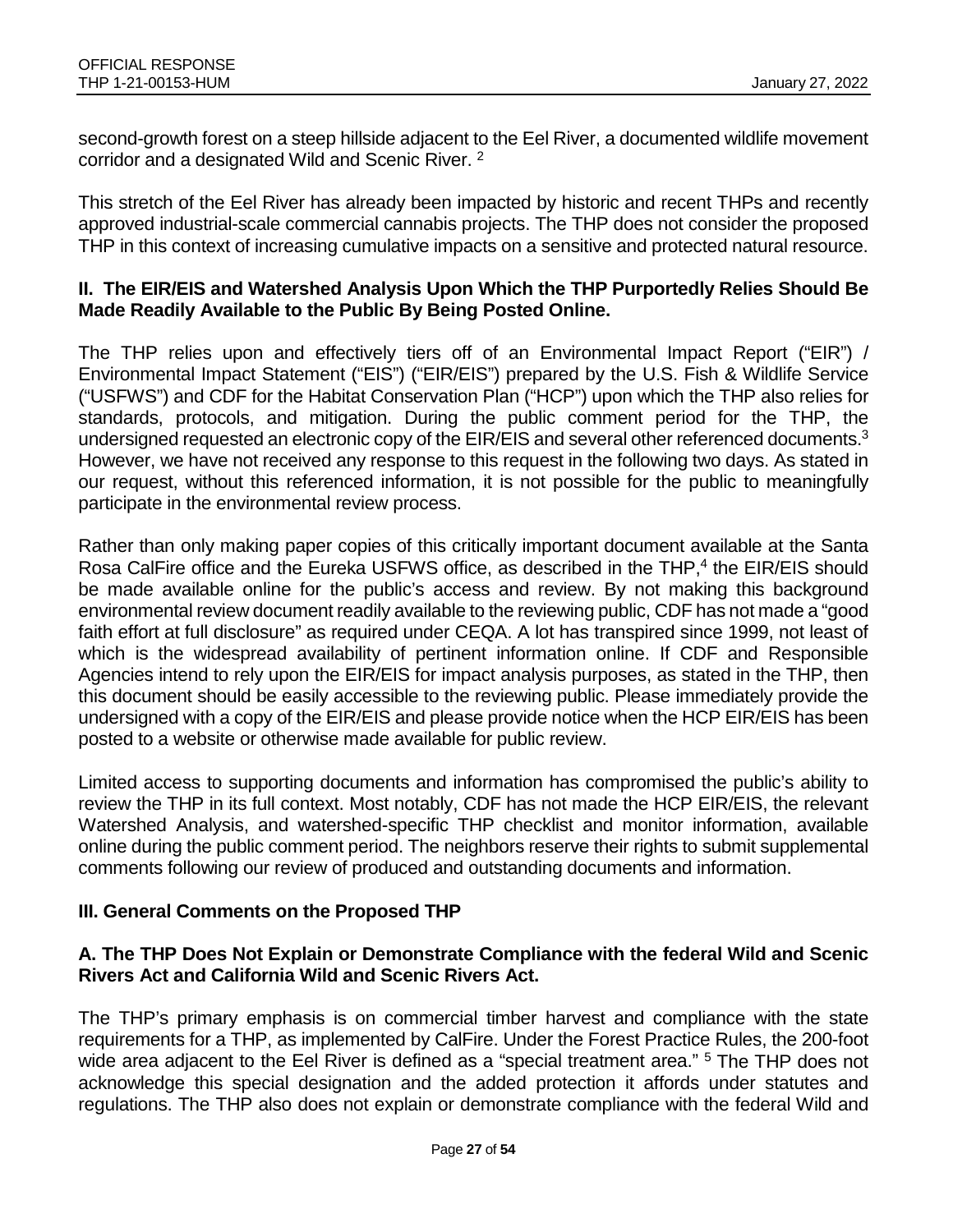second-growth forest on a steep hillside adjacent to the Eel River, a documented wildlife movement corridor and a designated Wild and Scenic River. [2]

This stretch of the Eel River has already been impacted by historic and recent THPs and recently approved industrial-scale commercial cannabis projects. The THP does not consider the proposed THP in this context of increasing cumulative impacts on a sensitive and protected natural resource.

## II. The EIR/EIS and Watershed Analysis Upon Which the THP Purportedly Relies Should Be Made Readily Available to the Public By Being Posted Online.

The THP relies upon and effectively tiers off of an Environmental Impact Report ("EIR") / Environmental Impact Statement ("EIS") ("EIR/EIS") prepared by the U.S. Fish & Wildlife Service ("USFWS") and CDF for the Habitat Conservation Plan ("HCP") upon which the THP also relies for standards, protocols, and mitigation. During the public comment period for the THP, the undersigned requested an electronic copy of the EIR/EIS and several other referenced documents.[3] However, we have not received any response to this request in the following two days. As stated in our request, without this referenced information, it is not possible for the public to meaningfully participate in the environmental review process.

Rather than only making paper copies of this critically important document available at the Santa Rosa CalFire office and the Eureka USFWS office, as described in the THP,[4] the EIR/EIS should be made available online for the public's access and review. By not making this background environmental review document readily available to the reviewing public, CDF has not made a "good faith effort at full disclosure" as required under CEQA. A lot has transpired since 1999, not least of which is the widespread availability of pertinent information online. If CDF and Responsible Agencies intend to rely upon the EIR/EIS for impact analysis purposes, as stated in the THP, then this document should be easily accessible to the reviewing public. Please immediately provide the undersigned with a copy of the EIR/EIS and please provide notice when the HCP EIR/EIS has been posted to a website or otherwise made available for public review.

Limited access to supporting documents and information has compromised the public's ability to review the THP in its full context. Most notably, CDF has not made the HCP EIR/EIS, the relevant Watershed Analysis, and watershed-specific THP checklist and monitor information, available online during the public comment period. The neighbors reserve their rights to submit supplemental comments following our review of produced and outstanding documents and information.

## III. General Comments on the Proposed THP

### A. The THP Does Not Explain or Demonstrate Compliance with the federal Wild and Scenic Rivers Act and California Wild and Scenic Rivers Act.

The THP's primary emphasis is on commercial timber harvest and compliance with the state requirements for a THP, as implemented by CalFire. Under the Forest Practice Rules, the 200-foot wide area adjacent to the Eel River is defined as a "special treatment area." [5] The THP does not acknowledge this special designation and the added protection it affords under statutes and regulations. The THP also does not explain or demonstrate compliance with the federal Wild and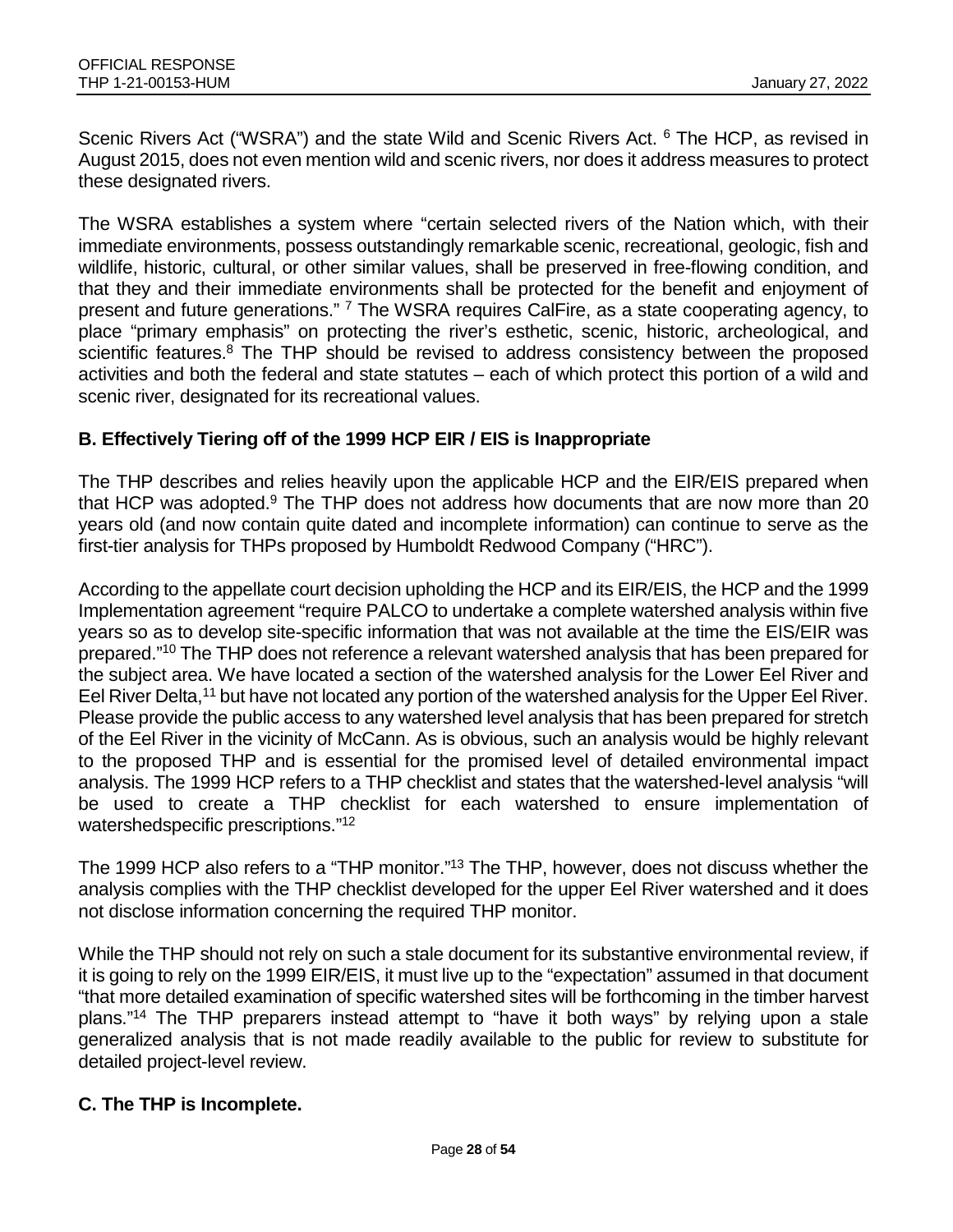Scenic Rivers Act ("WSRA") and the state Wild and Scenic Rivers Act. [6] The HCP, as revised in August 2015, does not even mention wild and scenic rivers, nor does it address measures to protect these designated rivers.

The WSRA establishes a system where "certain selected rivers of the Nation which, with their immediate environments, possess outstandingly remarkable scenic, recreational, geologic, fish and wildlife, historic, cultural, or other similar values, shall be preserved in free-flowing condition, and that they and their immediate environments shall be protected for the benefit and enjoyment of present and future generations." [7] The WSRA requires CalFire, as a state cooperating agency, to place "primary emphasis" on protecting the river's esthetic, scenic, historic, archeological, and scientific features.[8] The THP should be revised to address consistency between the proposed activities and both the federal and state statutes – each of which protect this portion of a wild and scenic river, designated for its recreational values.

## B. Effectively Tiering off of the 1999 HCP EIR / EIS is Inappropriate

The THP describes and relies heavily upon the applicable HCP and the EIR/EIS prepared when that HCP was adopted.[9] The THP does not address how documents that are now more than 20 years old (and now contain quite dated and incomplete information) can continue to serve as the first-tier analysis for THPs proposed by Humboldt Redwood Company ("HRC").

According to the appellate court decision upholding the HCP and its EIR/EIS, the HCP and the 1999 Implementation agreement "require PALCO to undertake a complete watershed analysis within five years so as to develop site-specific information that was not available at the time the EIS/EIR was prepared."[10] The THP does not reference a relevant watershed analysis that has been prepared for the subject area. We have located a section of the watershed analysis for the Lower Eel River and Eel River Delta,[11] but have not located any portion of the watershed analysis for the Upper Eel River. Please provide the public access to any watershed level analysis that has been prepared for stretch of the Eel River in the vicinity of McCann. As is obvious, such an analysis would be highly relevant to the proposed THP and is essential for the promised level of detailed environmental impact analysis. The 1999 HCP refers to a THP checklist and states that the watershed-level analysis "will be used to create a THP checklist for each watershed to ensure implementation of watershedspecific prescriptions."[12]

The 1999 HCP also refers to a "THP monitor."[13] The THP, however, does not discuss whether the analysis complies with the THP checklist developed for the upper Eel River watershed and it does not disclose information concerning the required THP monitor.

While the THP should not rely on such a stale document for its substantive environmental review, if it is going to rely on the 1999 EIR/EIS, it must live up to the "expectation" assumed in that document "that more detailed examination of specific watershed sites will be forthcoming in the timber harvest plans."[14] The THP preparers instead attempt to "have it both ways" by relying upon a stale generalized analysis that is not made readily available to the public for review to substitute for detailed project-level review.

## C. The THP is Incomplete.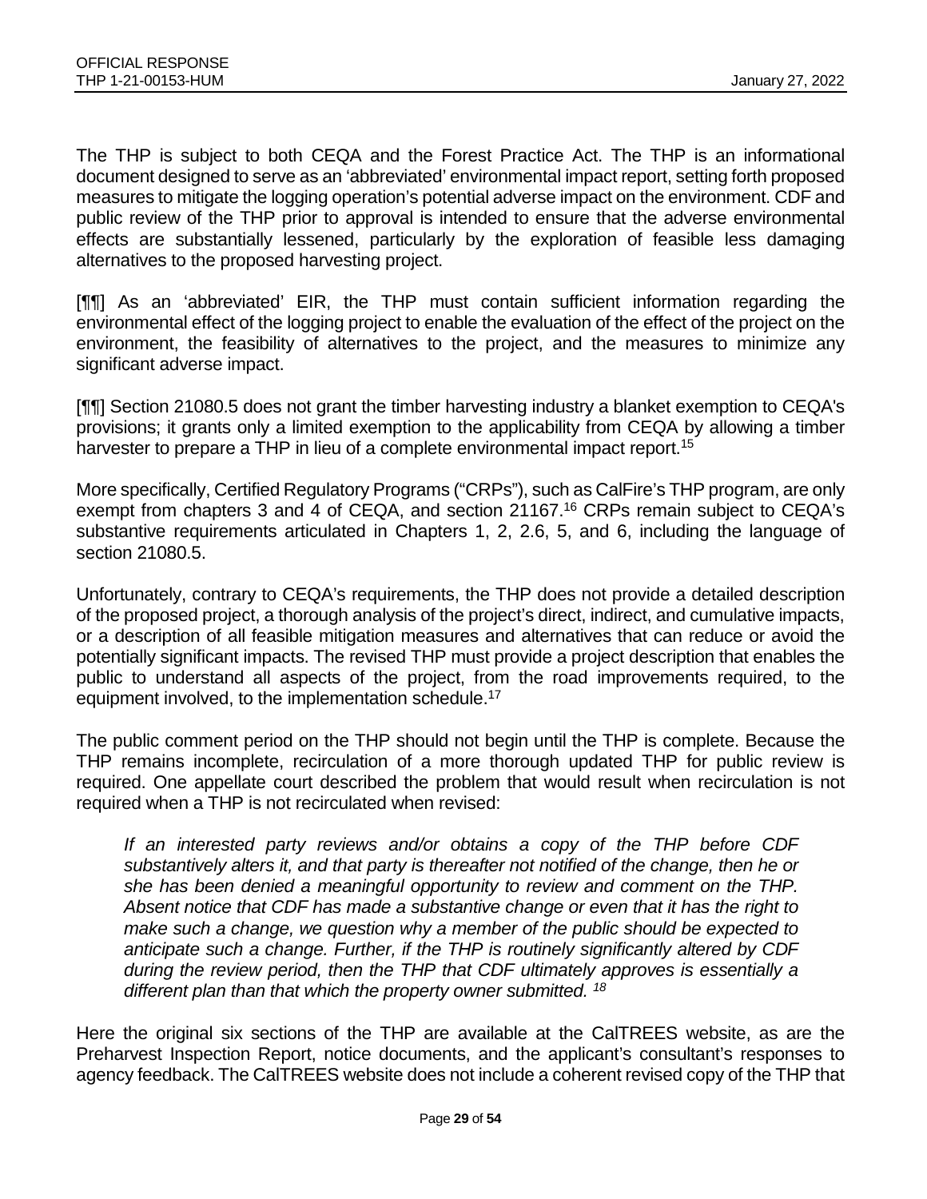The THP is subject to both CEQA and the Forest Practice Act. The THP is an informational document designed to serve as an 'abbreviated' environmental impact report, setting forth proposed measures to mitigate the logging operation's potential adverse impact on the environment. CDF and public review of the THP prior to approval is intended to ensure that the adverse environmental effects are substantially lessened, particularly by the exploration of feasible less damaging alternatives to the proposed harvesting project.

[¶¶] As an 'abbreviated' EIR, the THP must contain sufficient information regarding the environmental effect of the logging project to enable the evaluation of the effect of the project on the environment, the feasibility of alternatives to the project, and the measures to minimize any significant adverse impact.

[¶¶] Section 21080.5 does not grant the timber harvesting industry a blanket exemption to CEQA's provisions; it grants only a limited exemption to the applicability from CEQA by allowing a timber harvester to prepare a THP in lieu of a complete environmental impact report.[15]

More specifically, Certified Regulatory Programs ("CRPs"), such as CalFire's THP program, are only exempt from chapters 3 and 4 of CEQA, and section 21167.[16] CRPs remain subject to CEQA's substantive requirements articulated in Chapters 1, 2, 2.6, 5, and 6, including the language of section 21080.5.

Unfortunately, contrary to CEQA's requirements, the THP does not provide a detailed description of the proposed project, a thorough analysis of the project's direct, indirect, and cumulative impacts, or a description of all feasible mitigation measures and alternatives that can reduce or avoid the potentially significant impacts. The revised THP must provide a project description that enables the public to understand all aspects of the project, from the road improvements required, to the equipment involved, to the implementation schedule.[17]

The public comment period on the THP should not begin until the THP is complete. Because the THP remains incomplete, recirculation of a more thorough updated THP for public review is required. One appellate court described the problem that would result when recirculation is not required when a THP is not recirculated when revised:

> *If an interested party reviews and/or obtains a copy of the THP before CDF substantively alters it, and that party is thereafter not notified of the change, then he or she has been denied a meaningful opportunity to review and comment on the THP. Absent notice that CDF has made a substantive change or even that it has the right to make such a change, we question why a member of the public should be expected to anticipate such a change. Further, if the THP is routinely significantly altered by CDF during the review period, then the THP that CDF ultimately approves is essentially a different plan than that which the property owner submitted.* [18]

Here the original six sections of the THP are available at the CalTREES website, as are the Preharvest Inspection Report, notice documents, and the applicant's consultant's responses to agency feedback. The CalTREES website does not include a coherent revised copy of the THP that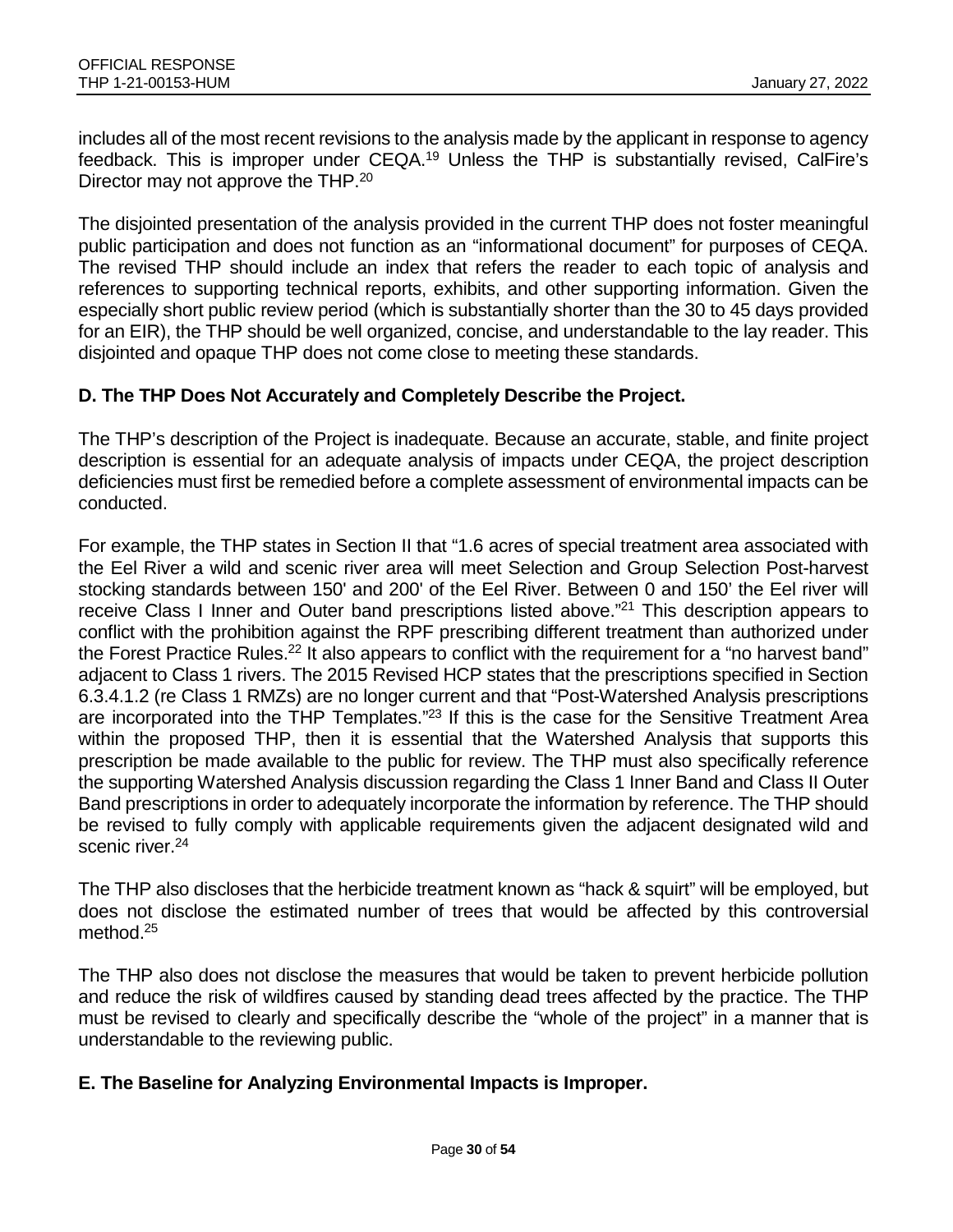includes all of the most recent revisions to the analysis made by the applicant in response to agency feedback. This is improper under CEQA.[19] Unless the THP is substantially revised, CalFire's Director may not approve the THP.[20]

The disjointed presentation of the analysis provided in the current THP does not foster meaningful public participation and does not function as an "informational document" for purposes of CEQA. The revised THP should include an index that refers the reader to each topic of analysis and references to supporting technical reports, exhibits, and other supporting information. Given the especially short public review period (which is substantially shorter than the 30 to 45 days provided for an EIR), the THP should be well organized, concise, and understandable to the lay reader. This disjointed and opaque THP does not come close to meeting these standards.

### D. The THP Does Not Accurately and Completely Describe the Project.

The THP's description of the Project is inadequate. Because an accurate, stable, and finite project description is essential for an adequate analysis of impacts under CEQA, the project description deficiencies must first be remedied before a complete assessment of environmental impacts can be conducted.

For example, the THP states in Section II that "1.6 acres of special treatment area associated with the Eel River a wild and scenic river area will meet Selection and Group Selection Post-harvest stocking standards between 150' and 200' of the Eel River. Between 0 and 150' the Eel river will receive Class I Inner and Outer band prescriptions listed above."[21] This description appears to conflict with the prohibition against the RPF prescribing different treatment than authorized under the Forest Practice Rules.[22] It also appears to conflict with the requirement for a "no harvest band" adjacent to Class 1 rivers. The 2015 Revised HCP states that the prescriptions specified in Section 6.3.4.1.2 (re Class 1 RMZs) are no longer current and that "Post-Watershed Analysis prescriptions are incorporated into the THP Templates."[23] If this is the case for the Sensitive Treatment Area within the proposed THP, then it is essential that the Watershed Analysis that supports this prescription be made available to the public for review. The THP must also specifically reference the supporting Watershed Analysis discussion regarding the Class 1 Inner Band and Class II Outer Band prescriptions in order to adequately incorporate the information by reference. The THP should be revised to fully comply with applicable requirements given the adjacent designated wild and scenic river.[24]

The THP also discloses that the herbicide treatment known as "hack & squirt" will be employed, but does not disclose the estimated number of trees that would be affected by this controversial method.[25]

The THP also does not disclose the measures that would be taken to prevent herbicide pollution and reduce the risk of wildfires caused by standing dead trees affected by the practice. The THP must be revised to clearly and specifically describe the "whole of the project" in a manner that is understandable to the reviewing public.

### E. The Baseline for Analyzing Environmental Impacts is Improper.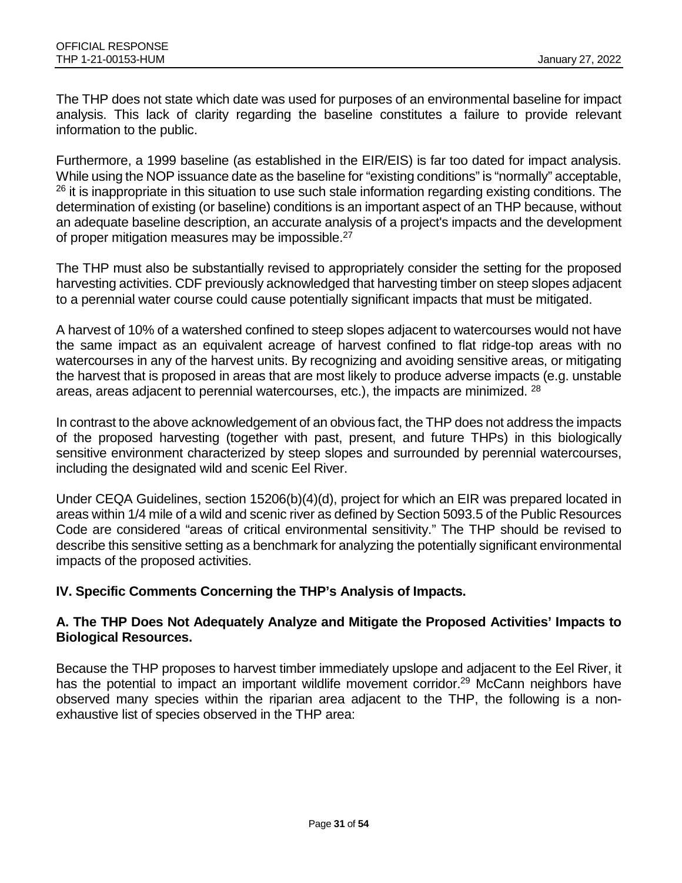The THP does not state which date was used for purposes of an environmental baseline for impact analysis. This lack of clarity regarding the baseline constitutes a failure to provide relevant information to the public.

Furthermore, a 1999 baseline (as established in the EIR/EIS) is far too dated for impact analysis. While using the NOP issuance date as the baseline for "existing conditions" is "normally" acceptable, [26] it is inappropriate in this situation to use such stale information regarding existing conditions. The determination of existing (or baseline) conditions is an important aspect of an THP because, without an adequate baseline description, an accurate analysis of a project's impacts and the development of proper mitigation measures may be impossible.[27]

The THP must also be substantially revised to appropriately consider the setting for the proposed harvesting activities. CDF previously acknowledged that harvesting timber on steep slopes adjacent to a perennial water course could cause potentially significant impacts that must be mitigated.

A harvest of 10% of a watershed confined to steep slopes adjacent to watercourses would not have the same impact as an equivalent acreage of harvest confined to flat ridge-top areas with no watercourses in any of the harvest units. By recognizing and avoiding sensitive areas, or mitigating the harvest that is proposed in areas that are most likely to produce adverse impacts (e.g. unstable areas, areas adjacent to perennial watercourses, etc.), the impacts are minimized. [28]

In contrast to the above acknowledgement of an obvious fact, the THP does not address the impacts of the proposed harvesting (together with past, present, and future THPs) in this biologically sensitive environment characterized by steep slopes and surrounded by perennial watercourses, including the designated wild and scenic Eel River.

Under CEQA Guidelines, section 15206(b)(4)(d), project for which an EIR was prepared located in areas within 1/4 mile of a wild and scenic river as defined by Section 5093.5 of the Public Resources Code are considered "areas of critical environmental sensitivity." The THP should be revised to describe this sensitive setting as a benchmark for analyzing the potentially significant environmental impacts of the proposed activities.

## IV. Specific Comments Concerning the THP's Analysis of Impacts.

### A. The THP Does Not Adequately Analyze and Mitigate the Proposed Activities' Impacts to Biological Resources.

Because the THP proposes to harvest timber immediately upslope and adjacent to the Eel River, it has the potential to impact an important wildlife movement corridor.[29] McCann neighbors have observed many species within the riparian area adjacent to the THP, the following is a non-exhaustive list of species observed in the THP area: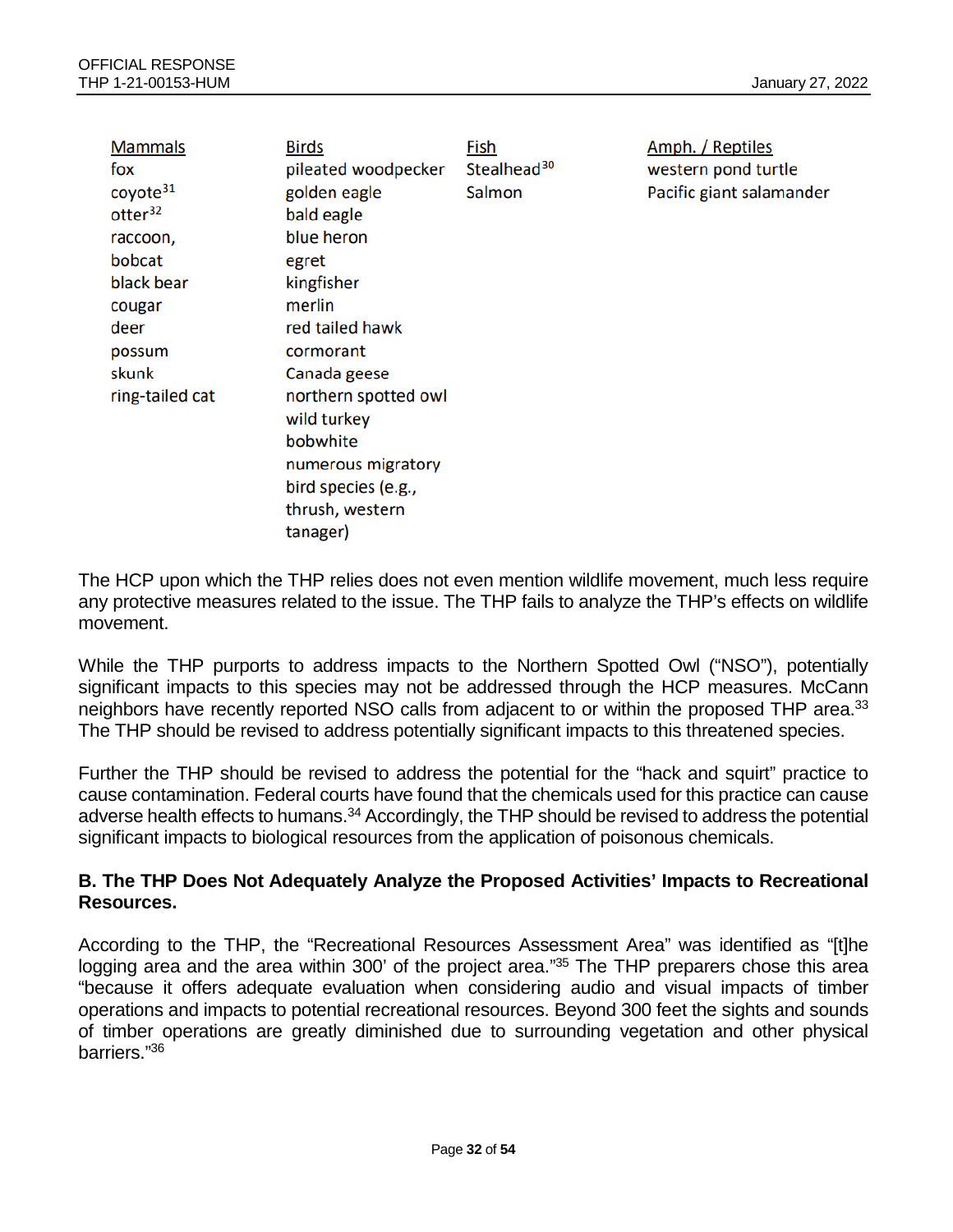| Mammals | Birds | Fish | Amph. / Reptiles |
|---|---|---|---|
| fox | pileated woodpecker | Stealhead[30] | western pond turtle |
| coyote[31] | golden eagle | Salmon | Pacific giant salamander |
| otter[32] | bald eagle | | |
| raccoon, | blue heron | | |
| bobcat | egret | | |
| black bear | kingfisher | | |
| cougar | merlin | | |
| deer | red tailed hawk | | |
| possum | cormorant | | |
| skunk | Canada geese | | |
| ring-tailed cat | northern spotted owl | | |
| | wild turkey | | |
| | bobwhite | | |
| | numerous migratory bird species (e.g., thrush, western tanager) | | |

The HCP upon which the THP relies does not even mention wildlife movement, much less require any protective measures related to the issue. The THP fails to analyze the THP's effects on wildlife movement.

While the THP purports to address impacts to the Northern Spotted Owl ("NSO"), potentially significant impacts to this species may not be addressed through the HCP measures. McCann neighbors have recently reported NSO calls from adjacent to or within the proposed THP area.[33] The THP should be revised to address potentially significant impacts to this threatened species.

Further the THP should be revised to address the potential for the "hack and squirt" practice to cause contamination. Federal courts have found that the chemicals used for this practice can cause adverse health effects to humans.[34] Accordingly, the THP should be revised to address the potential significant impacts to biological resources from the application of poisonous chemicals.

**B. The THP Does Not Adequately Analyze the Proposed Activities' Impacts to Recreational Resources.**

According to the THP, the "Recreational Resources Assessment Area" was identified as "[t]he logging area and the area within 300' of the project area."[35] The THP preparers chose this area "because it offers adequate evaluation when considering audio and visual impacts of timber operations and impacts to potential recreational resources. Beyond 300 feet the sights and sounds of timber operations are greatly diminished due to surrounding vegetation and other physical barriers."[36]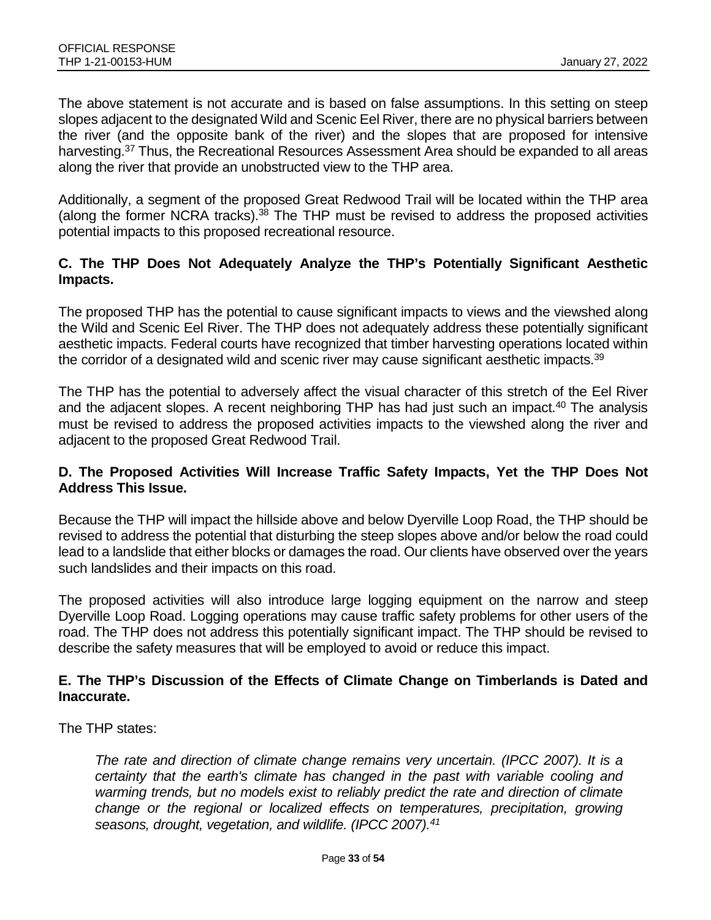The above statement is not accurate and is based on false assumptions. In this setting on steep slopes adjacent to the designated Wild and Scenic Eel River, there are no physical barriers between the river (and the opposite bank of the river) and the slopes that are proposed for intensive harvesting.[37] Thus, the Recreational Resources Assessment Area should be expanded to all areas along the river that provide an unobstructed view to the THP area.

Additionally, a segment of the proposed Great Redwood Trail will be located within the THP area (along the former NCRA tracks).[38] The THP must be revised to address the proposed activities potential impacts to this proposed recreational resource.

### C. The THP Does Not Adequately Analyze the THP's Potentially Significant Aesthetic Impacts.

The proposed THP has the potential to cause significant impacts to views and the viewshed along the Wild and Scenic Eel River. The THP does not adequately address these potentially significant aesthetic impacts. Federal courts have recognized that timber harvesting operations located within the corridor of a designated wild and scenic river may cause significant aesthetic impacts.[39]

The THP has the potential to adversely affect the visual character of this stretch of the Eel River and the adjacent slopes. A recent neighboring THP has had just such an impact.[40] The analysis must be revised to address the proposed activities impacts to the viewshed along the river and adjacent to the proposed Great Redwood Trail.

### D. The Proposed Activities Will Increase Traffic Safety Impacts, Yet the THP Does Not Address This Issue.

Because the THP will impact the hillside above and below Dyerville Loop Road, the THP should be revised to address the potential that disturbing the steep slopes above and/or below the road could lead to a landslide that either blocks or damages the road. Our clients have observed over the years such landslides and their impacts on this road.

The proposed activities will also introduce large logging equipment on the narrow and steep Dyerville Loop Road. Logging operations may cause traffic safety problems for other users of the road. The THP does not address this potentially significant impact. The THP should be revised to describe the safety measures that will be employed to avoid or reduce this impact.

### E. The THP's Discussion of the Effects of Climate Change on Timberlands is Dated and Inaccurate.

The THP states:

> *The rate and direction of climate change remains very uncertain. (IPCC 2007). It is a certainty that the earth's climate has changed in the past with variable cooling and warming trends, but no models exist to reliably predict the rate and direction of climate change or the regional or localized effects on temperatures, precipitation, growing seasons, drought, vegetation, and wildlife. (IPCC 2007).*[41]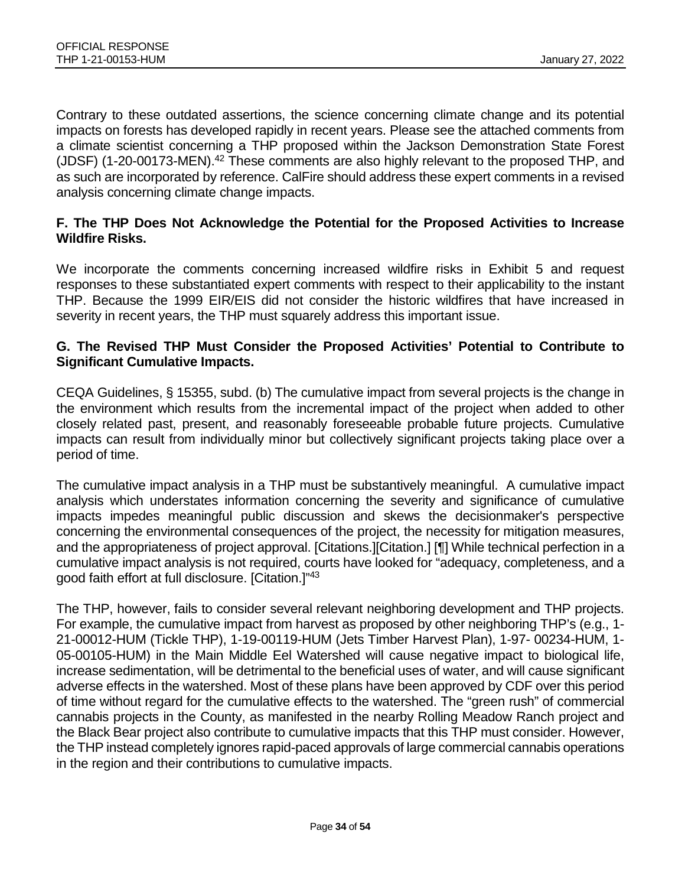Contrary to these outdated assertions, the science concerning climate change and its potential impacts on forests has developed rapidly in recent years. Please see the attached comments from a climate scientist concerning a THP proposed within the Jackson Demonstration State Forest (JDSF) (1-20-00173-MEN).[42] These comments are also highly relevant to the proposed THP, and as such are incorporated by reference. CalFire should address these expert comments in a revised analysis concerning climate change impacts.

### F. The THP Does Not Acknowledge the Potential for the Proposed Activities to Increase Wildfire Risks.

We incorporate the comments concerning increased wildfire risks in Exhibit 5 and request responses to these substantiated expert comments with respect to their applicability to the instant THP. Because the 1999 EIR/EIS did not consider the historic wildfires that have increased in severity in recent years, the THP must squarely address this important issue.

### G. The Revised THP Must Consider the Proposed Activities' Potential to Contribute to Significant Cumulative Impacts.

CEQA Guidelines, § 15355, subd. (b) The cumulative impact from several projects is the change in the environment which results from the incremental impact of the project when added to other closely related past, present, and reasonably foreseeable probable future projects. Cumulative impacts can result from individually minor but collectively significant projects taking place over a period of time.

The cumulative impact analysis in a THP must be substantively meaningful. A cumulative impact analysis which understates information concerning the severity and significance of cumulative impacts impedes meaningful public discussion and skews the decisionmaker's perspective concerning the environmental consequences of the project, the necessity for mitigation measures, and the appropriateness of project approval. [Citations.][Citation.] [¶] While technical perfection in a cumulative impact analysis is not required, courts have looked for "adequacy, completeness, and a good faith effort at full disclosure. [Citation.]"[43]

The THP, however, fails to consider several relevant neighboring development and THP projects. For example, the cumulative impact from harvest as proposed by other neighboring THP's (e.g., 1-21-00012-HUM (Tickle THP), 1-19-00119-HUM (Jets Timber Harvest Plan), 1-97- 00234-HUM, 1-05-00105-HUM) in the Main Middle Eel Watershed will cause negative impact to biological life, increase sedimentation, will be detrimental to the beneficial uses of water, and will cause significant adverse effects in the watershed. Most of these plans have been approved by CDF over this period of time without regard for the cumulative effects to the watershed. The "green rush" of commercial cannabis projects in the County, as manifested in the nearby Rolling Meadow Ranch project and the Black Bear project also contribute to cumulative impacts that this THP must consider. However, the THP instead completely ignores rapid-paced approvals of large commercial cannabis operations in the region and their contributions to cumulative impacts.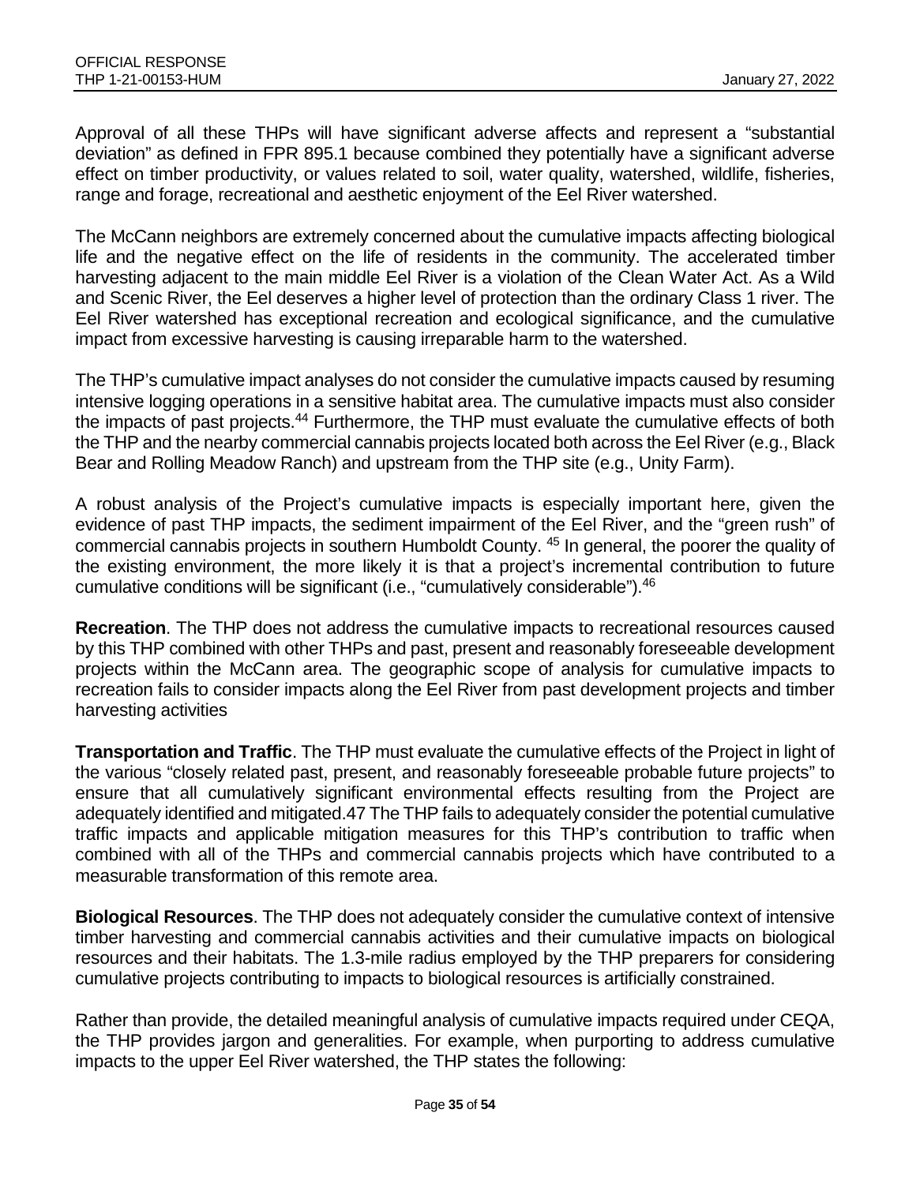Approval of all these THPs will have significant adverse affects and represent a "substantial deviation" as defined in FPR 895.1 because combined they potentially have a significant adverse effect on timber productivity, or values related to soil, water quality, watershed, wildlife, fisheries, range and forage, recreational and aesthetic enjoyment of the Eel River watershed.

The McCann neighbors are extremely concerned about the cumulative impacts affecting biological life and the negative effect on the life of residents in the community. The accelerated timber harvesting adjacent to the main middle Eel River is a violation of the Clean Water Act. As a Wild and Scenic River, the Eel deserves a higher level of protection than the ordinary Class 1 river. The Eel River watershed has exceptional recreation and ecological significance, and the cumulative impact from excessive harvesting is causing irreparable harm to the watershed.

The THP's cumulative impact analyses do not consider the cumulative impacts caused by resuming intensive logging operations in a sensitive habitat area. The cumulative impacts must also consider the impacts of past projects.[44] Furthermore, the THP must evaluate the cumulative effects of both the THP and the nearby commercial cannabis projects located both across the Eel River (e.g., Black Bear and Rolling Meadow Ranch) and upstream from the THP site (e.g., Unity Farm).

A robust analysis of the Project's cumulative impacts is especially important here, given the evidence of past THP impacts, the sediment impairment of the Eel River, and the "green rush" of commercial cannabis projects in southern Humboldt County. [45] In general, the poorer the quality of the existing environment, the more likely it is that a project's incremental contribution to future cumulative conditions will be significant (i.e., "cumulatively considerable").[46]

**Recreation**. The THP does not address the cumulative impacts to recreational resources caused by this THP combined with other THPs and past, present and reasonably foreseeable development projects within the McCann area. The geographic scope of analysis for cumulative impacts to recreation fails to consider impacts along the Eel River from past development projects and timber harvesting activities

**Transportation and Traffic**. The THP must evaluate the cumulative effects of the Project in light of the various "closely related past, present, and reasonably foreseeable probable future projects" to ensure that all cumulatively significant environmental effects resulting from the Project are adequately identified and mitigated.47 The THP fails to adequately consider the potential cumulative traffic impacts and applicable mitigation measures for this THP's contribution to traffic when combined with all of the THPs and commercial cannabis projects which have contributed to a measurable transformation of this remote area.

**Biological Resources**. The THP does not adequately consider the cumulative context of intensive timber harvesting and commercial cannabis activities and their cumulative impacts on biological resources and their habitats. The 1.3-mile radius employed by the THP preparers for considering cumulative projects contributing to impacts to biological resources is artificially constrained.

Rather than provide, the detailed meaningful analysis of cumulative impacts required under CEQA, the THP provides jargon and generalities. For example, when purporting to address cumulative impacts to the upper Eel River watershed, the THP states the following: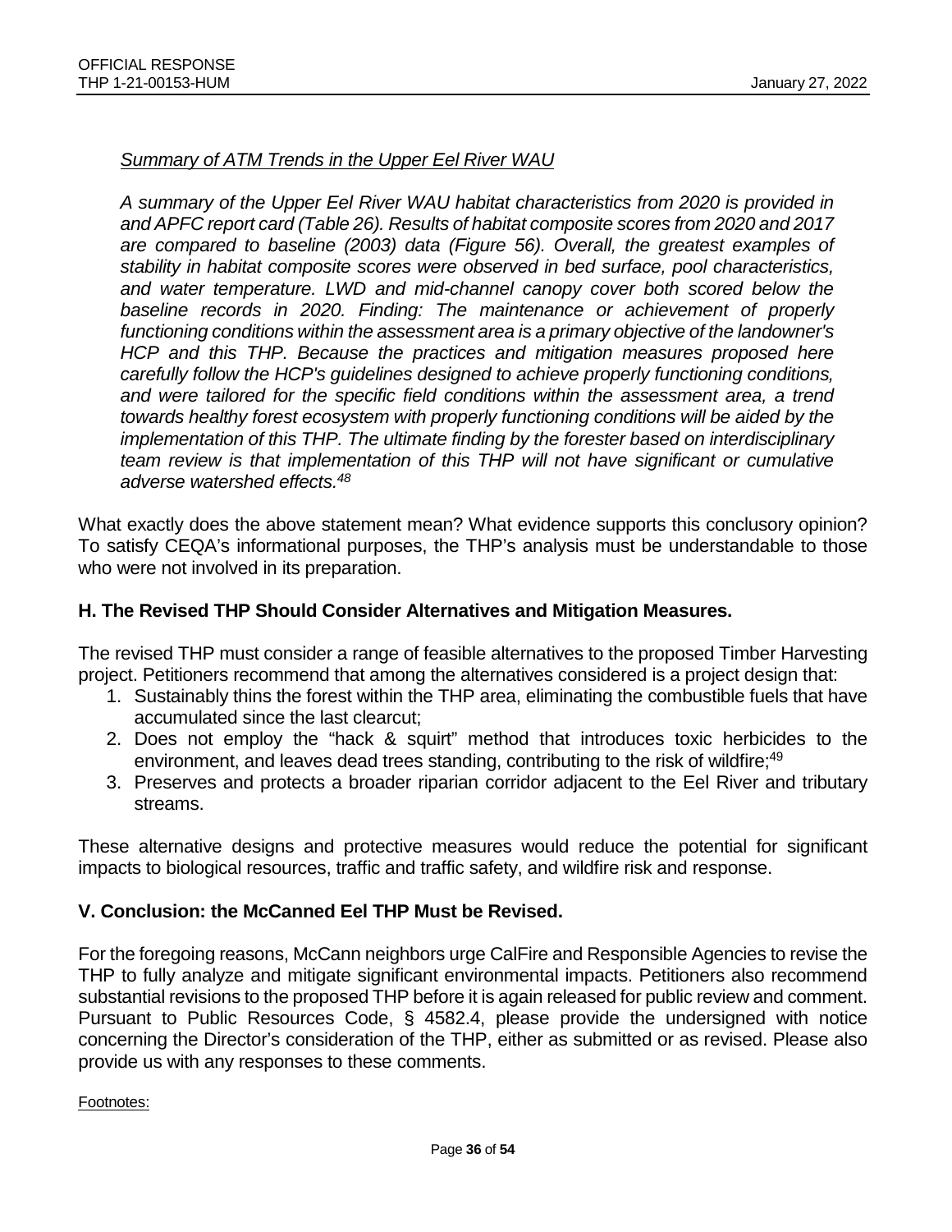*<u>Summary of ATM Trends in the Upper Eel River WAU</u>*

*A summary of the Upper Eel River WAU habitat characteristics from 2020 is provided in and APFC report card (Table 26). Results of habitat composite scores from 2020 and 2017 are compared to baseline (2003) data (Figure 56). Overall, the greatest examples of stability in habitat composite scores were observed in bed surface, pool characteristics, and water temperature. LWD and mid-channel canopy cover both scored below the baseline records in 2020. Finding: The maintenance or achievement of properly functioning conditions within the assessment area is a primary objective of the landowner's HCP and this THP. Because the practices and mitigation measures proposed here carefully follow the HCP's guidelines designed to achieve properly functioning conditions, and were tailored for the specific field conditions within the assessment area, a trend towards healthy forest ecosystem with properly functioning conditions will be aided by the implementation of this THP. The ultimate finding by the forester based on interdisciplinary team review is that implementation of this THP will not have significant or cumulative adverse watershed effects.*[48]

What exactly does the above statement mean? What evidence supports this conclusory opinion? To satisfy CEQA's informational purposes, the THP's analysis must be understandable to those who were not involved in its preparation.

### H. The Revised THP Should Consider Alternatives and Mitigation Measures.

The revised THP must consider a range of feasible alternatives to the proposed Timber Harvesting project. Petitioners recommend that among the alternatives considered is a project design that:

1. Sustainably thins the forest within the THP area, eliminating the combustible fuels that have accumulated since the last clearcut;
2. Does not employ the "hack & squirt" method that introduces toxic herbicides to the environment, and leaves dead trees standing, contributing to the risk of wildfire;[49]
3. Preserves and protects a broader riparian corridor adjacent to the Eel River and tributary streams.

These alternative designs and protective measures would reduce the potential for significant impacts to biological resources, traffic and traffic safety, and wildfire risk and response.

## V. Conclusion: the McCanned Eel THP Must be Revised.

For the foregoing reasons, McCann neighbors urge CalFire and Responsible Agencies to revise the THP to fully analyze and mitigate significant environmental impacts. Petitioners also recommend substantial revisions to the proposed THP before it is again released for public review and comment. Pursuant to Public Resources Code, § 4582.4, please provide the undersigned with notice concerning the Director's consideration of the THP, either as submitted or as revised. Please also provide us with any responses to these comments.

<u>Footnotes:</u>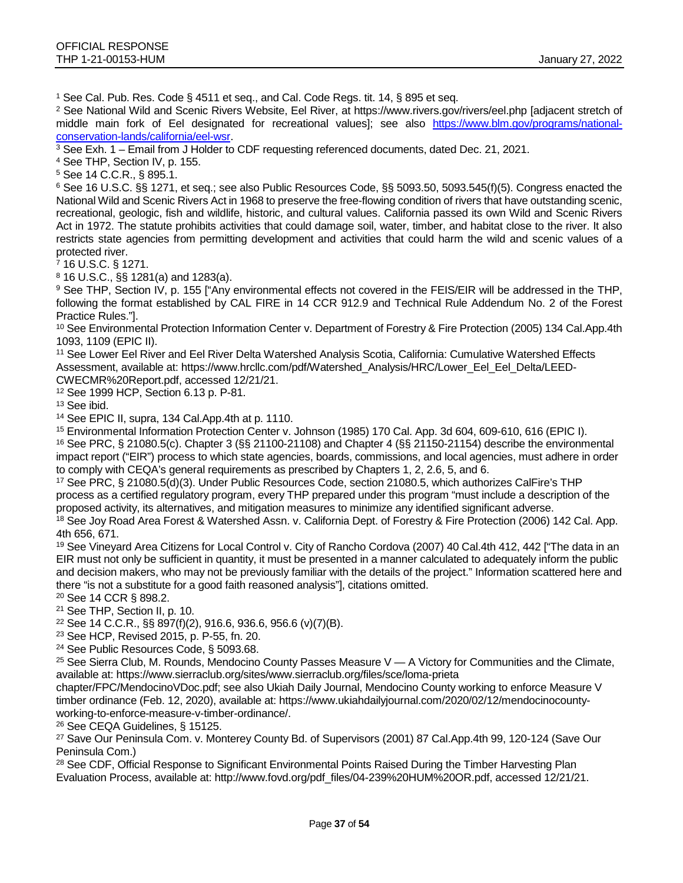[1] See Cal. Pub. Res. Code § 4511 et seq., and Cal. Code Regs. tit. 14, § 895 et seq.

[2] See National Wild and Scenic Rivers Website, Eel River, at https://www.rivers.gov/rivers/eel.php [adjacent stretch of middle main fork of Eel designated for recreational values]; see also https://www.blm.gov/programs/national-conservation-lands/california/eel-wsr.

[3] See Exh. 1 – Email from J Holder to CDF requesting referenced documents, dated Dec. 21, 2021.

[4] See THP, Section IV, p. 155.

[5] See 14 C.C.R., § 895.1.

[6] See 16 U.S.C. §§ 1271, et seq.; see also Public Resources Code, §§ 5093.50, 5093.545(f)(5). Congress enacted the National Wild and Scenic Rivers Act in 1968 to preserve the free-flowing condition of rivers that have outstanding scenic, recreational, geologic, fish and wildlife, historic, and cultural values. California passed its own Wild and Scenic Rivers Act in 1972. The statute prohibits activities that could damage soil, water, timber, and habitat close to the river. It also restricts state agencies from permitting development and activities that could harm the wild and scenic values of a protected river.

[7] 16 U.S.C. § 1271.

[8] 16 U.S.C., §§ 1281(a) and 1283(a).

[9] See THP, Section IV, p. 155 ["Any environmental effects not covered in the FEIS/EIR will be addressed in the THP, following the format established by CAL FIRE in 14 CCR 912.9 and Technical Rule Addendum No. 2 of the Forest Practice Rules."].

[10] See Environmental Protection Information Center v. Department of Forestry & Fire Protection (2005) 134 Cal.App.4th 1093, 1109 (EPIC II).

[11] See Lower Eel River and Eel River Delta Watershed Analysis Scotia, California: Cumulative Watershed Effects Assessment, available at: https://www.hrcllc.com/pdf/Watershed_Analysis/HRC/Lower_Eel_Eel_Delta/LEED-CWECMR%20Report.pdf, accessed 12/21/21.

[12] See 1999 HCP, Section 6.13 p. P-81.

[13] See ibid.

[14] See EPIC II, supra, 134 Cal.App.4th at p. 1110.

[15] Environmental Information Protection Center v. Johnson (1985) 170 Cal. App. 3d 604, 609-610, 616 (EPIC I).

[16] See PRC, § 21080.5(c). Chapter 3 (§§ 21100-21108) and Chapter 4 (§§ 21150-21154) describe the environmental impact report ("EIR") process to which state agencies, boards, commissions, and local agencies, must adhere in order to comply with CEQA's general requirements as prescribed by Chapters 1, 2, 2.6, 5, and 6.

[17] See PRC, § 21080.5(d)(3). Under Public Resources Code, section 21080.5, which authorizes CalFire's THP process as a certified regulatory program, every THP prepared under this program "must include a description of the proposed activity, its alternatives, and mitigation measures to minimize any identified significant adverse.

[18] See Joy Road Area Forest & Watershed Assn. v. California Dept. of Forestry & Fire Protection (2006) 142 Cal. App. 4th 656, 671.

[19] See Vineyard Area Citizens for Local Control v. City of Rancho Cordova (2007) 40 Cal.4th 412, 442 ["The data in an EIR must not only be sufficient in quantity, it must be presented in a manner calculated to adequately inform the public and decision makers, who may not be previously familiar with the details of the project." Information scattered here and there "is not a substitute for a good faith reasoned analysis"], citations omitted.

[20] See 14 CCR § 898.2.

[21] See THP, Section II, p. 10.

[22] See 14 C.C.R., §§ 897(f)(2), 916.6, 936.6, 956.6 (v)(7)(B).

[23] See HCP, Revised 2015, p. P-55, fn. 20.

[24] See Public Resources Code, § 5093.68.

[25] See Sierra Club, M. Rounds, Mendocino County Passes Measure V — A Victory for Communities and the Climate, available at: https://www.sierraclub.org/sites/www.sierraclub.org/files/sce/loma-prieta chapter/FPC/MendocinoVDoc.pdf; see also Ukiah Daily Journal, Mendocino County working to enforce Measure V timber ordinance (Feb. 12, 2020), available at: https://www.ukiahdailyjournal.com/2020/02/12/mendocinocounty-working-to-enforce-measure-v-timber-ordinance/.

[26] See CEQA Guidelines, § 15125.

[27] Save Our Peninsula Com. v. Monterey County Bd. of Supervisors (2001) 87 Cal.App.4th 99, 120-124 (Save Our Peninsula Com.)

[28] See CDF, Official Response to Significant Environmental Points Raised During the Timber Harvesting Plan Evaluation Process, available at: http://www.fovd.org/pdf_files/04-239%20HUM%20OR.pdf, accessed 12/21/21.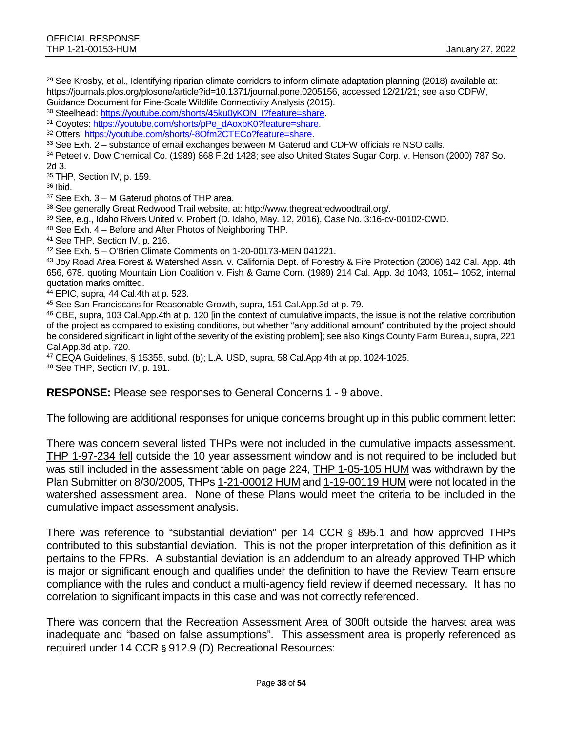[29] See Krosby, et al., Identifying riparian climate corridors to inform climate adaptation planning (2018) available at: https://journals.plos.org/plosone/article?id=10.1371/journal.pone.0205156, accessed 12/21/21; see also CDFW, Guidance Document for Fine-Scale Wildlife Connectivity Analysis (2015).

[30] Steelhead: https://youtube.com/shorts/45ku0yKON_I?feature=share.

[31] Coyotes: https://youtube.com/shorts/pPe_dAoxbK0?feature=share.

[32] Otters: https://youtube.com/shorts/-8Ofm2CTECo?feature=share.

[33] See Exh. 2 – substance of email exchanges between M Gaterud and CDFW officials re NSO calls.

[34] Peteet v. Dow Chemical Co. (1989) 868 F.2d 1428; see also United States Sugar Corp. v. Henson (2000) 787 So. 2d 3.

[35] THP, Section IV, p. 159.

[36] Ibid.

[37] See Exh. 3 – M Gaterud photos of THP area.

[38] See generally Great Redwood Trail website, at: http://www.thegreatredwoodtrail.org/.

[39] See, e.g., Idaho Rivers United v. Probert (D. Idaho, May. 12, 2016), Case No. 3:16-cv-00102-CWD.

[40] See Exh. 4 – Before and After Photos of Neighboring THP.

[41] See THP, Section IV, p. 216.

[42] See Exh. 5 – O'Brien Climate Comments on 1-20-00173-MEN 041221.

[43] Joy Road Area Forest & Watershed Assn. v. California Dept. of Forestry & Fire Protection (2006) 142 Cal. App. 4th 656, 678, quoting Mountain Lion Coalition v. Fish & Game Com. (1989) 214 Cal. App. 3d 1043, 1051– 1052, internal quotation marks omitted.

[44] EPIC, supra, 44 Cal.4th at p. 523.

[45] See San Franciscans for Reasonable Growth, supra, 151 Cal.App.3d at p. 79.

[46] CBE, supra, 103 Cal.App.4th at p. 120 [in the context of cumulative impacts, the issue is not the relative contribution of the project as compared to existing conditions, but whether "any additional amount" contributed by the project should be considered significant in light of the severity of the existing problem]; see also Kings County Farm Bureau, supra, 221 Cal.App.3d at p. 720.

[47] CEQA Guidelines, § 15355, subd. (b); L.A. USD, supra, 58 Cal.App.4th at pp. 1024-1025.

[48] See THP, Section IV, p. 191.

**RESPONSE:** Please see responses to General Concerns 1 - 9 above.

The following are additional responses for unique concerns brought up in this public comment letter:

There was concern several listed THPs were not included in the cumulative impacts assessment. THP 1-97-234 fell outside the 10 year assessment window and is not required to be included but was still included in the assessment table on page 224, THP 1-05-105 HUM was withdrawn by the Plan Submitter on 8/30/2005, THPs 1-21-00012 HUM and 1-19-00119 HUM were not located in the watershed assessment area. None of these Plans would meet the criteria to be included in the cumulative impact assessment analysis.

There was reference to "substantial deviation" per 14 CCR § 895.1 and how approved THPs contributed to this substantial deviation. This is not the proper interpretation of this definition as it pertains to the FPRs. A substantial deviation is an addendum to an already approved THP which is major or significant enough and qualifies under the definition to have the Review Team ensure compliance with the rules and conduct a multi-agency field review if deemed necessary. It has no correlation to significant impacts in this case and was not correctly referenced.

There was concern that the Recreation Assessment Area of 300ft outside the harvest area was inadequate and "based on false assumptions". This assessment area is properly referenced as required under 14 CCR § 912.9 (D) Recreational Resources: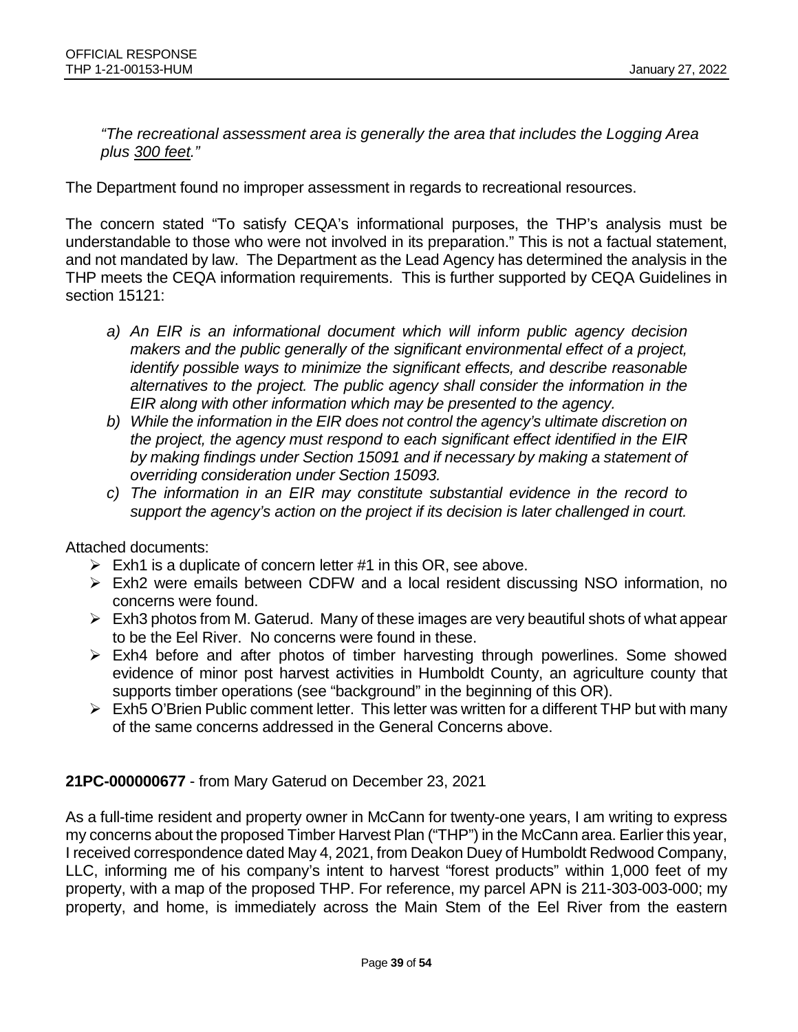*"The recreational assessment area is generally the area that includes the Logging Area plus <u>300 feet</u>."*

The Department found no improper assessment in regards to recreational resources.

The concern stated "To satisfy CEQA's informational purposes, the THP's analysis must be understandable to those who were not involved in its preparation." This is not a factual statement, and not mandated by law. The Department as the Lead Agency has determined the analysis in the THP meets the CEQA information requirements. This is further supported by CEQA Guidelines in section 15121:

a) *An EIR is an informational document which will inform public agency decision makers and the public generally of the significant environmental effect of a project, identify possible ways to minimize the significant effects, and describe reasonable alternatives to the project. The public agency shall consider the information in the EIR along with other information which may be presented to the agency.*
b) *While the information in the EIR does not control the agency's ultimate discretion on the project, the agency must respond to each significant effect identified in the EIR by making findings under Section 15091 and if necessary by making a statement of overriding consideration under Section 15093.*
c) *The information in an EIR may constitute substantial evidence in the record to support the agency's action on the project if its decision is later challenged in court.*

Attached documents:

- Exh1 is a duplicate of concern letter #1 in this OR, see above.
- Exh2 were emails between CDFW and a local resident discussing NSO information, no concerns were found.
- Exh3 photos from M. Gaterud. Many of these images are very beautiful shots of what appear to be the Eel River. No concerns were found in these.
- Exh4 before and after photos of timber harvesting through powerlines. Some showed evidence of minor post harvest activities in Humboldt County, an agriculture county that supports timber operations (see "background" in the beginning of this OR).
- Exh5 O'Brien Public comment letter. This letter was written for a different THP but with many of the same concerns addressed in the General Concerns above.

**21PC-000000677** - from Mary Gaterud on December 23, 2021

As a full-time resident and property owner in McCann for twenty-one years, I am writing to express my concerns about the proposed Timber Harvest Plan ("THP") in the McCann area. Earlier this year, I received correspondence dated May 4, 2021, from Deakon Duey of Humboldt Redwood Company, LLC, informing me of his company's intent to harvest "forest products" within 1,000 feet of my property, with a map of the proposed THP. For reference, my parcel APN is 211-303-003-000; my property, and home, is immediately across the Main Stem of the Eel River from the eastern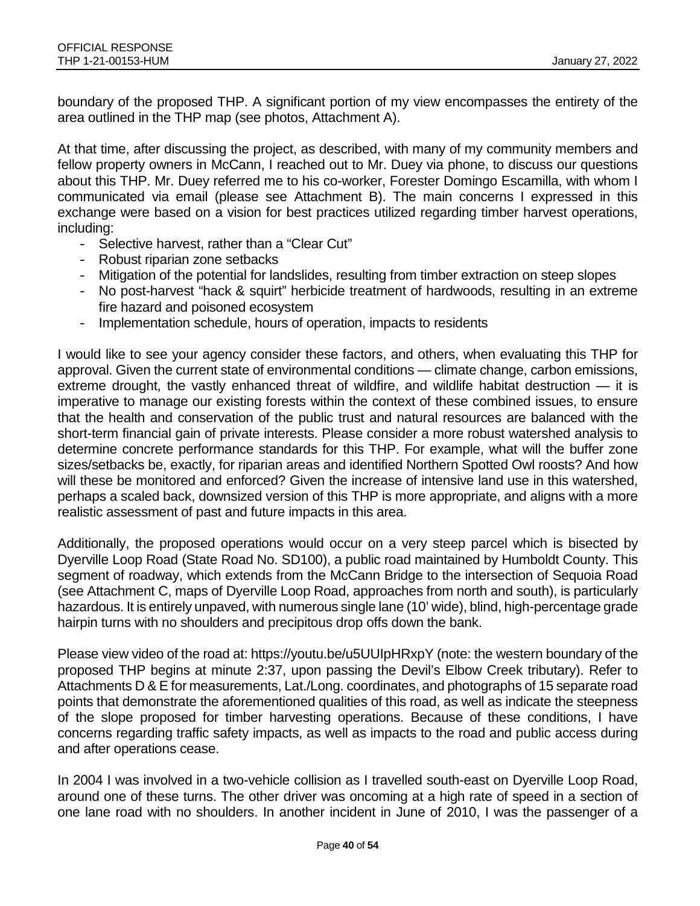boundary of the proposed THP. A significant portion of my view encompasses the entirety of the area outlined in the THP map (see photos, Attachment A).

At that time, after discussing the project, as described, with many of my community members and fellow property owners in McCann, I reached out to Mr. Duey via phone, to discuss our questions about this THP. Mr. Duey referred me to his co-worker, Forester Domingo Escamilla, with whom I communicated via email (please see Attachment B). The main concerns I expressed in this exchange were based on a vision for best practices utilized regarding timber harvest operations, including:

- Selective harvest, rather than a "Clear Cut"
- Robust riparian zone setbacks
- Mitigation of the potential for landslides, resulting from timber extraction on steep slopes
- No post-harvest "hack & squirt" herbicide treatment of hardwoods, resulting in an extreme fire hazard and poisoned ecosystem
- Implementation schedule, hours of operation, impacts to residents

I would like to see your agency consider these factors, and others, when evaluating this THP for approval. Given the current state of environmental conditions — climate change, carbon emissions, extreme drought, the vastly enhanced threat of wildfire, and wildlife habitat destruction — it is imperative to manage our existing forests within the context of these combined issues, to ensure that the health and conservation of the public trust and natural resources are balanced with the short-term financial gain of private interests. Please consider a more robust watershed analysis to determine concrete performance standards for this THP. For example, what will the buffer zone sizes/setbacks be, exactly, for riparian areas and identified Northern Spotted Owl roosts? And how will these be monitored and enforced? Given the increase of intensive land use in this watershed, perhaps a scaled back, downsized version of this THP is more appropriate, and aligns with a more realistic assessment of past and future impacts in this area.

Additionally, the proposed operations would occur on a very steep parcel which is bisected by Dyerville Loop Road (State Road No. SD100), a public road maintained by Humboldt County. This segment of roadway, which extends from the McCann Bridge to the intersection of Sequoia Road (see Attachment C, maps of Dyerville Loop Road, approaches from north and south), is particularly hazardous. It is entirely unpaved, with numerous single lane (10' wide), blind, high-percentage grade hairpin turns with no shoulders and precipitous drop offs down the bank.

Please view video of the road at: https://youtu.be/u5UUIpHRxpY (note: the western boundary of the proposed THP begins at minute 2:37, upon passing the Devil's Elbow Creek tributary). Refer to Attachments D & E for measurements, Lat./Long. coordinates, and photographs of 15 separate road points that demonstrate the aforementioned qualities of this road, as well as indicate the steepness of the slope proposed for timber harvesting operations. Because of these conditions, I have concerns regarding traffic safety impacts, as well as impacts to the road and public access during and after operations cease.

In 2004 I was involved in a two-vehicle collision as I travelled south-east on Dyerville Loop Road, around one of these turns. The other driver was oncoming at a high rate of speed in a section of one lane road with no shoulders. In another incident in June of 2010, I was the passenger of a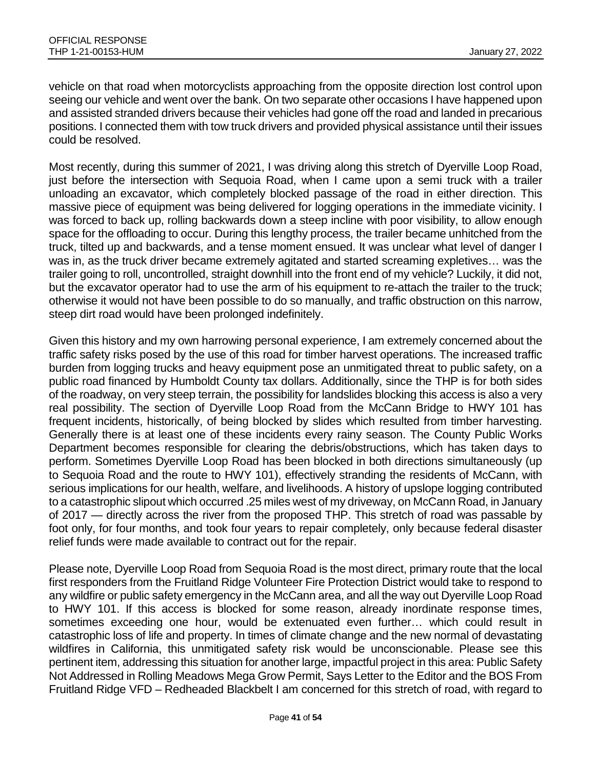vehicle on that road when motorcyclists approaching from the opposite direction lost control upon seeing our vehicle and went over the bank. On two separate other occasions I have happened upon and assisted stranded drivers because their vehicles had gone off the road and landed in precarious positions. I connected them with tow truck drivers and provided physical assistance until their issues could be resolved.

Most recently, during this summer of 2021, I was driving along this stretch of Dyerville Loop Road, just before the intersection with Sequoia Road, when I came upon a semi truck with a trailer unloading an excavator, which completely blocked passage of the road in either direction. This massive piece of equipment was being delivered for logging operations in the immediate vicinity. I was forced to back up, rolling backwards down a steep incline with poor visibility, to allow enough space for the offloading to occur. During this lengthy process, the trailer became unhitched from the truck, tilted up and backwards, and a tense moment ensued. It was unclear what level of danger I was in, as the truck driver became extremely agitated and started screaming expletives… was the trailer going to roll, uncontrolled, straight downhill into the front end of my vehicle? Luckily, it did not, but the excavator operator had to use the arm of his equipment to re-attach the trailer to the truck; otherwise it would not have been possible to do so manually, and traffic obstruction on this narrow, steep dirt road would have been prolonged indefinitely.

Given this history and my own harrowing personal experience, I am extremely concerned about the traffic safety risks posed by the use of this road for timber harvest operations. The increased traffic burden from logging trucks and heavy equipment pose an unmitigated threat to public safety, on a public road financed by Humboldt County tax dollars. Additionally, since the THP is for both sides of the roadway, on very steep terrain, the possibility for landslides blocking this access is also a very real possibility. The section of Dyerville Loop Road from the McCann Bridge to HWY 101 has frequent incidents, historically, of being blocked by slides which resulted from timber harvesting. Generally there is at least one of these incidents every rainy season. The County Public Works Department becomes responsible for clearing the debris/obstructions, which has taken days to perform. Sometimes Dyerville Loop Road has been blocked in both directions simultaneously (up to Sequoia Road and the route to HWY 101), effectively stranding the residents of McCann, with serious implications for our health, welfare, and livelihoods. A history of upslope logging contributed to a catastrophic slipout which occurred .25 miles west of my driveway, on McCann Road, in January of 2017 — directly across the river from the proposed THP. This stretch of road was passable by foot only, for four months, and took four years to repair completely, only because federal disaster relief funds were made available to contract out for the repair.

Please note, Dyerville Loop Road from Sequoia Road is the most direct, primary route that the local first responders from the Fruitland Ridge Volunteer Fire Protection District would take to respond to any wildfire or public safety emergency in the McCann area, and all the way out Dyerville Loop Road to HWY 101. If this access is blocked for some reason, already inordinate response times, sometimes exceeding one hour, would be extenuated even further… which could result in catastrophic loss of life and property. In times of climate change and the new normal of devastating wildfires in California, this unmitigated safety risk would be unconscionable. Please see this pertinent item, addressing this situation for another large, impactful project in this area: Public Safety Not Addressed in Rolling Meadows Mega Grow Permit, Says Letter to the Editor and the BOS From Fruitland Ridge VFD – Redheaded Blackbelt I am concerned for this stretch of road, with regard to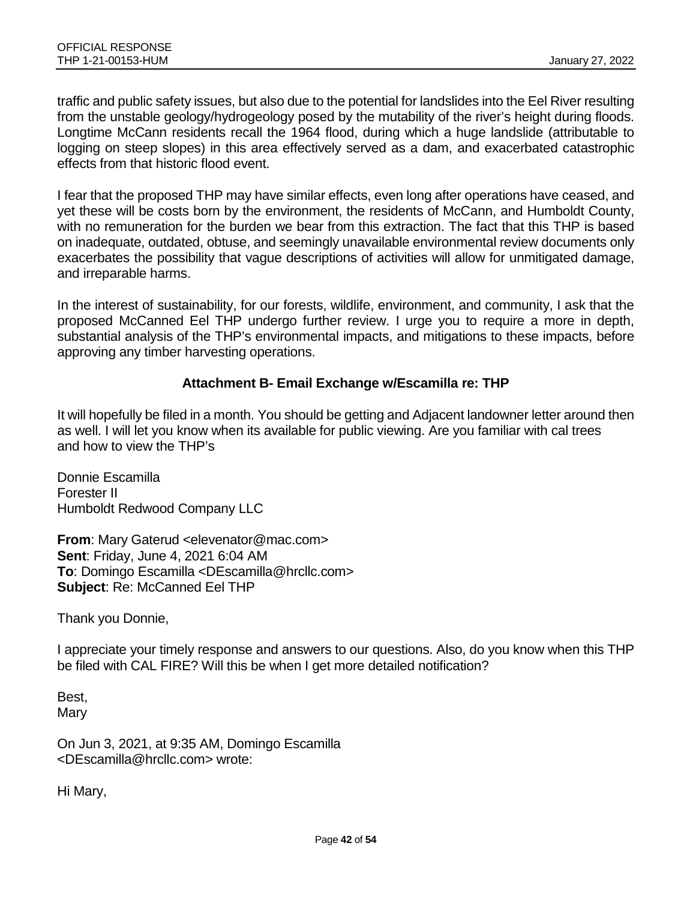traffic and public safety issues, but also due to the potential for landslides into the Eel River resulting from the unstable geology/hydrogeology posed by the mutability of the river's height during floods. Longtime McCann residents recall the 1964 flood, during which a huge landslide (attributable to logging on steep slopes) in this area effectively served as a dam, and exacerbated catastrophic effects from that historic flood event.

I fear that the proposed THP may have similar effects, even long after operations have ceased, and yet these will be costs born by the environment, the residents of McCann, and Humboldt County, with no remuneration for the burden we bear from this extraction. The fact that this THP is based on inadequate, outdated, obtuse, and seemingly unavailable environmental review documents only exacerbates the possibility that vague descriptions of activities will allow for unmitigated damage, and irreparable harms.

In the interest of sustainability, for our forests, wildlife, environment, and community, I ask that the proposed McCanned Eel THP undergo further review. I urge you to require a more in depth, substantial analysis of the THP's environmental impacts, and mitigations to these impacts, before approving any timber harvesting operations.

**Attachment B- Email Exchange w/Escamilla re: THP**

It will hopefully be filed in a month. You should be getting and Adjacent landowner letter around then as well. I will let you know when its available for public viewing. Are you familiar with cal trees and how to view the THP's

Donnie Escamilla
Forester II
Humboldt Redwood Company LLC

**From**: Mary Gaterud <elevenator@mac.com>
**Sent**: Friday, June 4, 2021 6:04 AM
**To**: Domingo Escamilla <DEscamilla@hrcllc.com>
**Subject**: Re: McCanned Eel THP

Thank you Donnie,

I appreciate your timely response and answers to our questions. Also, do you know when this THP be filed with CAL FIRE? Will this be when I get more detailed notification?

Best,
Mary

On Jun 3, 2021, at 9:35 AM, Domingo Escamilla <DEscamilla@hrcllc.com> wrote:

Hi Mary,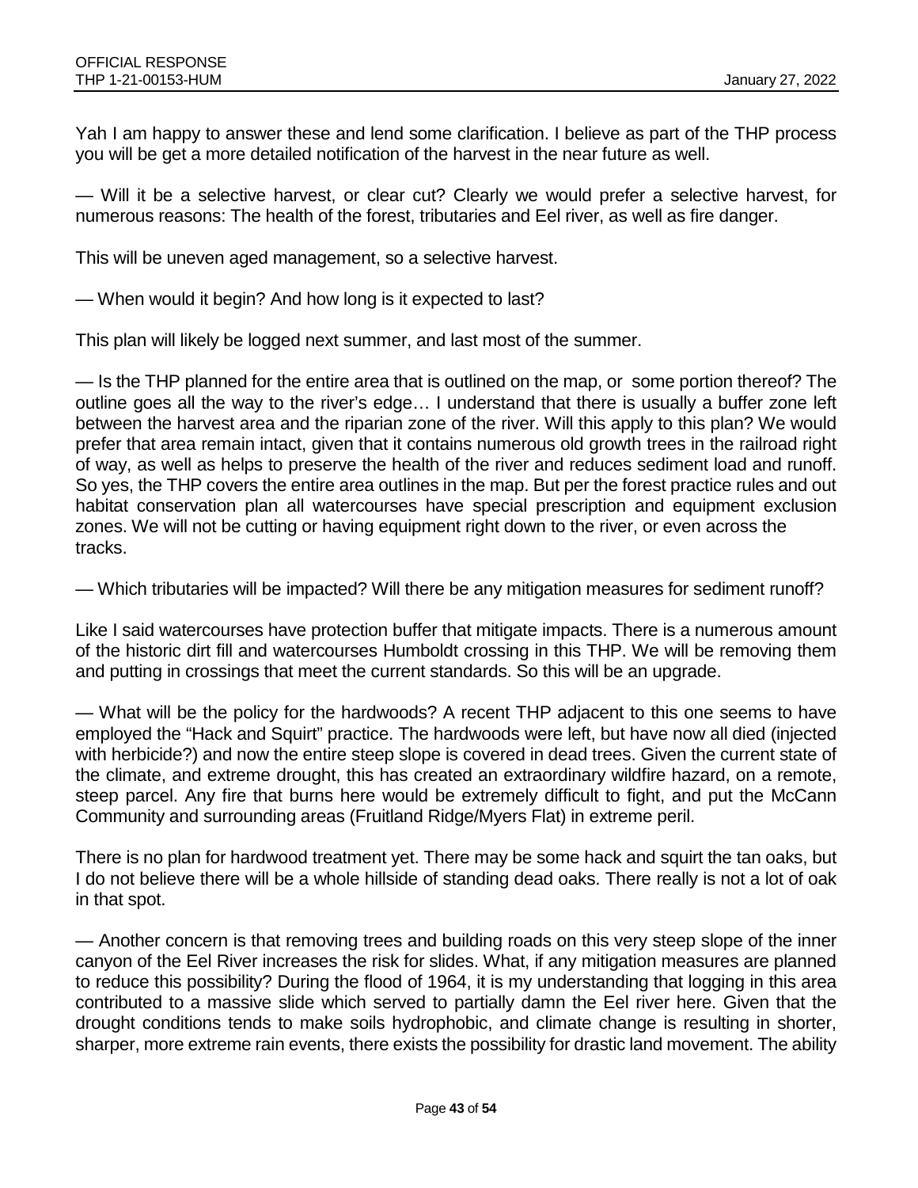Yah I am happy to answer these and lend some clarification. I believe as part of the THP process you will be get a more detailed notification of the harvest in the near future as well.

— Will it be a selective harvest, or clear cut? Clearly we would prefer a selective harvest, for numerous reasons: The health of the forest, tributaries and Eel river, as well as fire danger.

This will be uneven aged management, so a selective harvest.

— When would it begin? And how long is it expected to last?

This plan will likely be logged next summer, and last most of the summer.

— Is the THP planned for the entire area that is outlined on the map, or some portion thereof? The outline goes all the way to the river's edge… I understand that there is usually a buffer zone left between the harvest area and the riparian zone of the river. Will this apply to this plan? We would prefer that area remain intact, given that it contains numerous old growth trees in the railroad right of way, as well as helps to preserve the health of the river and reduces sediment load and runoff. So yes, the THP covers the entire area outlines in the map. But per the forest practice rules and out habitat conservation plan all watercourses have special prescription and equipment exclusion zones. We will not be cutting or having equipment right down to the river, or even across the tracks.

— Which tributaries will be impacted? Will there be any mitigation measures for sediment runoff?

Like I said watercourses have protection buffer that mitigate impacts. There is a numerous amount of the historic dirt fill and watercourses Humboldt crossing in this THP. We will be removing them and putting in crossings that meet the current standards. So this will be an upgrade.

— What will be the policy for the hardwoods? A recent THP adjacent to this one seems to have employed the "Hack and Squirt" practice. The hardwoods were left, but have now all died (injected with herbicide?) and now the entire steep slope is covered in dead trees. Given the current state of the climate, and extreme drought, this has created an extraordinary wildfire hazard, on a remote, steep parcel. Any fire that burns here would be extremely difficult to fight, and put the McCann Community and surrounding areas (Fruitland Ridge/Myers Flat) in extreme peril.

There is no plan for hardwood treatment yet. There may be some hack and squirt the tan oaks, but I do not believe there will be a whole hillside of standing dead oaks. There really is not a lot of oak in that spot.

— Another concern is that removing trees and building roads on this very steep slope of the inner canyon of the Eel River increases the risk for slides. What, if any mitigation measures are planned to reduce this possibility? During the flood of 1964, it is my understanding that logging in this area contributed to a massive slide which served to partially damn the Eel river here. Given that the drought conditions tends to make soils hydrophobic, and climate change is resulting in shorter, sharper, more extreme rain events, there exists the possibility for drastic land movement. The ability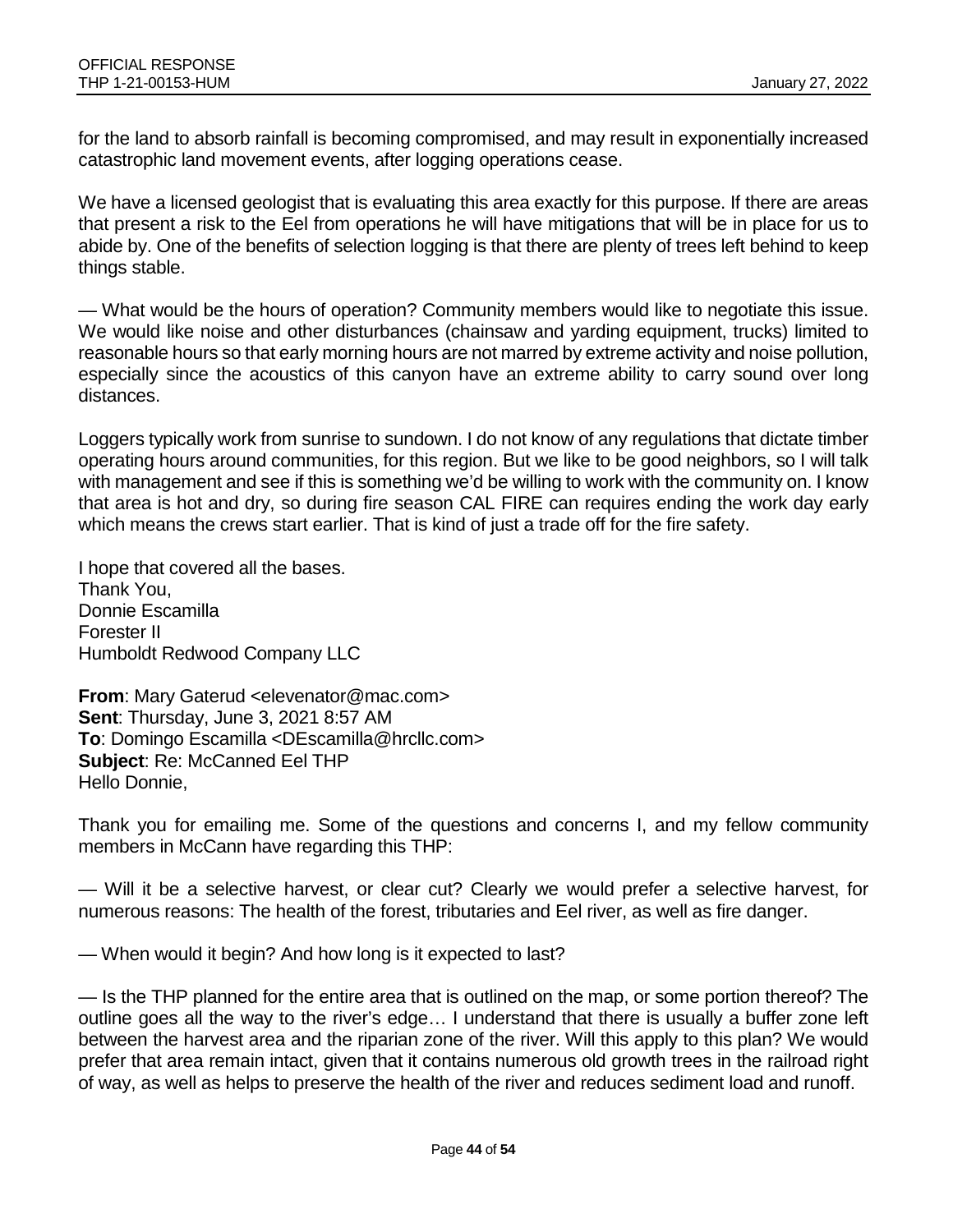for the land to absorb rainfall is becoming compromised, and may result in exponentially increased catastrophic land movement events, after logging operations cease.

We have a licensed geologist that is evaluating this area exactly for this purpose. If there are areas that present a risk to the Eel from operations he will have mitigations that will be in place for us to abide by. One of the benefits of selection logging is that there are plenty of trees left behind to keep things stable.

— What would be the hours of operation? Community members would like to negotiate this issue. We would like noise and other disturbances (chainsaw and yarding equipment, trucks) limited to reasonable hours so that early morning hours are not marred by extreme activity and noise pollution, especially since the acoustics of this canyon have an extreme ability to carry sound over long distances.

Loggers typically work from sunrise to sundown. I do not know of any regulations that dictate timber operating hours around communities, for this region. But we like to be good neighbors, so I will talk with management and see if this is something we'd be willing to work with the community on. I know that area is hot and dry, so during fire season CAL FIRE can requires ending the work day early which means the crews start earlier. That is kind of just a trade off for the fire safety.

I hope that covered all the bases.
Thank You,
Donnie Escamilla
Forester II
Humboldt Redwood Company LLC

**From**: Mary Gaterud <elevenator@mac.com>
**Sent**: Thursday, June 3, 2021 8:57 AM
**To**: Domingo Escamilla <DEscamilla@hrcllc.com>
**Subject**: Re: McCanned Eel THP
Hello Donnie,

Thank you for emailing me. Some of the questions and concerns I, and my fellow community members in McCann have regarding this THP:

— Will it be a selective harvest, or clear cut? Clearly we would prefer a selective harvest, for numerous reasons: The health of the forest, tributaries and Eel river, as well as fire danger.

— When would it begin? And how long is it expected to last?

— Is the THP planned for the entire area that is outlined on the map, or some portion thereof? The outline goes all the way to the river's edge… I understand that there is usually a buffer zone left between the harvest area and the riparian zone of the river. Will this apply to this plan? We would prefer that area remain intact, given that it contains numerous old growth trees in the railroad right of way, as well as helps to preserve the health of the river and reduces sediment load and runoff.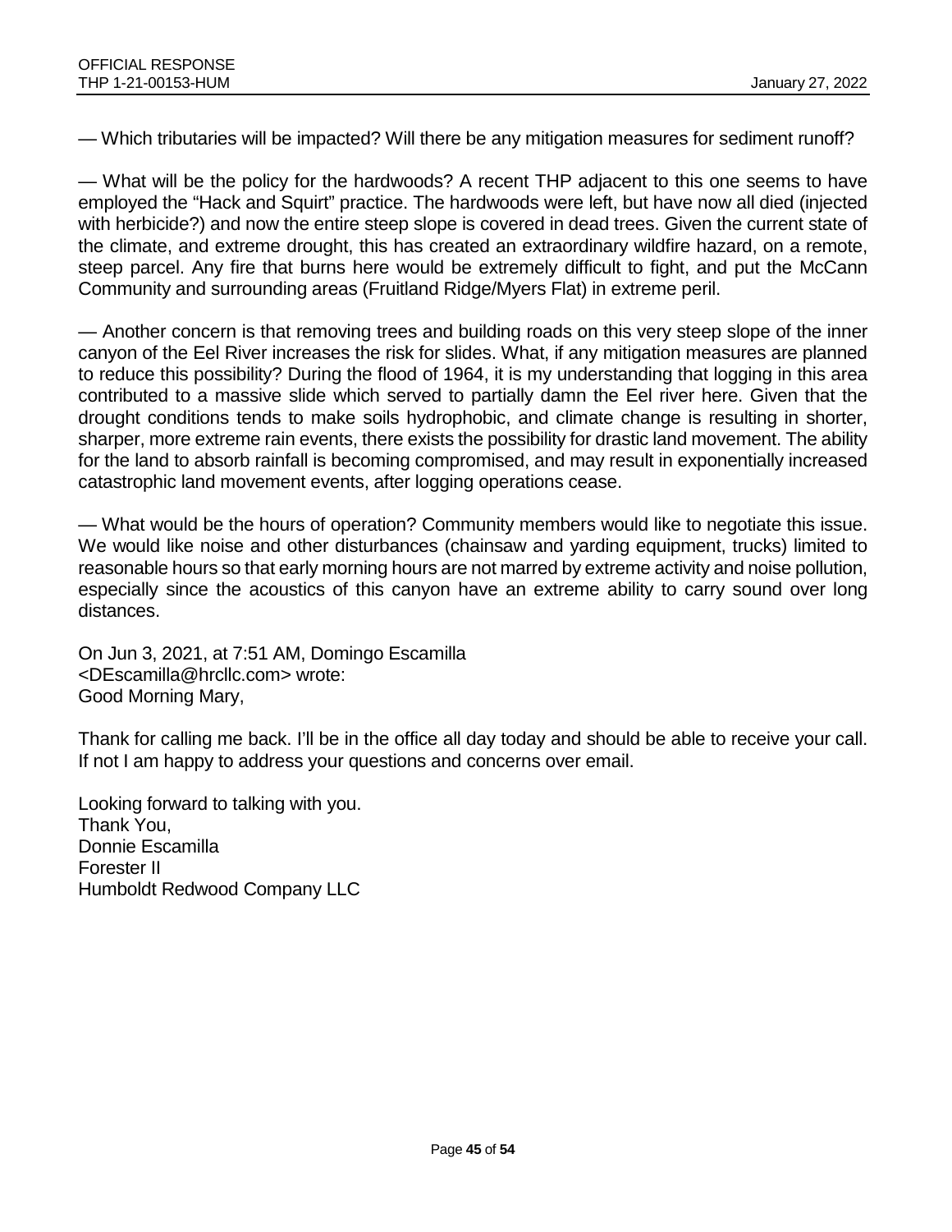— Which tributaries will be impacted? Will there be any mitigation measures for sediment runoff?

— What will be the policy for the hardwoods? A recent THP adjacent to this one seems to have employed the "Hack and Squirt" practice. The hardwoods were left, but have now all died (injected with herbicide?) and now the entire steep slope is covered in dead trees. Given the current state of the climate, and extreme drought, this has created an extraordinary wildfire hazard, on a remote, steep parcel. Any fire that burns here would be extremely difficult to fight, and put the McCann Community and surrounding areas (Fruitland Ridge/Myers Flat) in extreme peril.

— Another concern is that removing trees and building roads on this very steep slope of the inner canyon of the Eel River increases the risk for slides. What, if any mitigation measures are planned to reduce this possibility? During the flood of 1964, it is my understanding that logging in this area contributed to a massive slide which served to partially damn the Eel river here. Given that the drought conditions tends to make soils hydrophobic, and climate change is resulting in shorter, sharper, more extreme rain events, there exists the possibility for drastic land movement. The ability for the land to absorb rainfall is becoming compromised, and may result in exponentially increased catastrophic land movement events, after logging operations cease.

— What would be the hours of operation? Community members would like to negotiate this issue. We would like noise and other disturbances (chainsaw and yarding equipment, trucks) limited to reasonable hours so that early morning hours are not marred by extreme activity and noise pollution, especially since the acoustics of this canyon have an extreme ability to carry sound over long distances.

On Jun 3, 2021, at 7:51 AM, Domingo Escamilla <DEscamilla@hrcllc.com> wrote:
Good Morning Mary,

Thank for calling me back. I'll be in the office all day today and should be able to receive your call. If not I am happy to address your questions and concerns over email.

Looking forward to talking with you.
Thank You,
Donnie Escamilla
Forester II
Humboldt Redwood Company LLC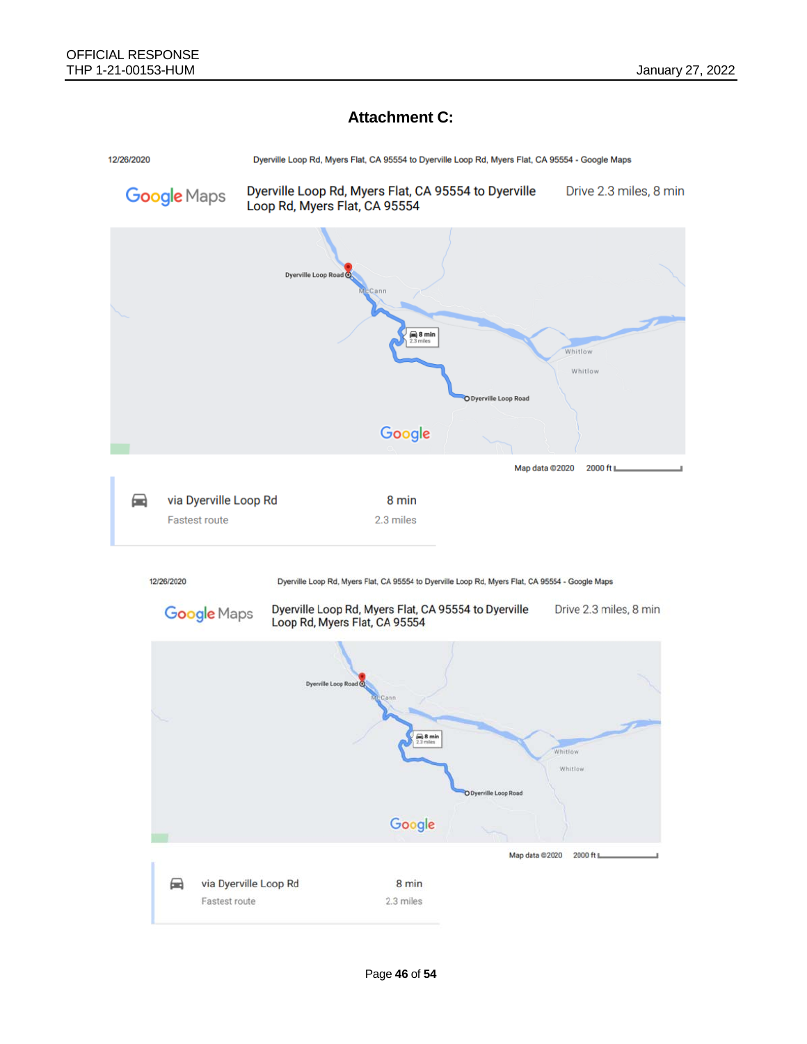## Attachment C:

12/26/2020 Dyerville Loop Rd, Myers Flat, CA 95554 to Dyerville Loop Rd, Myers Flat, CA 95554 - Google Maps

Google Maps Dyerville Loop Rd, Myers Flat, CA 95554 to Dyerville Loop Rd, Myers Flat, CA 95554 Drive 2.3 miles, 8 min

Map data ©2020 2000 ft

| via Dyerville Loop Rd | 8 min |
|---|---|
| Fastest route | 2.3 miles |

12/26/2020 Dyerville Loop Rd, Myers Flat, CA 95554 to Dyerville Loop Rd, Myers Flat, CA 95554 - Google Maps

Google Maps Dyerville Loop Rd, Myers Flat, CA 95554 to Dyerville Loop Rd, Myers Flat, CA 95554 Drive 2.3 miles, 8 min

Map data ©2020 2000 ft

| via Dyerville Loop Rd | 8 min |
|---|---|
| Fastest route | 2.3 miles |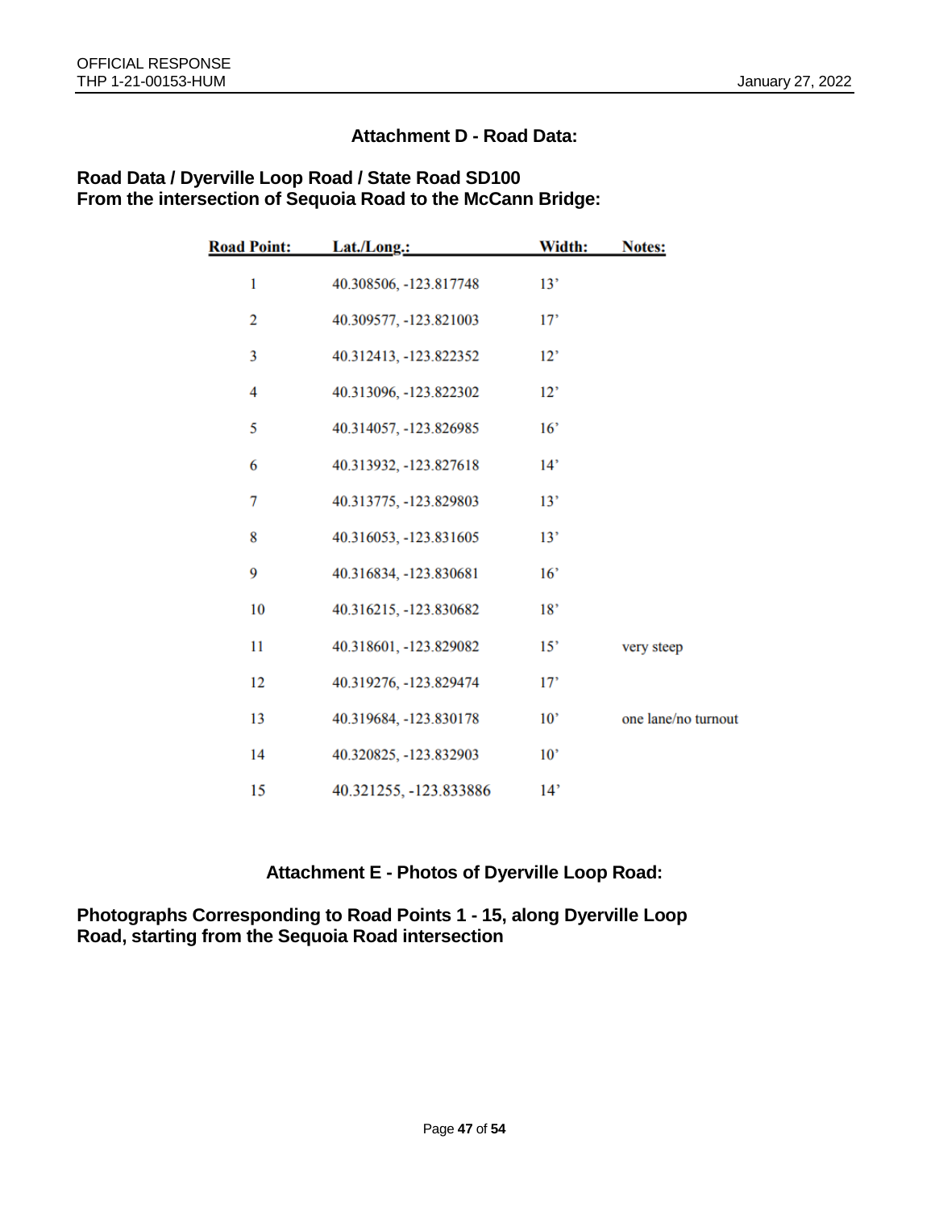## Attachment D - Road Data:

### Road Data / Dyerville Loop Road / State Road SD100
### From the intersection of Sequoia Road to the McCann Bridge:

| Road Point: | Lat./Long.: | Width: | Notes: |
|---|---|---|---|
| 1 | 40.308506, -123.817748 | 13' | |
| 2 | 40.309577, -123.821003 | 17' | |
| 3 | 40.312413, -123.822352 | 12' | |
| 4 | 40.313096, -123.822302 | 12' | |
| 5 | 40.314057, -123.826985 | 16' | |
| 6 | 40.313932, -123.827618 | 14' | |
| 7 | 40.313775, -123.829803 | 13' | |
| 8 | 40.316053, -123.831605 | 13' | |
| 9 | 40.316834, -123.830681 | 16' | |
| 10 | 40.316215, -123.830682 | 18' | |
| 11 | 40.318601, -123.829082 | 15' | very steep |
| 12 | 40.319276, -123.829474 | 17' | |
| 13 | 40.319684, -123.830178 | 10' | one lane/no turnout |
| 14 | 40.320825, -123.832903 | 10' | |
| 15 | 40.321255, -123.833886 | 14' | |

## Attachment E - Photos of Dyerville Loop Road:

### Photographs Corresponding to Road Points 1 - 15, along Dyerville Loop Road, starting from the Sequoia Road intersection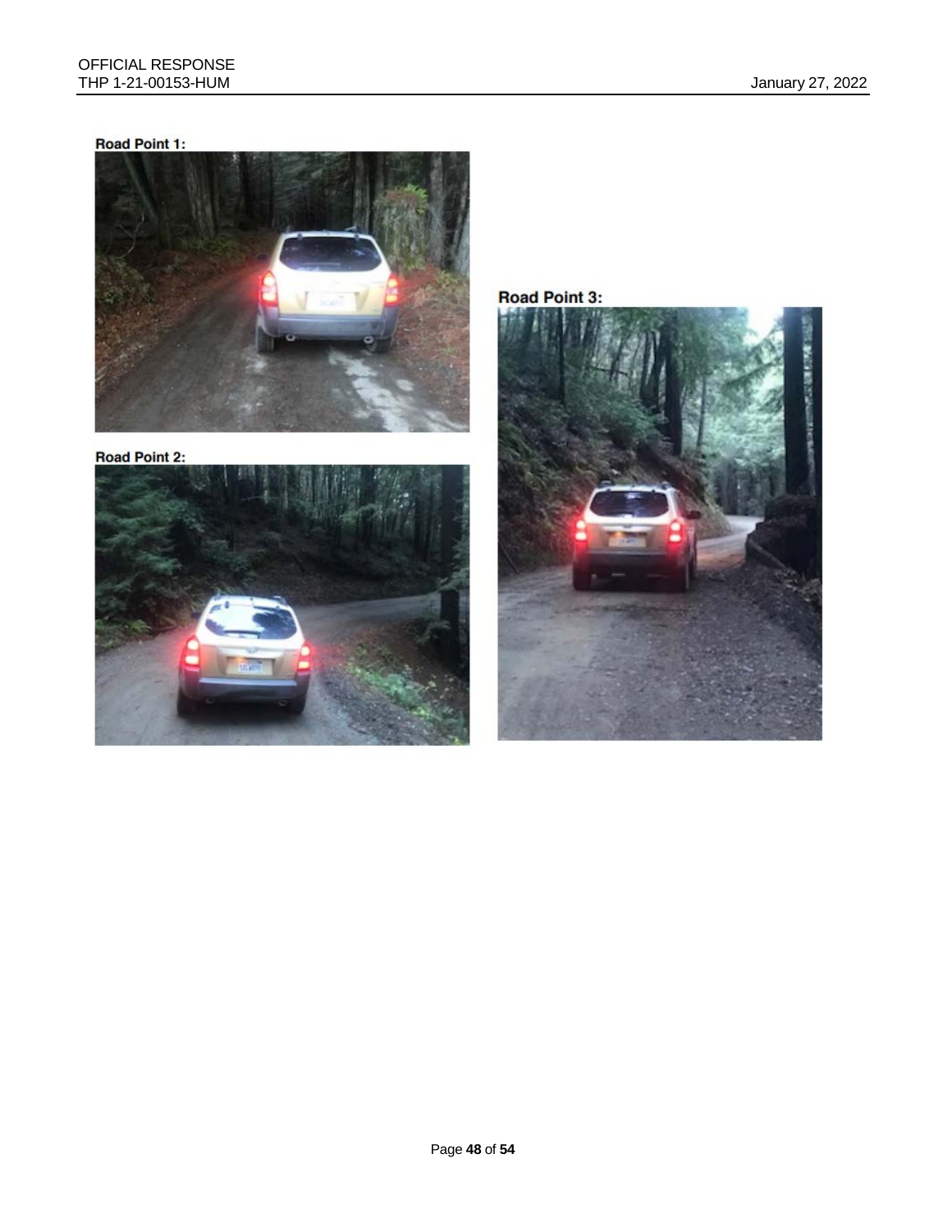**Road Point 1:**

**Road Point 2:**

**Road Point 3:**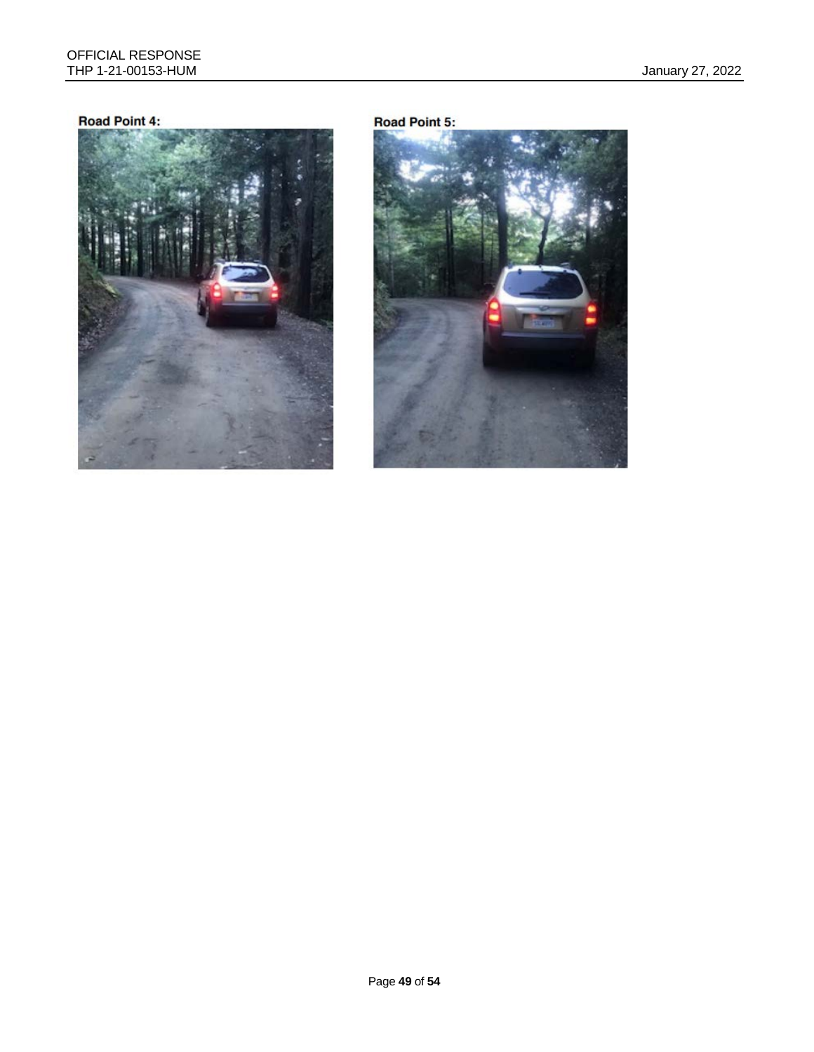**Road Point 4:**

**Road Point 5:**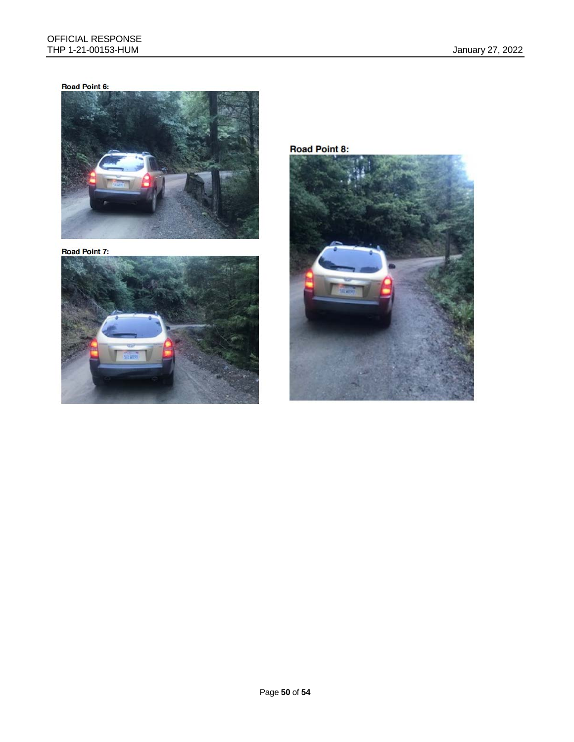**Road Point 6:**

**Road Point 7:**

**Road Point 8:**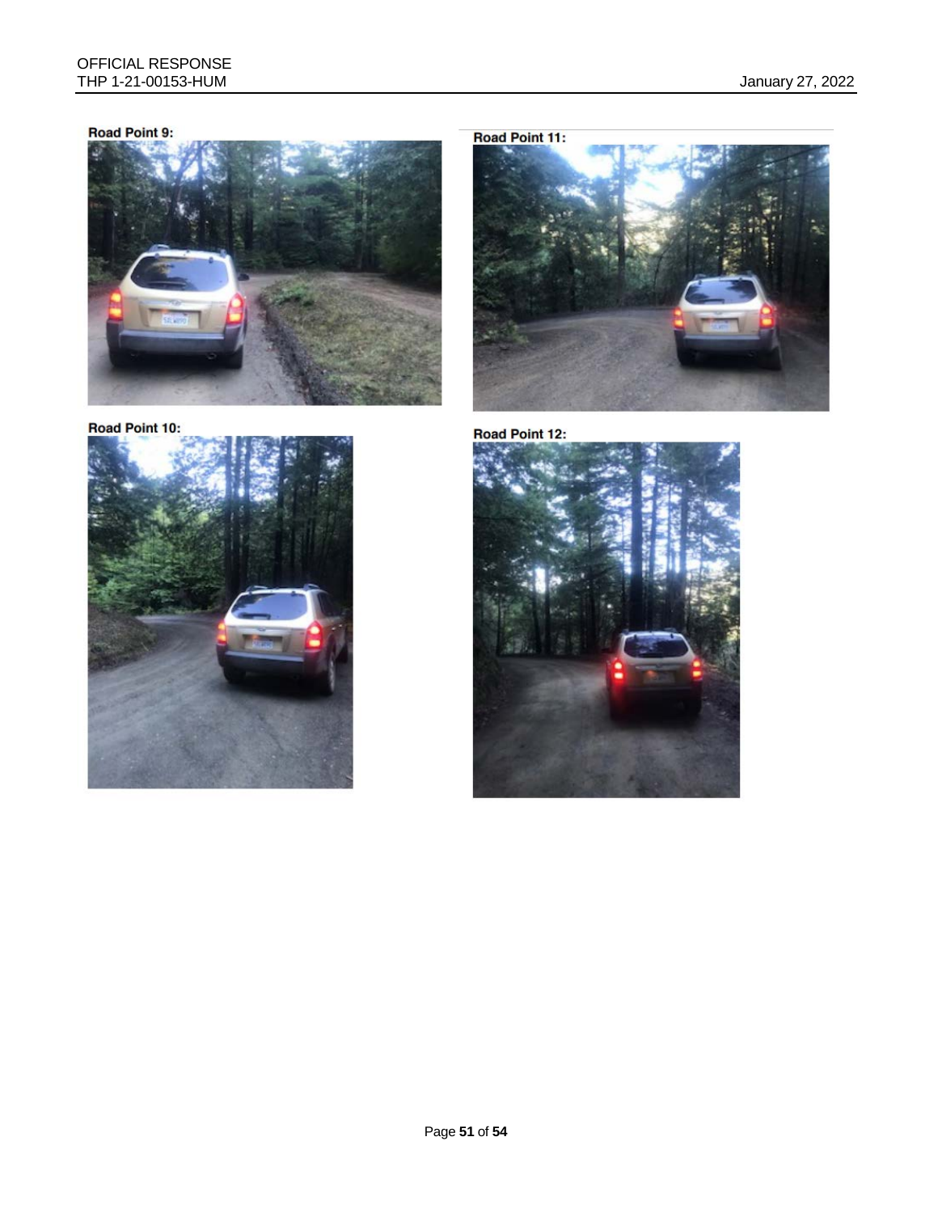**Road Point 9:**

**Road Point 11:**

**Road Point 10:**

**Road Point 12:**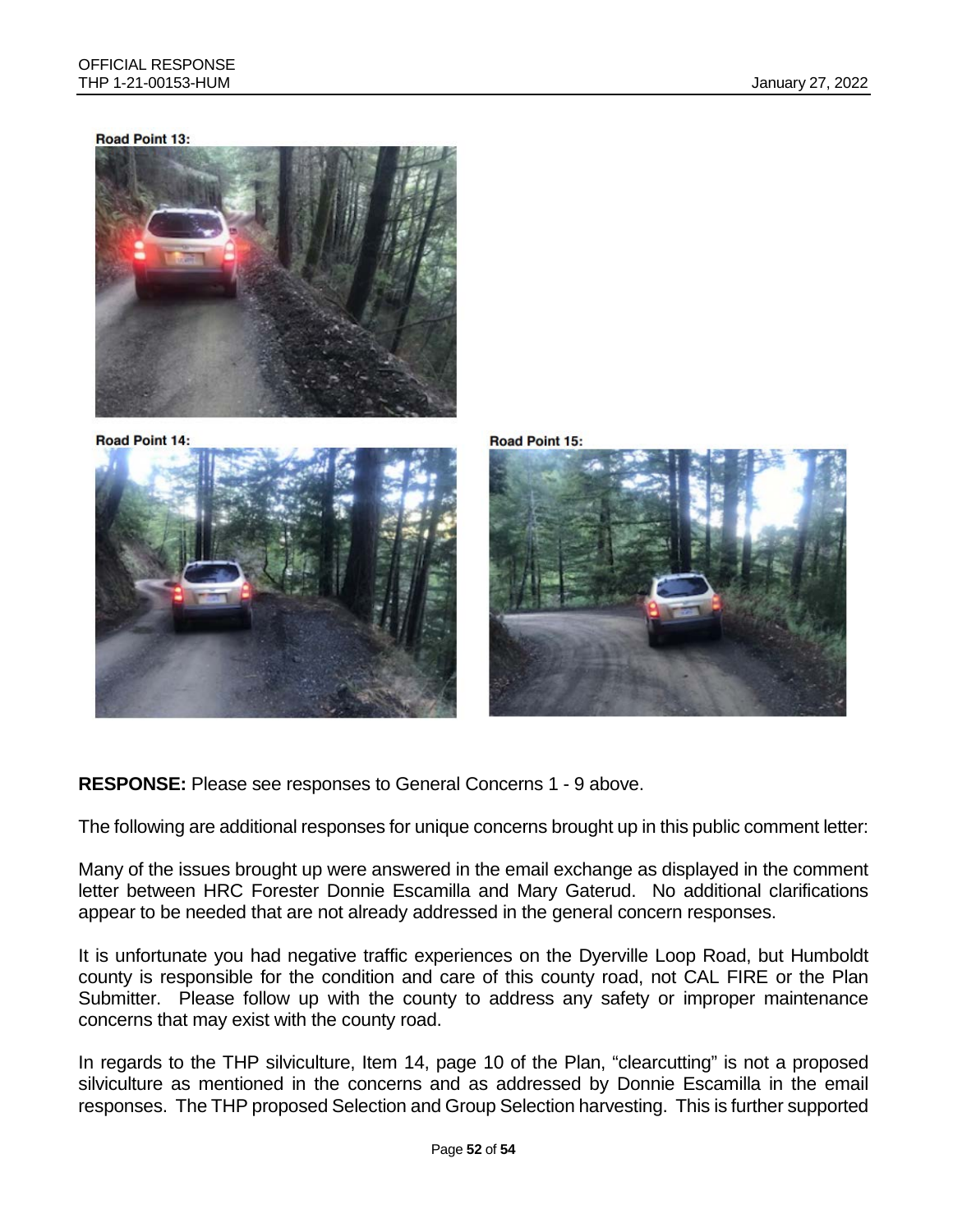**Road Point 13:**

**Road Point 14:**

**Road Point 15:**

**RESPONSE:** Please see responses to General Concerns 1 - 9 above.

The following are additional responses for unique concerns brought up in this public comment letter:

Many of the issues brought up were answered in the email exchange as displayed in the comment letter between HRC Forester Donnie Escamilla and Mary Gaterud. No additional clarifications appear to be needed that are not already addressed in the general concern responses.

It is unfortunate you had negative traffic experiences on the Dyerville Loop Road, but Humboldt county is responsible for the condition and care of this county road, not CAL FIRE or the Plan Submitter. Please follow up with the county to address any safety or improper maintenance concerns that may exist with the county road.

In regards to the THP silviculture, Item 14, page 10 of the Plan, "clearcutting" is not a proposed silviculture as mentioned in the concerns and as addressed by Donnie Escamilla in the email responses. The THP proposed Selection and Group Selection harvesting. This is further supported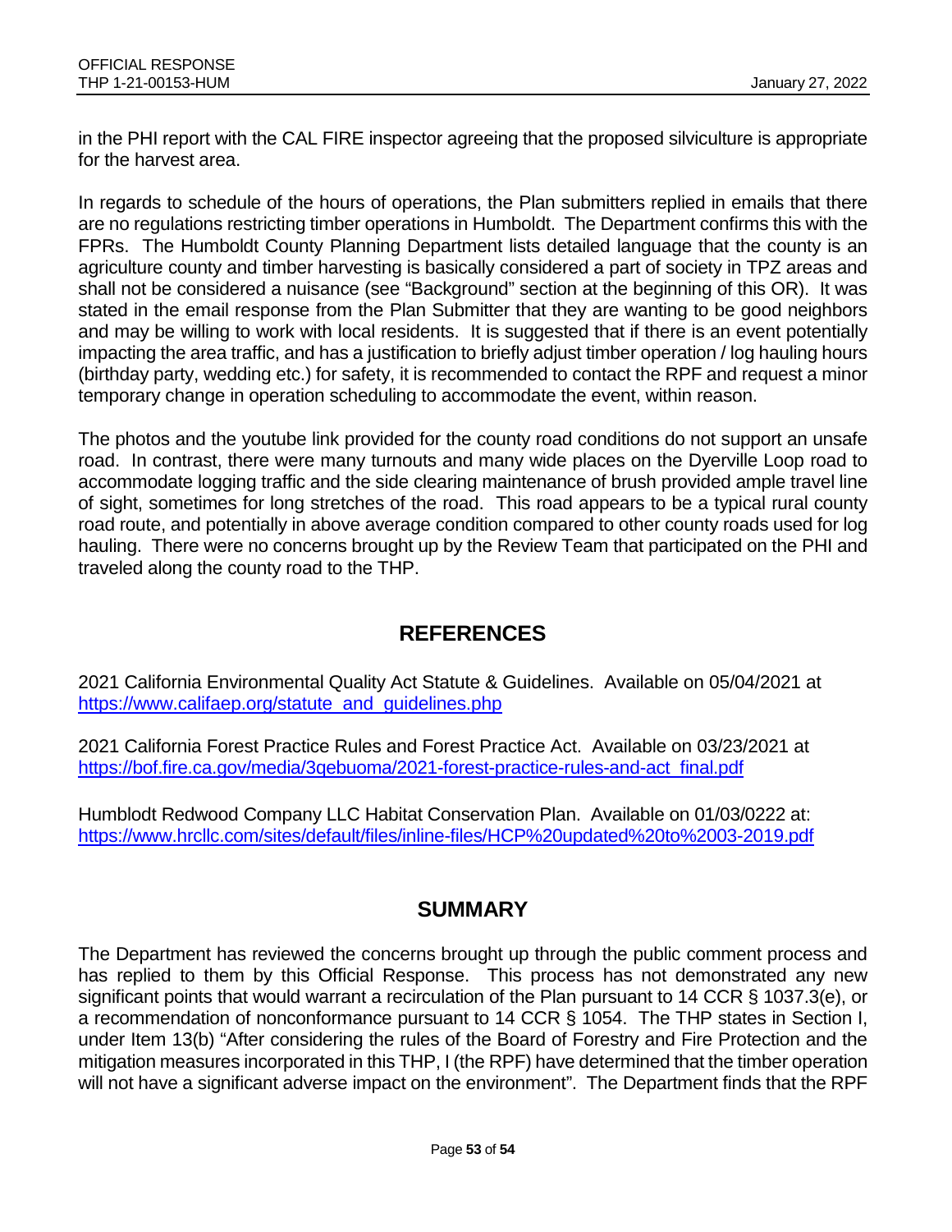in the PHI report with the CAL FIRE inspector agreeing that the proposed silviculture is appropriate for the harvest area.

In regards to schedule of the hours of operations, the Plan submitters replied in emails that there are no regulations restricting timber operations in Humboldt. The Department confirms this with the FPRs. The Humboldt County Planning Department lists detailed language that the county is an agriculture county and timber harvesting is basically considered a part of society in TPZ areas and shall not be considered a nuisance (see "Background" section at the beginning of this OR). It was stated in the email response from the Plan Submitter that they are wanting to be good neighbors and may be willing to work with local residents. It is suggested that if there is an event potentially impacting the area traffic, and has a justification to briefly adjust timber operation / log hauling hours (birthday party, wedding etc.) for safety, it is recommended to contact the RPF and request a minor temporary change in operation scheduling to accommodate the event, within reason.

The photos and the youtube link provided for the county road conditions do not support an unsafe road. In contrast, there were many turnouts and many wide places on the Dyerville Loop road to accommodate logging traffic and the side clearing maintenance of brush provided ample travel line of sight, sometimes for long stretches of the road. This road appears to be a typical rural county road route, and potentially in above average condition compared to other county roads used for log hauling. There were no concerns brought up by the Review Team that participated on the PHI and traveled along the county road to the THP.

## REFERENCES

2021 California Environmental Quality Act Statute & Guidelines. Available on 05/04/2021 at https://www.califaep.org/statute_and_guidelines.php

2021 California Forest Practice Rules and Forest Practice Act. Available on 03/23/2021 at https://bof.fire.ca.gov/media/3qebuoma/2021-forest-practice-rules-and-act_final.pdf

Humblodt Redwood Company LLC Habitat Conservation Plan. Available on 01/03/0222 at: https://www.hrcllc.com/sites/default/files/inline-files/HCP%20updated%20to%2003-2019.pdf

## SUMMARY

The Department has reviewed the concerns brought up through the public comment process and has replied to them by this Official Response. This process has not demonstrated any new significant points that would warrant a recirculation of the Plan pursuant to 14 CCR § 1037.3(e), or a recommendation of nonconformance pursuant to 14 CCR § 1054. The THP states in Section I, under Item 13(b) "After considering the rules of the Board of Forestry and Fire Protection and the mitigation measures incorporated in this THP, I (the RPF) have determined that the timber operation will not have a significant adverse impact on the environment". The Department finds that the RPF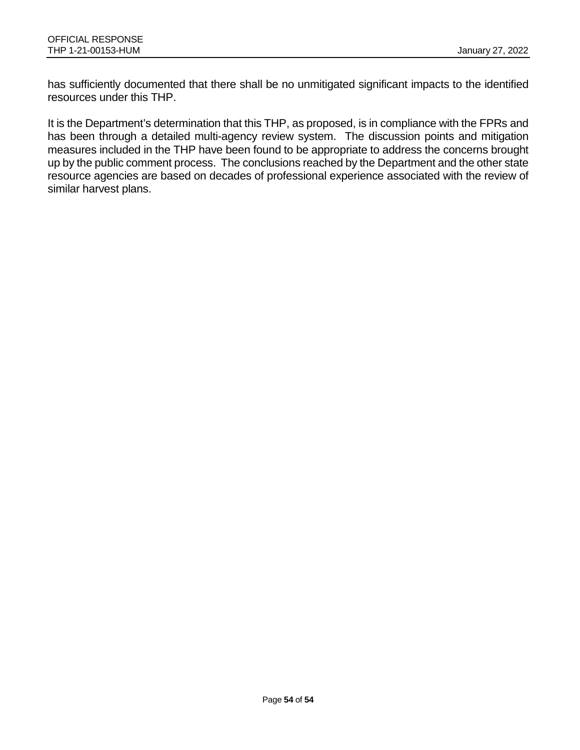has sufficiently documented that there shall be no unmitigated significant impacts to the identified resources under this THP.

It is the Department's determination that this THP, as proposed, is in compliance with the FPRs and has been through a detailed multi-agency review system. The discussion points and mitigation measures included in the THP have been found to be appropriate to address the concerns brought up by the public comment process. The conclusions reached by the Department and the other state resource agencies are based on decades of professional experience associated with the review of similar harvest plans.